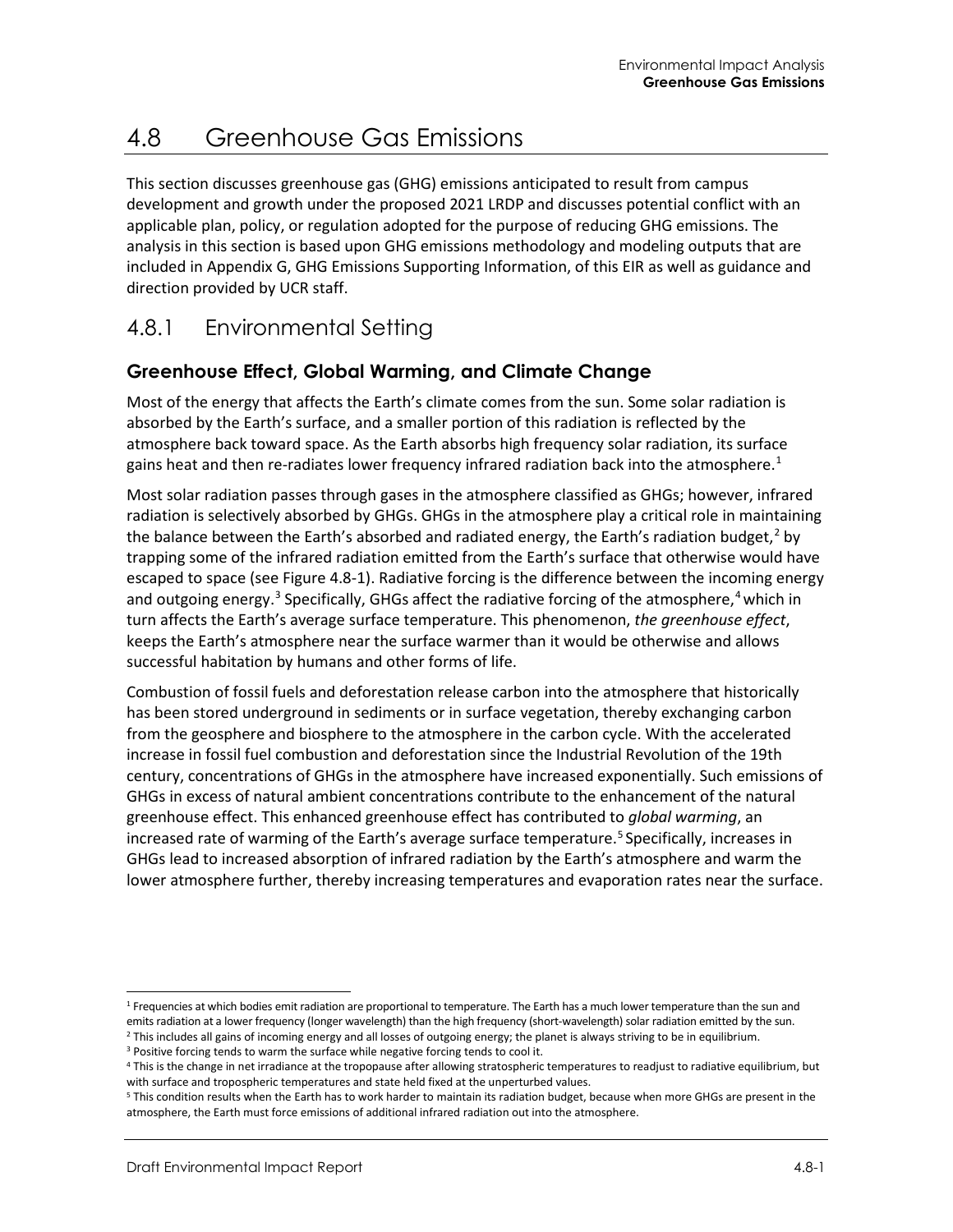# 4.8 Greenhouse Gas Emissions

This section discusses greenhouse gas (GHG) emissions anticipated to result from campus development and growth under the proposed 2021 LRDP and discusses potential conflict with an applicable plan, policy, or regulation adopted for the purpose of reducing GHG emissions. The analysis in this section is based upon GHG emissions methodology and modeling outputs that are included in Appendix G, GHG Emissions Supporting Information, of this EIR as well as guidance and direction provided by UCR staff.

## 4.8.1 Environmental Setting

### Greenhouse Effect, Global Warming, and Climate Change

Most of the energy that affects the Earth's climate comes from the sun. Some solar radiation is absorbed by the Earth's surface, and a smaller portion of this radiation is reflected by the atmosphere back toward space. As the Earth absorbs high frequency solar radiation, its surface gains heat and then re-radiates lower frequency infrared radiation back into the atmosphere.[1]

Most solar radiation passes through gases in the atmosphere classified as GHGs; however, infrared radiation is selectively absorbed by GHGs. GHGs in the atmosphere play a critical role in maintaining the balance between the Earth's absorbed and radiated energy, the Earth's radiation budget,[2] by trapping some of the infrared radiation emitted from the Earth's surface that otherwise would have escaped to space (see Figure 4.8-1). Radiative forcing is the difference between the incoming energy and outgoing energy.[3] Specifically, GHGs affect the radiative forcing of the atmosphere,[4] which in turn affects the Earth's average surface temperature. This phenomenon, *the greenhouse effect*, keeps the Earth's atmosphere near the surface warmer than it would be otherwise and allows successful habitation by humans and other forms of life.

Combustion of fossil fuels and deforestation release carbon into the atmosphere that historically has been stored underground in sediments or in surface vegetation, thereby exchanging carbon from the geosphere and biosphere to the atmosphere in the carbon cycle. With the accelerated increase in fossil fuel combustion and deforestation since the Industrial Revolution of the 19th century, concentrations of GHGs in the atmosphere have increased exponentially. Such emissions of GHGs in excess of natural ambient concentrations contribute to the enhancement of the natural greenhouse effect. This enhanced greenhouse effect has contributed to *global warming*, an increased rate of warming of the Earth's average surface temperature.[5] Specifically, increases in GHGs lead to increased absorption of infrared radiation by the Earth's atmosphere and warm the lower atmosphere further, thereby increasing temperatures and evaporation rates near the surface.

---

[1] Frequencies at which bodies emit radiation are proportional to temperature. The Earth has a much lower temperature than the sun and emits radiation at a lower frequency (longer wavelength) than the high frequency (short-wavelength) solar radiation emitted by the sun.

[2] This includes all gains of incoming energy and all losses of outgoing energy; the planet is always striving to be in equilibrium.

[3] Positive forcing tends to warm the surface while negative forcing tends to cool it.

[4] This is the change in net irradiance at the tropopause after allowing stratospheric temperatures to readjust to radiative equilibrium, but with surface and tropospheric temperatures and state held fixed at the unperturbed values.

[5] This condition results when the Earth has to work harder to maintain its radiation budget, because when more GHGs are present in the atmosphere, the Earth must force emissions of additional infrared radiation out into the atmosphere.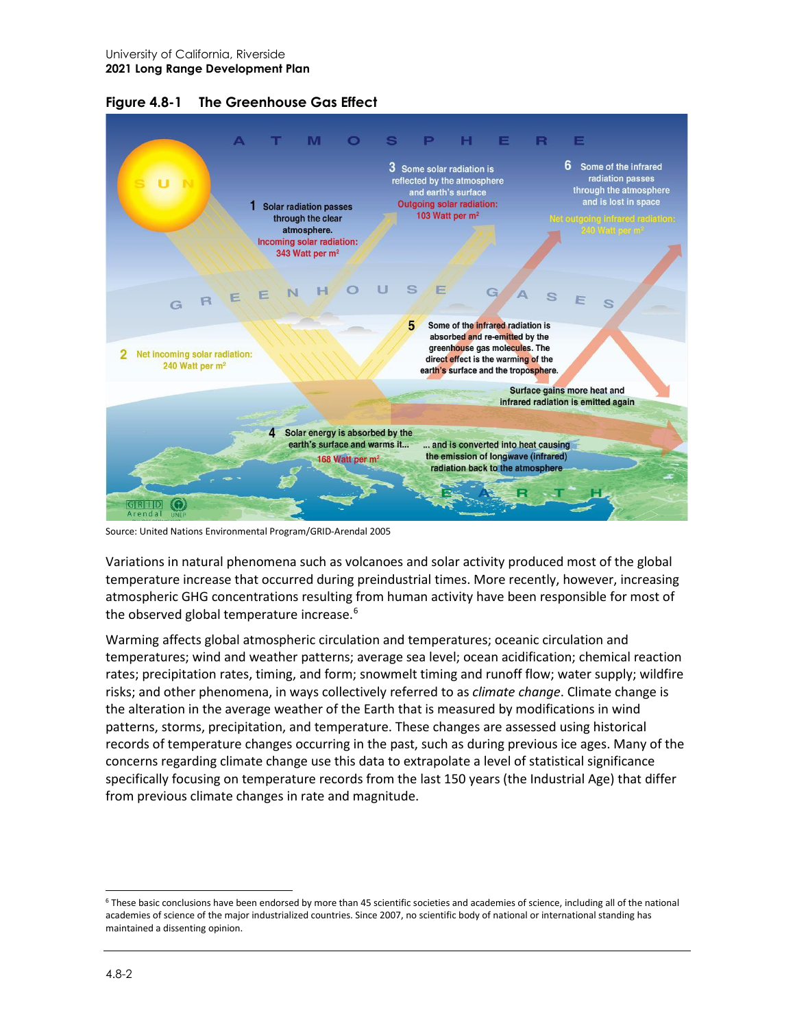**Figure 4.8-1 The Greenhouse Gas Effect**

Source: United Nations Environmental Program/GRID-Arendal 2005

Variations in natural phenomena such as volcanoes and solar activity produced most of the global temperature increase that occurred during preindustrial times. More recently, however, increasing atmospheric GHG concentrations resulting from human activity have been responsible for most of the observed global temperature increase.[6]

Warming affects global atmospheric circulation and temperatures; oceanic circulation and temperatures; wind and weather patterns; average sea level; ocean acidification; chemical reaction rates; precipitation rates, timing, and form; snowmelt timing and runoff flow; water supply; wildfire risks; and other phenomena, in ways collectively referred to as *climate change*. Climate change is the alteration in the average weather of the Earth that is measured by modifications in wind patterns, storms, precipitation, and temperature. These changes are assessed using historical records of temperature changes occurring in the past, such as during previous ice ages. Many of the concerns regarding climate change use this data to extrapolate a level of statistical significance specifically focusing on temperature records from the last 150 years (the Industrial Age) that differ from previous climate changes in rate and magnitude.

[6] These basic conclusions have been endorsed by more than 45 scientific societies and academies of science, including all of the national academies of science of the major industrialized countries. Since 2007, no scientific body of national or international standing has maintained a dissenting opinion.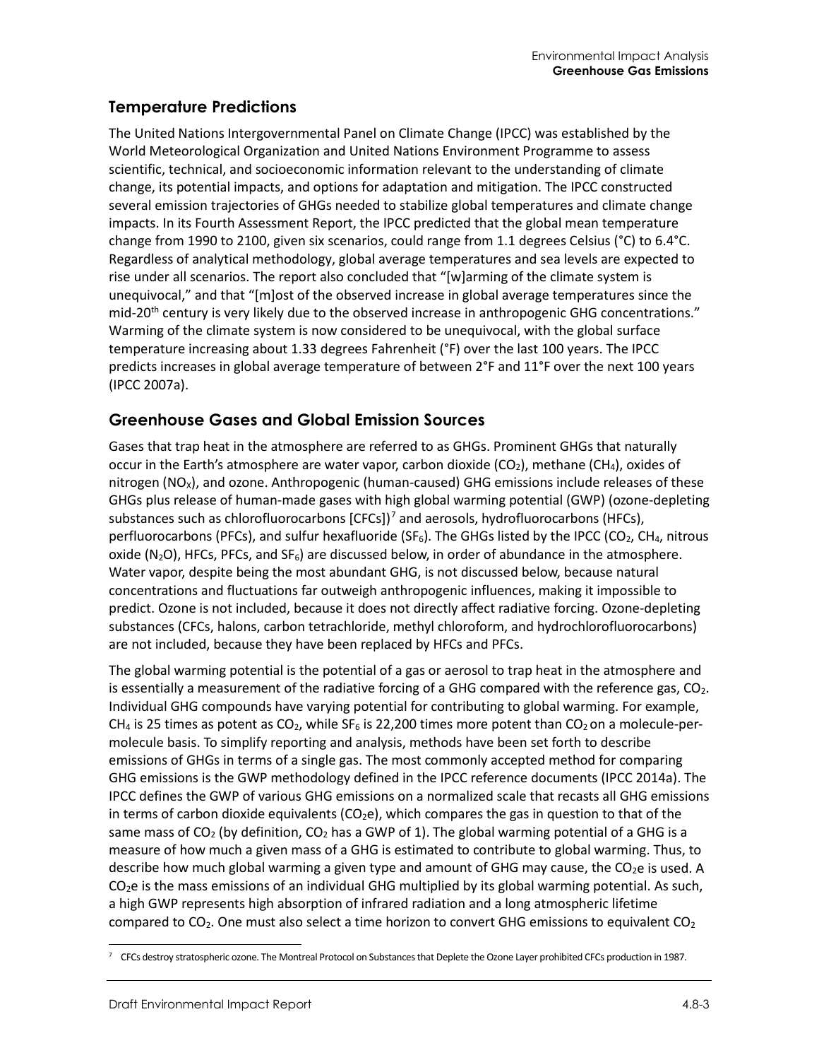## Temperature Predictions

The United Nations Intergovernmental Panel on Climate Change (IPCC) was established by the World Meteorological Organization and United Nations Environment Programme to assess scientific, technical, and socioeconomic information relevant to the understanding of climate change, its potential impacts, and options for adaptation and mitigation. The IPCC constructed several emission trajectories of GHGs needed to stabilize global temperatures and climate change impacts. In its Fourth Assessment Report, the IPCC predicted that the global mean temperature change from 1990 to 2100, given six scenarios, could range from 1.1 degrees Celsius (°C) to 6.4°C. Regardless of analytical methodology, global average temperatures and sea levels are expected to rise under all scenarios. The report also concluded that "[w]arming of the climate system is unequivocal," and that "[m]ost of the observed increase in global average temperatures since the mid-20th century is very likely due to the observed increase in anthropogenic GHG concentrations." Warming of the climate system is now considered to be unequivocal, with the global surface temperature increasing about 1.33 degrees Fahrenheit (°F) over the last 100 years. The IPCC predicts increases in global average temperature of between 2°F and 11°F over the next 100 years (IPCC 2007a).

## Greenhouse Gases and Global Emission Sources

Gases that trap heat in the atmosphere are referred to as GHGs. Prominent GHGs that naturally occur in the Earth's atmosphere are water vapor, carbon dioxide ($CO_2$), methane ($CH_4$), oxides of nitrogen ($NO_X$), and ozone. Anthropogenic (human-caused) GHG emissions include releases of these GHGs plus release of human-made gases with high global warming potential (GWP) (ozone-depleting substances such as chlorofluorocarbons [CFCs])[7] and aerosols, hydrofluorocarbons (HFCs), perfluorocarbons (PFCs), and sulfur hexafluoride ($SF_6$). The GHGs listed by the IPCC ($CO_2$, $CH_4$, nitrous oxide ($N_2O$), HFCs, PFCs, and $SF_6$) are discussed below, in order of abundance in the atmosphere. Water vapor, despite being the most abundant GHG, is not discussed below, because natural concentrations and fluctuations far outweigh anthropogenic influences, making it impossible to predict. Ozone is not included, because it does not directly affect radiative forcing. Ozone-depleting substances (CFCs, halons, carbon tetrachloride, methyl chloroform, and hydrochlorofluorocarbons) are not included, because they have been replaced by HFCs and PFCs.

The global warming potential is the potential of a gas or aerosol to trap heat in the atmosphere and is essentially a measurement of the radiative forcing of a GHG compared with the reference gas, $CO_2$. Individual GHG compounds have varying potential for contributing to global warming. For example, $CH_4$ is 25 times as potent as $CO_2$, while $SF_6$ is 22,200 times more potent than $CO_2$ on a molecule-per-molecule basis. To simplify reporting and analysis, methods have been set forth to describe emissions of GHGs in terms of a single gas. The most commonly accepted method for comparing GHG emissions is the GWP methodology defined in the IPCC reference documents (IPCC 2014a). The IPCC defines the GWP of various GHG emissions on a normalized scale that recasts all GHG emissions in terms of carbon dioxide equivalents ($CO_2e$), which compares the gas in question to that of the same mass of $CO_2$ (by definition, $CO_2$ has a GWP of 1). The global warming potential of a GHG is a measure of how much a given mass of a GHG is estimated to contribute to global warming. Thus, to describe how much global warming a given type and amount of GHG may cause, the $CO_2e$ is used. A $CO_2e$ is the mass emissions of an individual GHG multiplied by its global warming potential. As such, a high GWP represents high absorption of infrared radiation and a long atmospheric lifetime compared to $CO_2$. One must also select a time horizon to convert GHG emissions to equivalent $CO_2$

[7] CFCs destroy stratospheric ozone. The Montreal Protocol on Substances that Deplete the Ozone Layer prohibited CFCs production in 1987.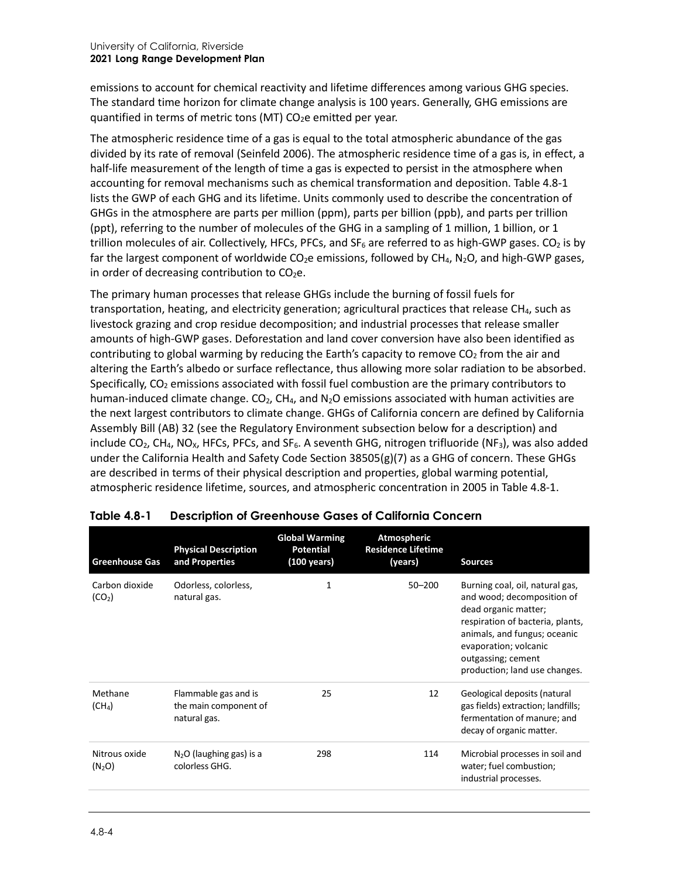emissions to account for chemical reactivity and lifetime differences among various GHG species. The standard time horizon for climate change analysis is 100 years. Generally, GHG emissions are quantified in terms of metric tons (MT) $CO_2e$ emitted per year.

The atmospheric residence time of a gas is equal to the total atmospheric abundance of the gas divided by its rate of removal (Seinfeld 2006). The atmospheric residence time of a gas is, in effect, a half-life measurement of the length of time a gas is expected to persist in the atmosphere when accounting for removal mechanisms such as chemical transformation and deposition. Table 4.8-1 lists the GWP of each GHG and its lifetime. Units commonly used to describe the concentration of GHGs in the atmosphere are parts per million (ppm), parts per billion (ppb), and parts per trillion (ppt), referring to the number of molecules of the GHG in a sampling of 1 million, 1 billion, or 1 trillion molecules of air. Collectively, HFCs, PFCs, and $SF_6$ are referred to as high-GWP gases. $CO_2$ is by far the largest component of worldwide $CO_2e$ emissions, followed by $CH_4$, $N_2O$, and high-GWP gases, in order of decreasing contribution to $CO_2e$.

The primary human processes that release GHGs include the burning of fossil fuels for transportation, heating, and electricity generation; agricultural practices that release $CH_4$, such as livestock grazing and crop residue decomposition; and industrial processes that release smaller amounts of high-GWP gases. Deforestation and land cover conversion have also been identified as contributing to global warming by reducing the Earth's capacity to remove $CO_2$ from the air and altering the Earth's albedo or surface reflectance, thus allowing more solar radiation to be absorbed. Specifically, $CO_2$ emissions associated with fossil fuel combustion are the primary contributors to human-induced climate change. $CO_2$, $CH_4$, and $N_2O$ emissions associated with human activities are the next largest contributors to climate change. GHGs of California concern are defined by California Assembly Bill (AB) 32 (see the Regulatory Environment subsection below for a description) and include $CO_2$, $CH_4$, $NO_X$, HFCs, PFCs, and $SF_6$. A seventh GHG, nitrogen trifluoride ($NF_3$), was also added under the California Health and Safety Code Section 38505(g)(7) as a GHG of concern. These GHGs are described in terms of their physical description and properties, global warming potential, atmospheric residence lifetime, sources, and atmospheric concentration in 2005 in Table 4.8-1.

**Table 4.8-1 Description of Greenhouse Gases of California Concern**

| Greenhouse Gas | Physical Description and Properties | Global Warming Potential (100 years) | Atmospheric Residence Lifetime (years) | Sources |
|---|---|---|---|---|
| Carbon dioxide ($CO_2$) | Odorless, colorless, natural gas. | 1 | 50–200 | Burning coal, oil, natural gas, and wood; decomposition of dead organic matter; respiration of bacteria, plants, animals, and fungus; oceanic evaporation; volcanic outgassing; cement production; land use changes. |
| Methane ($CH_4$) | Flammable gas and is the main component of natural gas. | 25 | 12 | Geological deposits (natural gas fields) extraction; landfills; fermentation of manure; and decay of organic matter. |
| Nitrous oxide ($N_2O$) | $N_2O$ (laughing gas) is a colorless GHG. | 298 | 114 | Microbial processes in soil and water; fuel combustion; industrial processes. |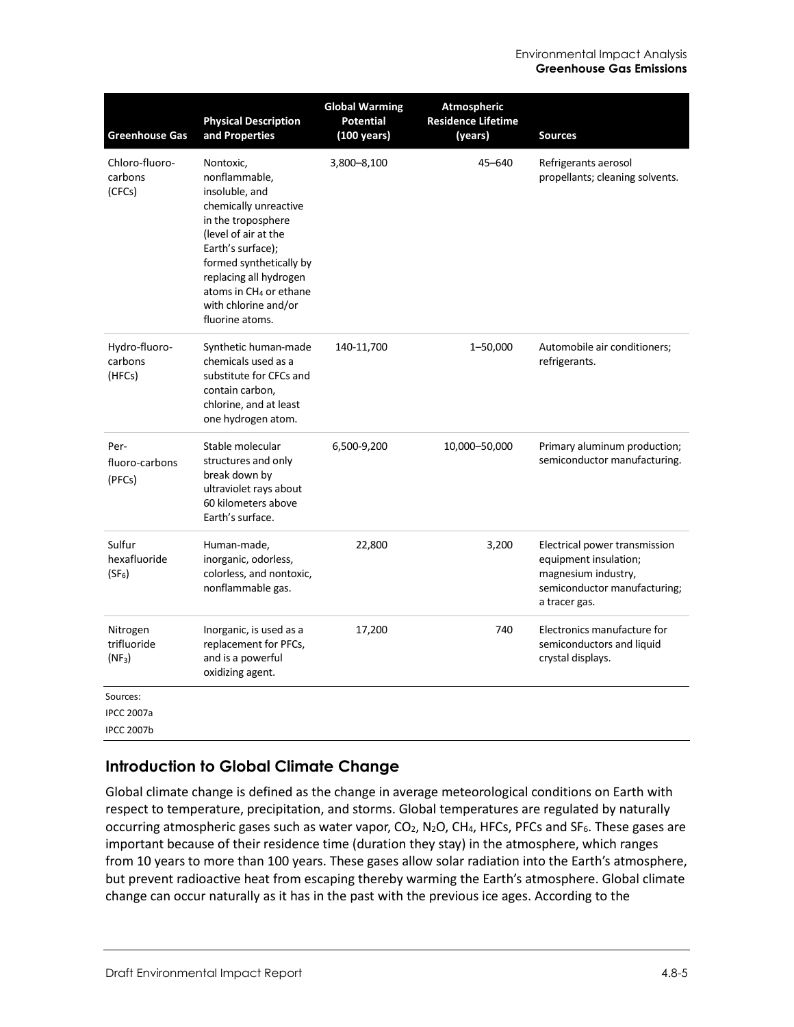| Greenhouse Gas | Physical Description and Properties | Global Warming Potential (100 years) | Atmospheric Residence Lifetime (years) | Sources |
|---|---|---|---|---|
| Chloro-fluoro-carbons (CFCs) | Nontoxic, nonflammable, insoluble, and chemically unreactive in the troposphere (level of air at the Earth's surface); formed synthetically by replacing all hydrogen atoms in $CH_4$ or ethane with chlorine and/or fluorine atoms. | 3,800–8,100 | 45–640 | Refrigerants aerosol propellants; cleaning solvents. |
| Hydro-fluoro-carbons (HFCs) | Synthetic human-made chemicals used as a substitute for CFCs and contain carbon, chlorine, and at least one hydrogen atom. | 140-11,700 | 1–50,000 | Automobile air conditioners; refrigerants. |
| Per-fluoro-carbons (PFCs) | Stable molecular structures and only break down by ultraviolet rays about 60 kilometers above Earth's surface. | 6,500-9,200 | 10,000–50,000 | Primary aluminum production; semiconductor manufacturing. |
| Sulfur hexafluoride ($SF_6$) | Human-made, inorganic, odorless, colorless, and nontoxic, nonflammable gas. | 22,800 | 3,200 | Electrical power transmission equipment insulation; magnesium industry, semiconductor manufacturing; a tracer gas. |
| Nitrogen trifluoride ($NF_3$) | Inorganic, is used as a replacement for PFCs, and is a powerful oxidizing agent. | 17,200 | 740 | Electronics manufacture for semiconductors and liquid crystal displays. |

Sources:

IPCC 2007a

IPCC 2007b

## Introduction to Global Climate Change

Global climate change is defined as the change in average meteorological conditions on Earth with respect to temperature, precipitation, and storms. Global temperatures are regulated by naturally occurring atmospheric gases such as water vapor, $CO_2$, $N_2O$, $CH_4$, HFCs, PFCs and $SF_6$. These gases are important because of their residence time (duration they stay) in the atmosphere, which ranges from 10 years to more than 100 years. These gases allow solar radiation into the Earth's atmosphere, but prevent radioactive heat from escaping thereby warming the Earth's atmosphere. Global climate change can occur naturally as it has in the past with the previous ice ages. According to the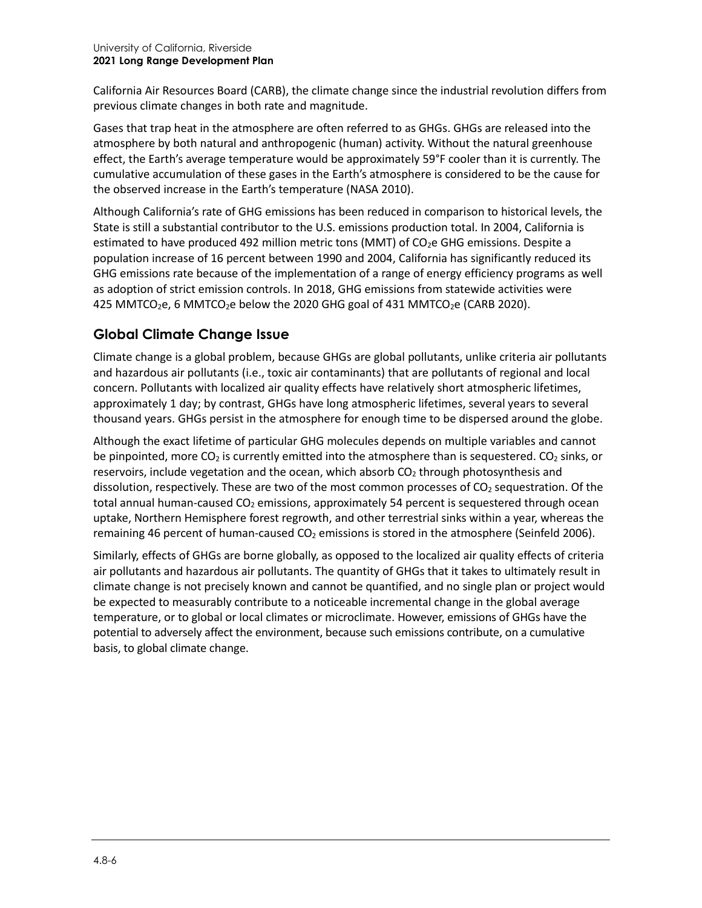California Air Resources Board (CARB), the climate change since the industrial revolution differs from previous climate changes in both rate and magnitude.

Gases that trap heat in the atmosphere are often referred to as GHGs. GHGs are released into the atmosphere by both natural and anthropogenic (human) activity. Without the natural greenhouse effect, the Earth's average temperature would be approximately 59°F cooler than it is currently. The cumulative accumulation of these gases in the Earth's atmosphere is considered to be the cause for the observed increase in the Earth's temperature (NASA 2010).

Although California's rate of GHG emissions has been reduced in comparison to historical levels, the State is still a substantial contributor to the U.S. emissions production total. In 2004, California is estimated to have produced 492 million metric tons (MMT) of $CO_2e$ GHG emissions. Despite a population increase of 16 percent between 1990 and 2004, California has significantly reduced its GHG emissions rate because of the implementation of a range of energy efficiency programs as well as adoption of strict emission controls. In 2018, GHG emissions from statewide activities were 425 $MMTCO_2e$, 6 $MMTCO_2e$ below the 2020 GHG goal of 431 $MMTCO_2e$ (CARB 2020).

## Global Climate Change Issue

Climate change is a global problem, because GHGs are global pollutants, unlike criteria air pollutants and hazardous air pollutants (i.e., toxic air contaminants) that are pollutants of regional and local concern. Pollutants with localized air quality effects have relatively short atmospheric lifetimes, approximately 1 day; by contrast, GHGs have long atmospheric lifetimes, several years to several thousand years. GHGs persist in the atmosphere for enough time to be dispersed around the globe.

Although the exact lifetime of particular GHG molecules depends on multiple variables and cannot be pinpointed, more $CO_2$ is currently emitted into the atmosphere than is sequestered. $CO_2$ sinks, or reservoirs, include vegetation and the ocean, which absorb $CO_2$ through photosynthesis and dissolution, respectively. These are two of the most common processes of $CO_2$ sequestration. Of the total annual human-caused $CO_2$ emissions, approximately 54 percent is sequestered through ocean uptake, Northern Hemisphere forest regrowth, and other terrestrial sinks within a year, whereas the remaining 46 percent of human-caused $CO_2$ emissions is stored in the atmosphere (Seinfeld 2006).

Similarly, effects of GHGs are borne globally, as opposed to the localized air quality effects of criteria air pollutants and hazardous air pollutants. The quantity of GHGs that it takes to ultimately result in climate change is not precisely known and cannot be quantified, and no single plan or project would be expected to measurably contribute to a noticeable incremental change in the global average temperature, or to global or local climates or microclimate. However, emissions of GHGs have the potential to adversely affect the environment, because such emissions contribute, on a cumulative basis, to global climate change.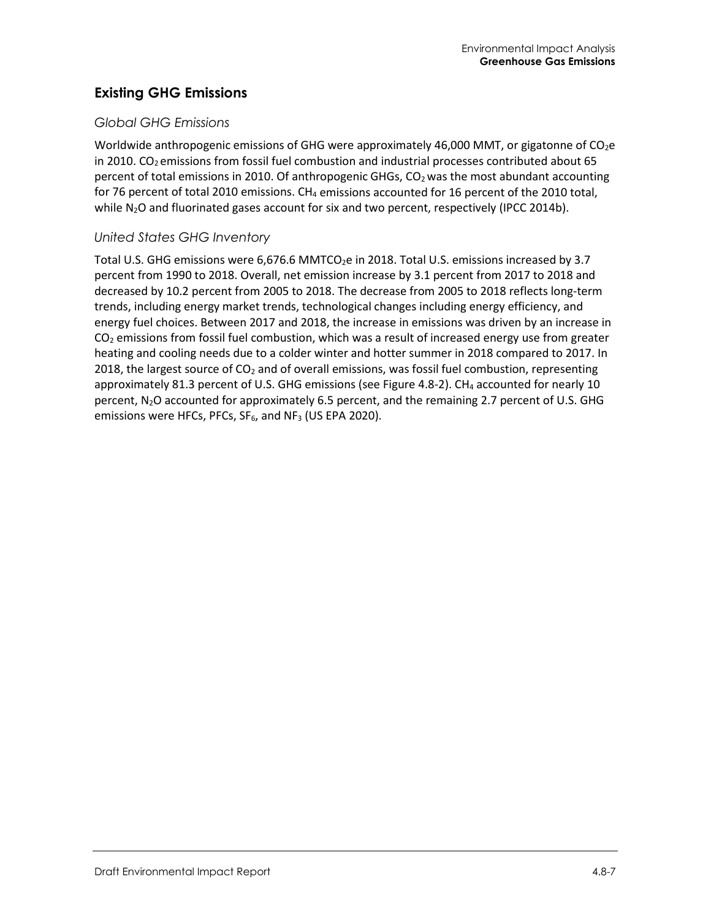## Existing GHG Emissions

### *Global GHG Emissions*

Worldwide anthropogenic emissions of GHG were approximately 46,000 MMT, or gigatonne of $CO_2e$ in 2010. $CO_2$ emissions from fossil fuel combustion and industrial processes contributed about 65 percent of total emissions in 2010. Of anthropogenic GHGs, $CO_2$ was the most abundant accounting for 76 percent of total 2010 emissions. $CH_4$ emissions accounted for 16 percent of the 2010 total, while $N_2O$ and fluorinated gases account for six and two percent, respectively (IPCC 2014b).

### *United States GHG Inventory*

Total U.S. GHG emissions were 6,676.6 $MMTCO_2e$ in 2018. Total U.S. emissions increased by 3.7 percent from 1990 to 2018. Overall, net emission increase by 3.1 percent from 2017 to 2018 and decreased by 10.2 percent from 2005 to 2018. The decrease from 2005 to 2018 reflects long-term trends, including energy market trends, technological changes including energy efficiency, and energy fuel choices. Between 2017 and 2018, the increase in emissions was driven by an increase in $CO_2$ emissions from fossil fuel combustion, which was a result of increased energy use from greater heating and cooling needs due to a colder winter and hotter summer in 2018 compared to 2017. In 2018, the largest source of $CO_2$ and of overall emissions, was fossil fuel combustion, representing approximately 81.3 percent of U.S. GHG emissions (see Figure 4.8-2). $CH_4$ accounted for nearly 10 percent, $N_2O$ accounted for approximately 6.5 percent, and the remaining 2.7 percent of U.S. GHG emissions were HFCs, PFCs, $SF_6$, and $NF_3$ (US EPA 2020).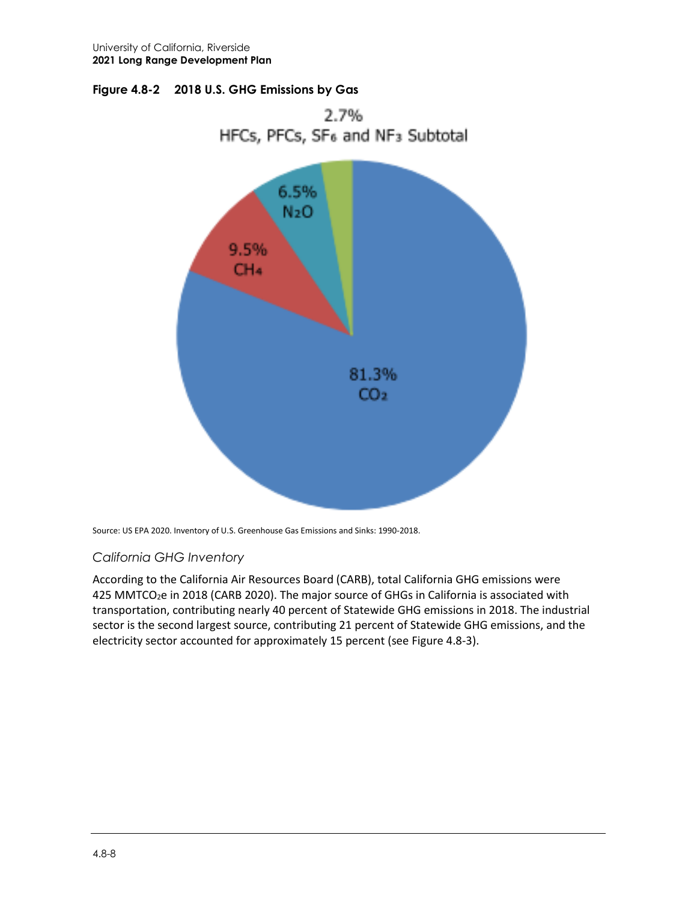**Figure 4.8-2 2018 U.S. GHG Emissions by Gas**

2.7%
HFCs, PFCs, $SF_6$ and $NF_3$ Subtotal

6.5%
$N_2O$

9.5%
$CH_4$

81.3%
$CO_2$

Source: US EPA 2020. Inventory of U.S. Greenhouse Gas Emissions and Sinks: 1990-2018.

### *California GHG Inventory*

According to the California Air Resources Board (CARB), total California GHG emissions were 425 $MMTCO_2e$ in 2018 (CARB 2020). The major source of GHGs in California is associated with transportation, contributing nearly 40 percent of Statewide GHG emissions in 2018. The industrial sector is the second largest source, contributing 21 percent of Statewide GHG emissions, and the electricity sector accounted for approximately 15 percent (see Figure 4.8-3).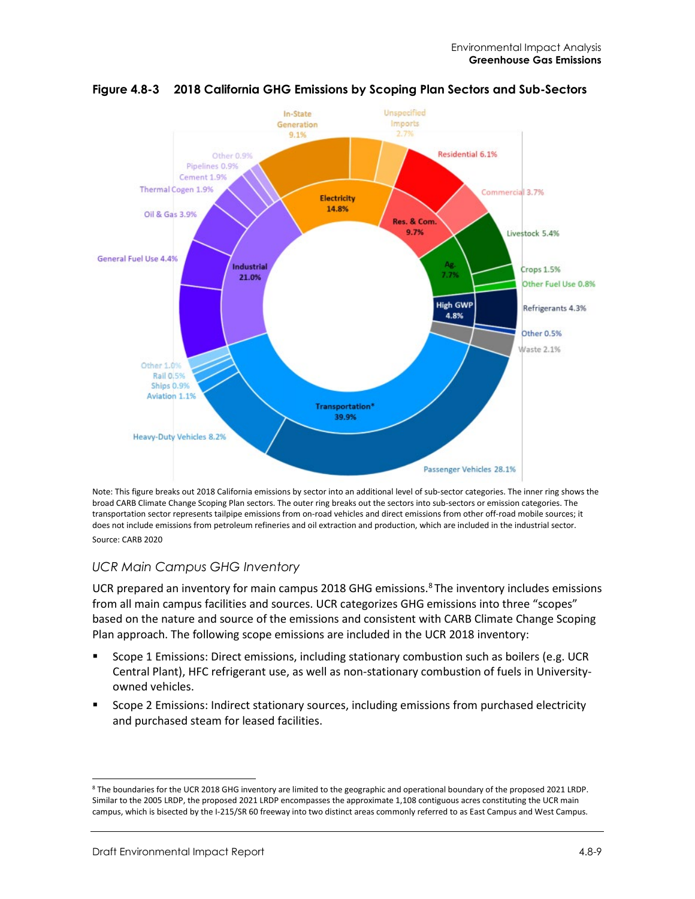**Figure 4.8-3 2018 California GHG Emissions by Scoping Plan Sectors and Sub-Sectors**

Note: This figure breaks out 2018 California emissions by sector into an additional level of sub-sector categories. The inner ring shows the broad CARB Climate Change Scoping Plan sectors. The outer ring breaks out the sectors into sub-sectors or emission categories. The transportation sector represents tailpipe emissions from on-road vehicles and direct emissions from other off-road mobile sources; it does not include emissions from petroleum refineries and oil extraction and production, which are included in the industrial sector.

Source: CARB 2020

### *UCR Main Campus GHG Inventory*

UCR prepared an inventory for main campus 2018 GHG emissions.[8] The inventory includes emissions from all main campus facilities and sources. UCR categorizes GHG emissions into three "scopes" based on the nature and source of the emissions and consistent with CARB Climate Change Scoping Plan approach. The following scope emissions are included in the UCR 2018 inventory:

- Scope 1 Emissions: Direct emissions, including stationary combustion such as boilers (e.g. UCR Central Plant), HFC refrigerant use, as well as non-stationary combustion of fuels in University-owned vehicles.
- Scope 2 Emissions: Indirect stationary sources, including emissions from purchased electricity and purchased steam for leased facilities.

[8] The boundaries for the UCR 2018 GHG inventory are limited to the geographic and operational boundary of the proposed 2021 LRDP. Similar to the 2005 LRDP, the proposed 2021 LRDP encompasses the approximate 1,108 contiguous acres constituting the UCR main campus, which is bisected by the I-215/SR 60 freeway into two distinct areas commonly referred to as East Campus and West Campus.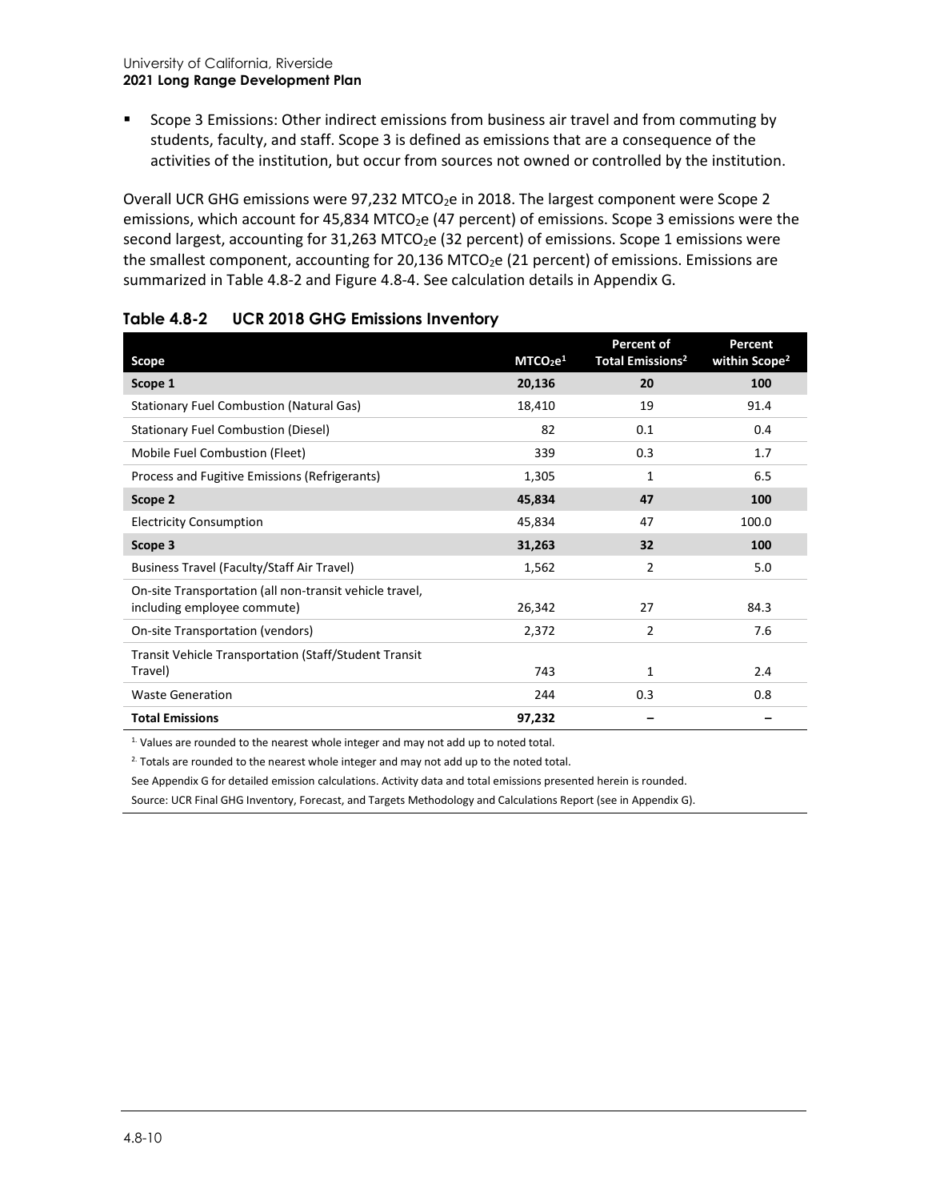- Scope 3 Emissions: Other indirect emissions from business air travel and from commuting by students, faculty, and staff. Scope 3 is defined as emissions that are a consequence of the activities of the institution, but occur from sources not owned or controlled by the institution.

Overall UCR GHG emissions were 97,232 $MTCO_2e$ in 2018. The largest component were Scope 2 emissions, which account for 45,834 $MTCO_2e$ (47 percent) of emissions. Scope 3 emissions were the second largest, accounting for 31,263 $MTCO_2e$ (32 percent) of emissions. Scope 1 emissions were the smallest component, accounting for 20,136 $MTCO_2e$ (21 percent) of emissions. Emissions are summarized in Table 4.8-2 and Figure 4.8-4. See calculation details in Appendix G.

### Table 4.8-2 UCR 2018 GHG Emissions Inventory

| Scope | $MTCO_2e$[1] | Percent of Total Emissions[2] | Percent within Scope[2] |
|---|---|---|---|
| **Scope 1** | **20,136** | **20** | **100** |
| Stationary Fuel Combustion (Natural Gas) | 18,410 | 19 | 91.4 |
| Stationary Fuel Combustion (Diesel) | 82 | 0.1 | 0.4 |
| Mobile Fuel Combustion (Fleet) | 339 | 0.3 | 1.7 |
| Process and Fugitive Emissions (Refrigerants) | 1,305 | 1 | 6.5 |
| **Scope 2** | **45,834** | **47** | **100** |
| Electricity Consumption | 45,834 | 47 | 100.0 |
| **Scope 3** | **31,263** | **32** | **100** |
| Business Travel (Faculty/Staff Air Travel) | 1,562 | 2 | 5.0 |
| On-site Transportation (all non-transit vehicle travel, including employee commute) | 26,342 | 27 | 84.3 |
| On-site Transportation (vendors) | 2,372 | 2 | 7.6 |
| Transit Vehicle Transportation (Staff/Student Transit Travel) | 743 | 1 | 2.4 |
| Waste Generation | 244 | 0.3 | 0.8 |
| **Total Emissions** | **97,232** | – | – |

[1] Values are rounded to the nearest whole integer and may not add up to noted total.

[2] Totals are rounded to the nearest whole integer and may not add up to the noted total.

See Appendix G for detailed emission calculations. Activity data and total emissions presented herein is rounded.

Source: UCR Final GHG Inventory, Forecast, and Targets Methodology and Calculations Report (see in Appendix G).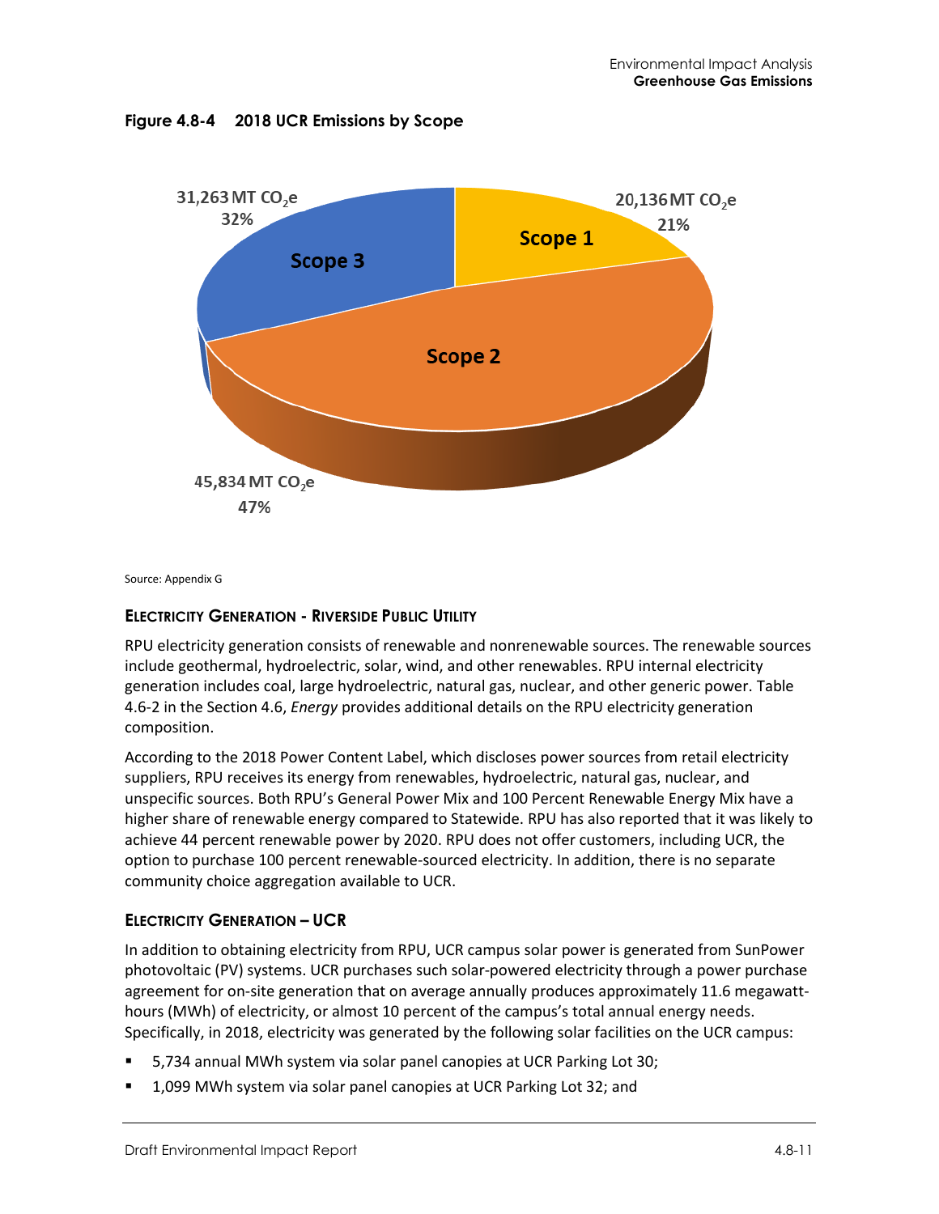**Figure 4.8-4 2018 UCR Emissions by Scope**

Scope 1: 20,136 MT $CO_2e$ 21%

Scope 2: 45,834 MT $CO_2e$ 47%

Scope 3: 31,263 MT $CO_2e$ 32%

Source: Appendix G

### ELECTRICITY GENERATION - RIVERSIDE PUBLIC UTILITY

RPU electricity generation consists of renewable and nonrenewable sources. The renewable sources include geothermal, hydroelectric, solar, wind, and other renewables. RPU internal electricity generation includes coal, large hydroelectric, natural gas, nuclear, and other generic power. Table 4.6-2 in the Section 4.6, *Energy* provides additional details on the RPU electricity generation composition.

According to the 2018 Power Content Label, which discloses power sources from retail electricity suppliers, RPU receives its energy from renewables, hydroelectric, natural gas, nuclear, and unspecific sources. Both RPU's General Power Mix and 100 Percent Renewable Energy Mix have a higher share of renewable energy compared to Statewide. RPU has also reported that it was likely to achieve 44 percent renewable power by 2020. RPU does not offer customers, including UCR, the option to purchase 100 percent renewable-sourced electricity. In addition, there is no separate community choice aggregation available to UCR.

### ELECTRICITY GENERATION – UCR

In addition to obtaining electricity from RPU, UCR campus solar power is generated from SunPower photovoltaic (PV) systems. UCR purchases such solar-powered electricity through a power purchase agreement for on-site generation that on average annually produces approximately 11.6 megawatt-hours (MWh) of electricity, or almost 10 percent of the campus's total annual energy needs. Specifically, in 2018, electricity was generated by the following solar facilities on the UCR campus:

- 5,734 annual MWh system via solar panel canopies at UCR Parking Lot 30;
- 1,099 MWh system via solar panel canopies at UCR Parking Lot 32; and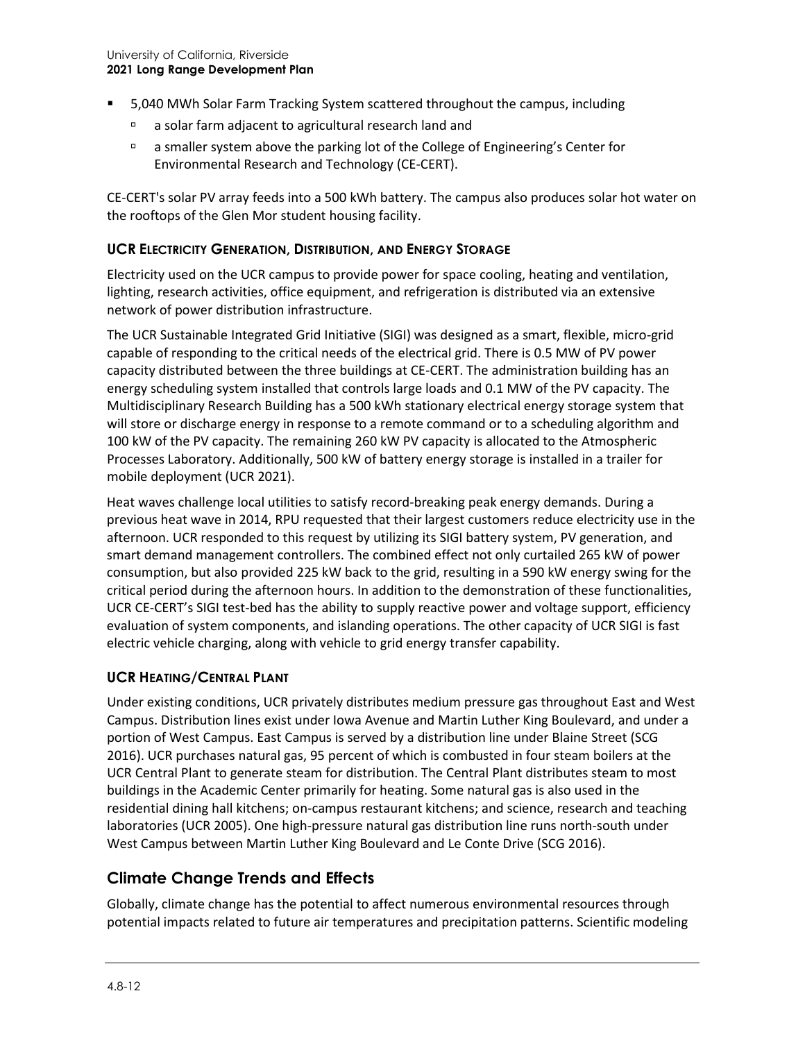- 5,040 MWh Solar Farm Tracking System scattered throughout the campus, including
  - a solar farm adjacent to agricultural research land and
  - a smaller system above the parking lot of the College of Engineering's Center for Environmental Research and Technology (CE-CERT).

CE-CERT's solar PV array feeds into a 500 kWh battery. The campus also produces solar hot water on the rooftops of the Glen Mor student housing facility.

### UCR Electricity Generation, Distribution, and Energy Storage

Electricity used on the UCR campus to provide power for space cooling, heating and ventilation, lighting, research activities, office equipment, and refrigeration is distributed via an extensive network of power distribution infrastructure.

The UCR Sustainable Integrated Grid Initiative (SIGI) was designed as a smart, flexible, micro-grid capable of responding to the critical needs of the electrical grid. There is 0.5 MW of PV power capacity distributed between the three buildings at CE-CERT. The administration building has an energy scheduling system installed that controls large loads and 0.1 MW of the PV capacity. The Multidisciplinary Research Building has a 500 kWh stationary electrical energy storage system that will store or discharge energy in response to a remote command or to a scheduling algorithm and 100 kW of the PV capacity. The remaining 260 kW PV capacity is allocated to the Atmospheric Processes Laboratory. Additionally, 500 kW of battery energy storage is installed in a trailer for mobile deployment (UCR 2021).

Heat waves challenge local utilities to satisfy record-breaking peak energy demands. During a previous heat wave in 2014, RPU requested that their largest customers reduce electricity use in the afternoon. UCR responded to this request by utilizing its SIGI battery system, PV generation, and smart demand management controllers. The combined effect not only curtailed 265 kW of power consumption, but also provided 225 kW back to the grid, resulting in a 590 kW energy swing for the critical period during the afternoon hours. In addition to the demonstration of these functionalities, UCR CE-CERT's SIGI test-bed has the ability to supply reactive power and voltage support, efficiency evaluation of system components, and islanding operations. The other capacity of UCR SIGI is fast electric vehicle charging, along with vehicle to grid energy transfer capability.

### UCR Heating/Central Plant

Under existing conditions, UCR privately distributes medium pressure gas throughout East and West Campus. Distribution lines exist under Iowa Avenue and Martin Luther King Boulevard, and under a portion of West Campus. East Campus is served by a distribution line under Blaine Street (SCG 2016). UCR purchases natural gas, 95 percent of which is combusted in four steam boilers at the UCR Central Plant to generate steam for distribution. The Central Plant distributes steam to most buildings in the Academic Center primarily for heating. Some natural gas is also used in the residential dining hall kitchens; on-campus restaurant kitchens; and science, research and teaching laboratories (UCR 2005). One high-pressure natural gas distribution line runs north-south under West Campus between Martin Luther King Boulevard and Le Conte Drive (SCG 2016).

## Climate Change Trends and Effects

Globally, climate change has the potential to affect numerous environmental resources through potential impacts related to future air temperatures and precipitation patterns. Scientific modeling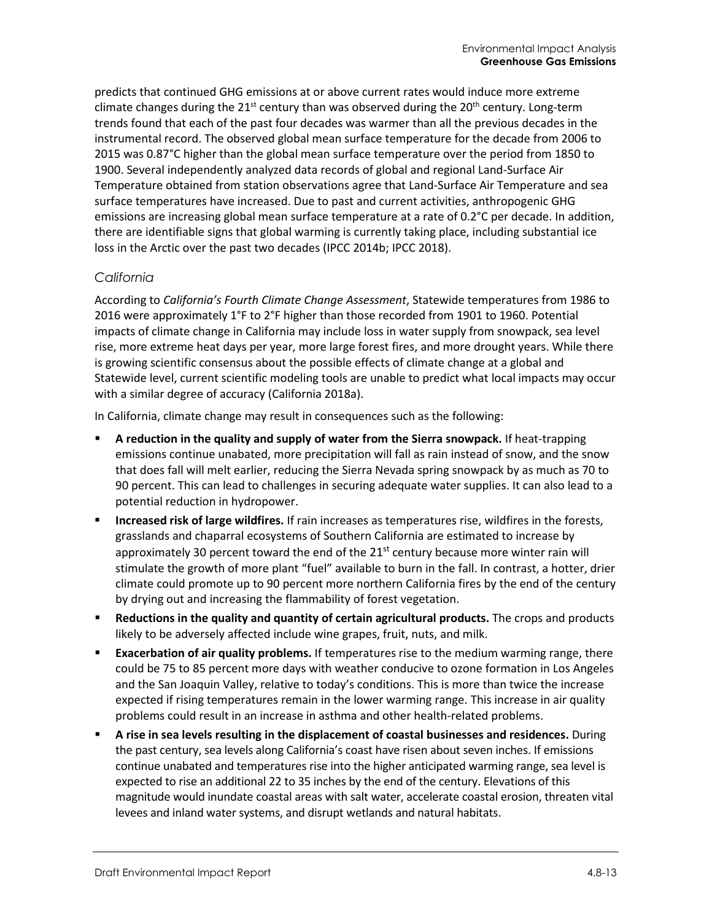predicts that continued GHG emissions at or above current rates would induce more extreme climate changes during the 21st century than was observed during the 20th century. Long-term trends found that each of the past four decades was warmer than all the previous decades in the instrumental record. The observed global mean surface temperature for the decade from 2006 to 2015 was 0.87°C higher than the global mean surface temperature over the period from 1850 to 1900. Several independently analyzed data records of global and regional Land-Surface Air Temperature obtained from station observations agree that Land-Surface Air Temperature and sea surface temperatures have increased. Due to past and current activities, anthropogenic GHG emissions are increasing global mean surface temperature at a rate of 0.2°C per decade. In addition, there are identifiable signs that global warming is currently taking place, including substantial ice loss in the Arctic over the past two decades (IPCC 2014b; IPCC 2018).

### *California*

According to *California's Fourth Climate Change Assessment*, Statewide temperatures from 1986 to 2016 were approximately 1°F to 2°F higher than those recorded from 1901 to 1960. Potential impacts of climate change in California may include loss in water supply from snowpack, sea level rise, more extreme heat days per year, more large forest fires, and more drought years. While there is growing scientific consensus about the possible effects of climate change at a global and Statewide level, current scientific modeling tools are unable to predict what local impacts may occur with a similar degree of accuracy (California 2018a).

In California, climate change may result in consequences such as the following:

- **A reduction in the quality and supply of water from the Sierra snowpack.** If heat-trapping emissions continue unabated, more precipitation will fall as rain instead of snow, and the snow that does fall will melt earlier, reducing the Sierra Nevada spring snowpack by as much as 70 to 90 percent. This can lead to challenges in securing adequate water supplies. It can also lead to a potential reduction in hydropower.
- **Increased risk of large wildfires.** If rain increases as temperatures rise, wildfires in the forests, grasslands and chaparral ecosystems of Southern California are estimated to increase by approximately 30 percent toward the end of the 21st century because more winter rain will stimulate the growth of more plant "fuel" available to burn in the fall. In contrast, a hotter, drier climate could promote up to 90 percent more northern California fires by the end of the century by drying out and increasing the flammability of forest vegetation.
- **Reductions in the quality and quantity of certain agricultural products.** The crops and products likely to be adversely affected include wine grapes, fruit, nuts, and milk.
- **Exacerbation of air quality problems.** If temperatures rise to the medium warming range, there could be 75 to 85 percent more days with weather conducive to ozone formation in Los Angeles and the San Joaquin Valley, relative to today's conditions. This is more than twice the increase expected if rising temperatures remain in the lower warming range. This increase in air quality problems could result in an increase in asthma and other health-related problems.
- **A rise in sea levels resulting in the displacement of coastal businesses and residences.** During the past century, sea levels along California's coast have risen about seven inches. If emissions continue unabated and temperatures rise into the higher anticipated warming range, sea level is expected to rise an additional 22 to 35 inches by the end of the century. Elevations of this magnitude would inundate coastal areas with salt water, accelerate coastal erosion, threaten vital levees and inland water systems, and disrupt wetlands and natural habitats.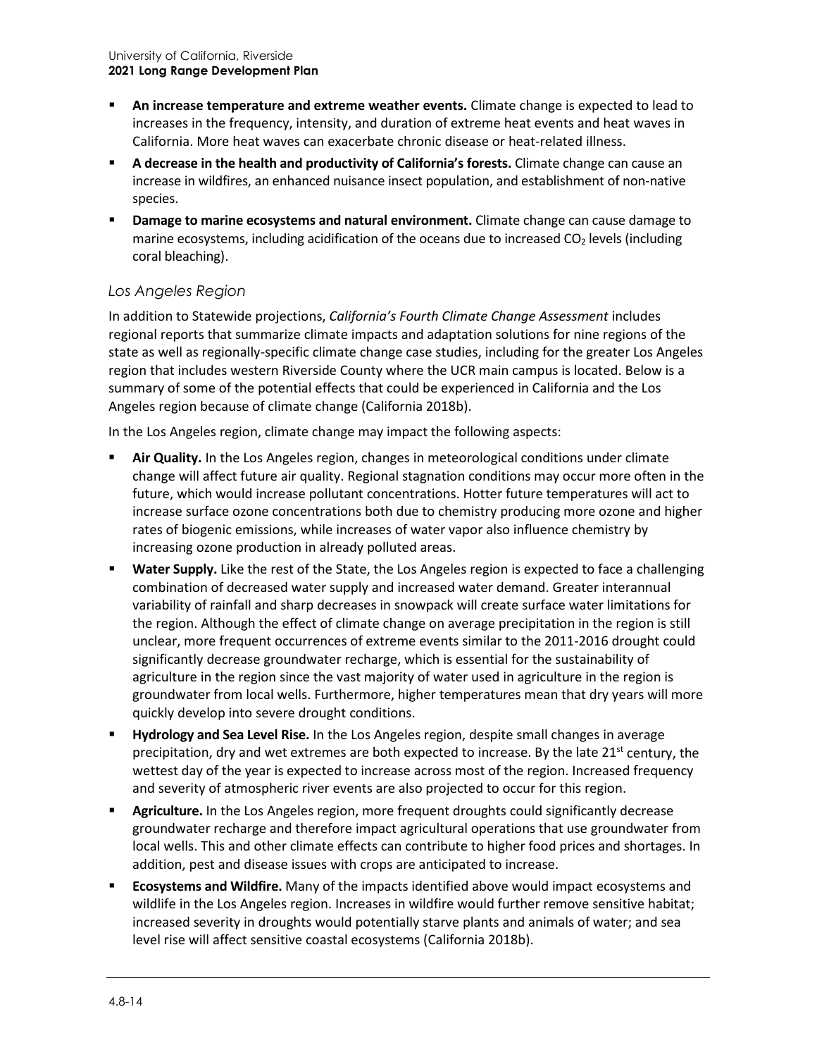- **An increase temperature and extreme weather events.** Climate change is expected to lead to increases in the frequency, intensity, and duration of extreme heat events and heat waves in California. More heat waves can exacerbate chronic disease or heat-related illness.
- **A decrease in the health and productivity of California's forests.** Climate change can cause an increase in wildfires, an enhanced nuisance insect population, and establishment of non-native species.
- **Damage to marine ecosystems and natural environment.** Climate change can cause damage to marine ecosystems, including acidification of the oceans due to increased $CO_2$ levels (including coral bleaching).

### *Los Angeles Region*

In addition to Statewide projections, *California's Fourth Climate Change Assessment* includes regional reports that summarize climate impacts and adaptation solutions for nine regions of the state as well as regionally-specific climate change case studies, including for the greater Los Angeles region that includes western Riverside County where the UCR main campus is located. Below is a summary of some of the potential effects that could be experienced in California and the Los Angeles region because of climate change (California 2018b).

In the Los Angeles region, climate change may impact the following aspects:

- **Air Quality.** In the Los Angeles region, changes in meteorological conditions under climate change will affect future air quality. Regional stagnation conditions may occur more often in the future, which would increase pollutant concentrations. Hotter future temperatures will act to increase surface ozone concentrations both due to chemistry producing more ozone and higher rates of biogenic emissions, while increases of water vapor also influence chemistry by increasing ozone production in already polluted areas.
- **Water Supply.** Like the rest of the State, the Los Angeles region is expected to face a challenging combination of decreased water supply and increased water demand. Greater interannual variability of rainfall and sharp decreases in snowpack will create surface water limitations for the region. Although the effect of climate change on average precipitation in the region is still unclear, more frequent occurrences of extreme events similar to the 2011-2016 drought could significantly decrease groundwater recharge, which is essential for the sustainability of agriculture in the region since the vast majority of water used in agriculture in the region is groundwater from local wells. Furthermore, higher temperatures mean that dry years will more quickly develop into severe drought conditions.
- **Hydrology and Sea Level Rise.** In the Los Angeles region, despite small changes in average precipitation, dry and wet extremes are both expected to increase. By the late 21st century, the wettest day of the year is expected to increase across most of the region. Increased frequency and severity of atmospheric river events are also projected to occur for this region.
- **Agriculture.** In the Los Angeles region, more frequent droughts could significantly decrease groundwater recharge and therefore impact agricultural operations that use groundwater from local wells. This and other climate effects can contribute to higher food prices and shortages. In addition, pest and disease issues with crops are anticipated to increase.
- **Ecosystems and Wildfire.** Many of the impacts identified above would impact ecosystems and wildlife in the Los Angeles region. Increases in wildfire would further remove sensitive habitat; increased severity in droughts would potentially starve plants and animals of water; and sea level rise will affect sensitive coastal ecosystems (California 2018b).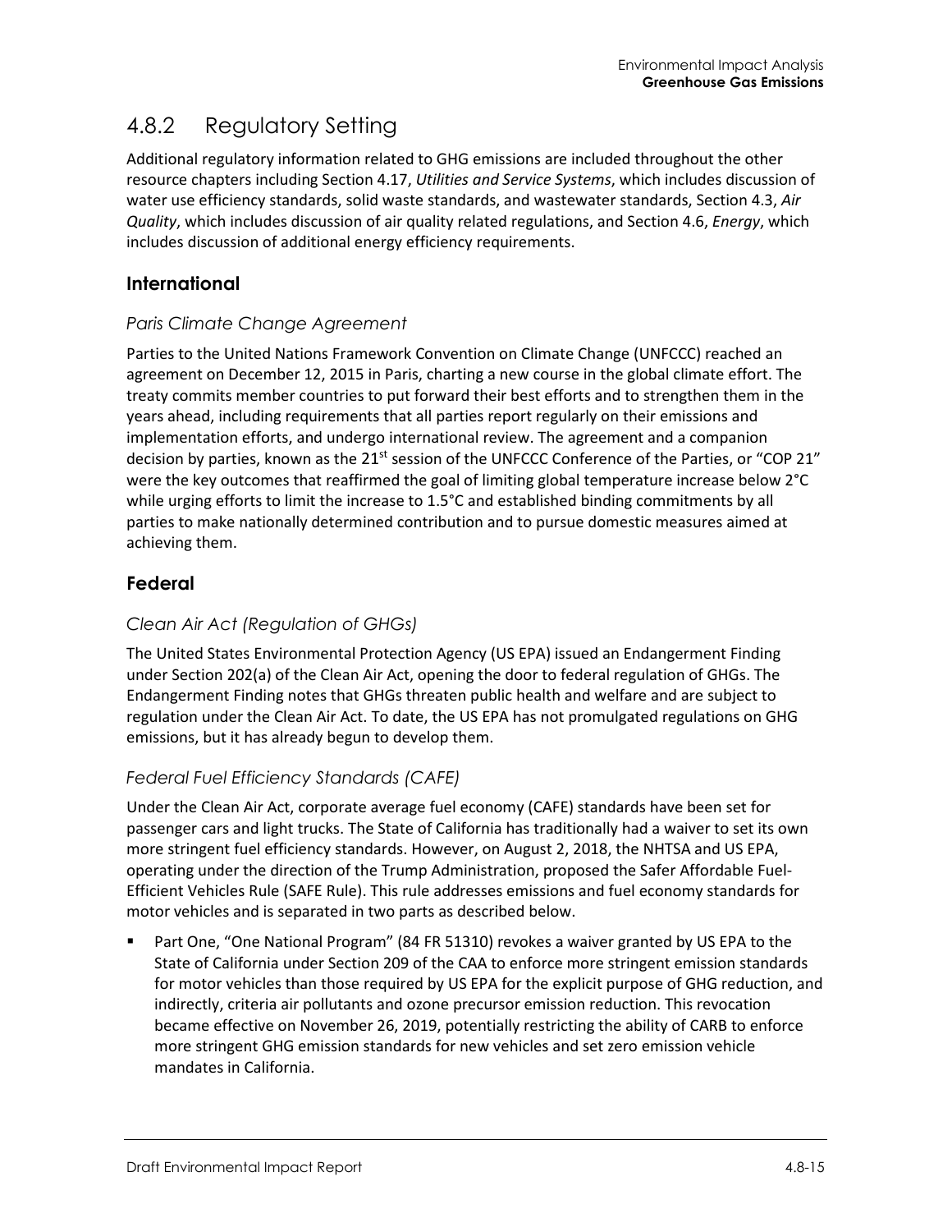## 4.8.2 Regulatory Setting

Additional regulatory information related to GHG emissions are included throughout the other resource chapters including Section 4.17, *Utilities and Service Systems*, which includes discussion of water use efficiency standards, solid waste standards, and wastewater standards, Section 4.3, *Air Quality*, which includes discussion of air quality related regulations, and Section 4.6, *Energy*, which includes discussion of additional energy efficiency requirements.

### International

#### *Paris Climate Change Agreement*

Parties to the United Nations Framework Convention on Climate Change (UNFCCC) reached an agreement on December 12, 2015 in Paris, charting a new course in the global climate effort. The treaty commits member countries to put forward their best efforts and to strengthen them in the years ahead, including requirements that all parties report regularly on their emissions and implementation efforts, and undergo international review. The agreement and a companion decision by parties, known as the 21st session of the UNFCCC Conference of the Parties, or "COP 21" were the key outcomes that reaffirmed the goal of limiting global temperature increase below 2°C while urging efforts to limit the increase to 1.5°C and established binding commitments by all parties to make nationally determined contribution and to pursue domestic measures aimed at achieving them.

### Federal

#### *Clean Air Act (Regulation of GHGs)*

The United States Environmental Protection Agency (US EPA) issued an Endangerment Finding under Section 202(a) of the Clean Air Act, opening the door to federal regulation of GHGs. The Endangerment Finding notes that GHGs threaten public health and welfare and are subject to regulation under the Clean Air Act. To date, the US EPA has not promulgated regulations on GHG emissions, but it has already begun to develop them.

#### *Federal Fuel Efficiency Standards (CAFE)*

Under the Clean Air Act, corporate average fuel economy (CAFE) standards have been set for passenger cars and light trucks. The State of California has traditionally had a waiver to set its own more stringent fuel efficiency standards. However, on August 2, 2018, the NHTSA and US EPA, operating under the direction of the Trump Administration, proposed the Safer Affordable Fuel-Efficient Vehicles Rule (SAFE Rule). This rule addresses emissions and fuel economy standards for motor vehicles and is separated in two parts as described below.

- Part One, "One National Program" (84 FR 51310) revokes a waiver granted by US EPA to the State of California under Section 209 of the CAA to enforce more stringent emission standards for motor vehicles than those required by US EPA for the explicit purpose of GHG reduction, and indirectly, criteria air pollutants and ozone precursor emission reduction. This revocation became effective on November 26, 2019, potentially restricting the ability of CARB to enforce more stringent GHG emission standards for new vehicles and set zero emission vehicle mandates in California.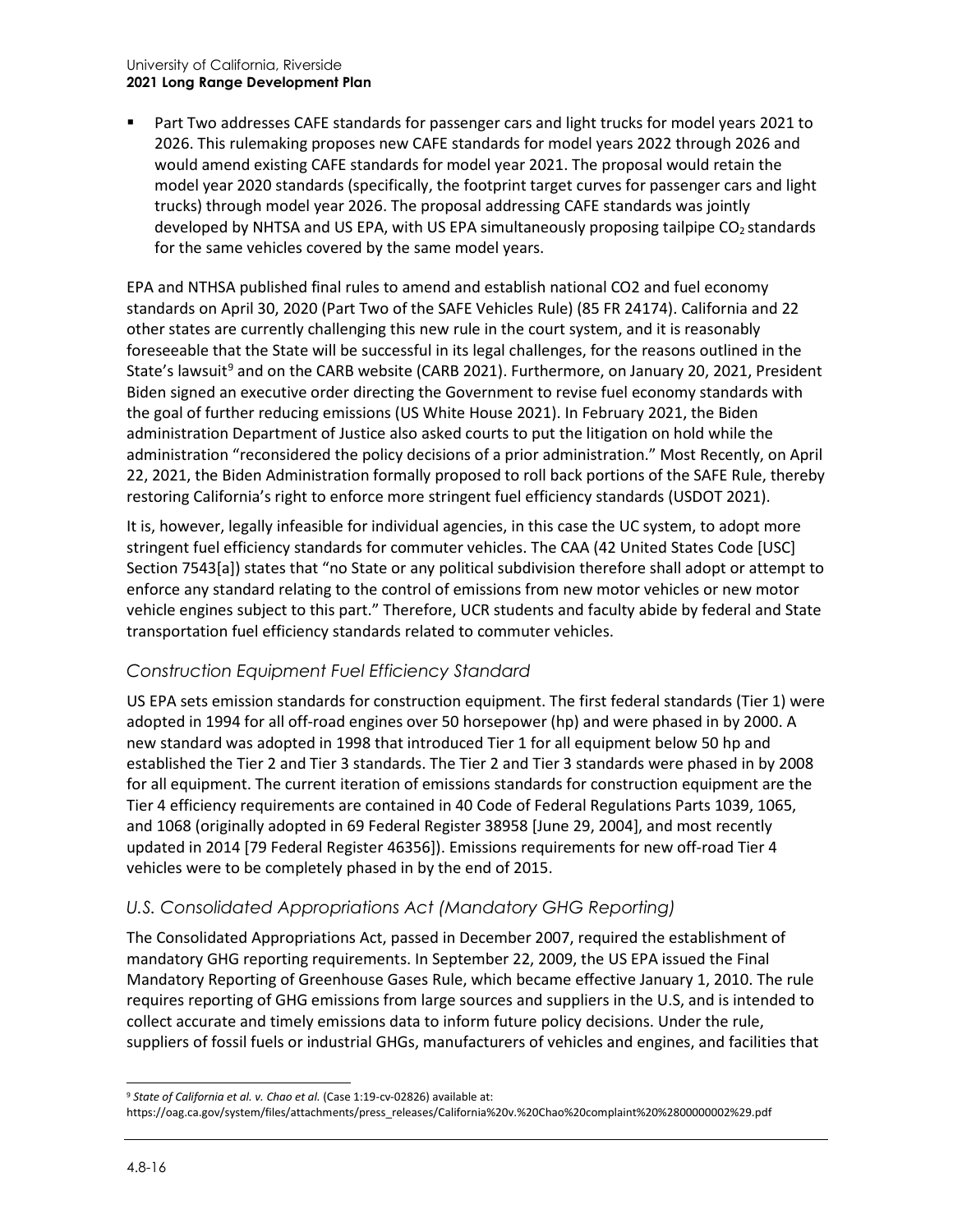- Part Two addresses CAFE standards for passenger cars and light trucks for model years 2021 to 2026. This rulemaking proposes new CAFE standards for model years 2022 through 2026 and would amend existing CAFE standards for model year 2021. The proposal would retain the model year 2020 standards (specifically, the footprint target curves for passenger cars and light trucks) through model year 2026. The proposal addressing CAFE standards was jointly developed by NHTSA and US EPA, with US EPA simultaneously proposing tailpipe $CO_2$ standards for the same vehicles covered by the same model years.

EPA and NTHSA published final rules to amend and establish national CO2 and fuel economy standards on April 30, 2020 (Part Two of the SAFE Vehicles Rule) (85 FR 24174). California and 22 other states are currently challenging this new rule in the court system, and it is reasonably foreseeable that the State will be successful in its legal challenges, for the reasons outlined in the State's lawsuit[9] and on the CARB website (CARB 2021). Furthermore, on January 20, 2021, President Biden signed an executive order directing the Government to revise fuel economy standards with the goal of further reducing emissions (US White House 2021). In February 2021, the Biden administration Department of Justice also asked courts to put the litigation on hold while the administration "reconsidered the policy decisions of a prior administration." Most Recently, on April 22, 2021, the Biden Administration formally proposed to roll back portions of the SAFE Rule, thereby restoring California's right to enforce more stringent fuel efficiency standards (USDOT 2021).

It is, however, legally infeasible for individual agencies, in this case the UC system, to adopt more stringent fuel efficiency standards for commuter vehicles. The CAA (42 United States Code [USC] Section 7543[a]) states that "no State or any political subdivision therefore shall adopt or attempt to enforce any standard relating to the control of emissions from new motor vehicles or new motor vehicle engines subject to this part." Therefore, UCR students and faculty abide by federal and State transportation fuel efficiency standards related to commuter vehicles.

### *Construction Equipment Fuel Efficiency Standard*

US EPA sets emission standards for construction equipment. The first federal standards (Tier 1) were adopted in 1994 for all off-road engines over 50 horsepower (hp) and were phased in by 2000. A new standard was adopted in 1998 that introduced Tier 1 for all equipment below 50 hp and established the Tier 2 and Tier 3 standards. The Tier 2 and Tier 3 standards were phased in by 2008 for all equipment. The current iteration of emissions standards for construction equipment are the Tier 4 efficiency requirements are contained in 40 Code of Federal Regulations Parts 1039, 1065, and 1068 (originally adopted in 69 Federal Register 38958 [June 29, 2004], and most recently updated in 2014 [79 Federal Register 46356]). Emissions requirements for new off-road Tier 4 vehicles were to be completely phased in by the end of 2015.

### *U.S. Consolidated Appropriations Act (Mandatory GHG Reporting)*

The Consolidated Appropriations Act, passed in December 2007, required the establishment of mandatory GHG reporting requirements. In September 22, 2009, the US EPA issued the Final Mandatory Reporting of Greenhouse Gases Rule, which became effective January 1, 2010. The rule requires reporting of GHG emissions from large sources and suppliers in the U.S, and is intended to collect accurate and timely emissions data to inform future policy decisions. Under the rule, suppliers of fossil fuels or industrial GHGs, manufacturers of vehicles and engines, and facilities that

[9] *State of California et al. v. Chao et al.* (Case 1:19-cv-02826) available at: https://oag.ca.gov/system/files/attachments/press_releases/California%20v.%20Chao%20complaint%20%2800000002%29.pdf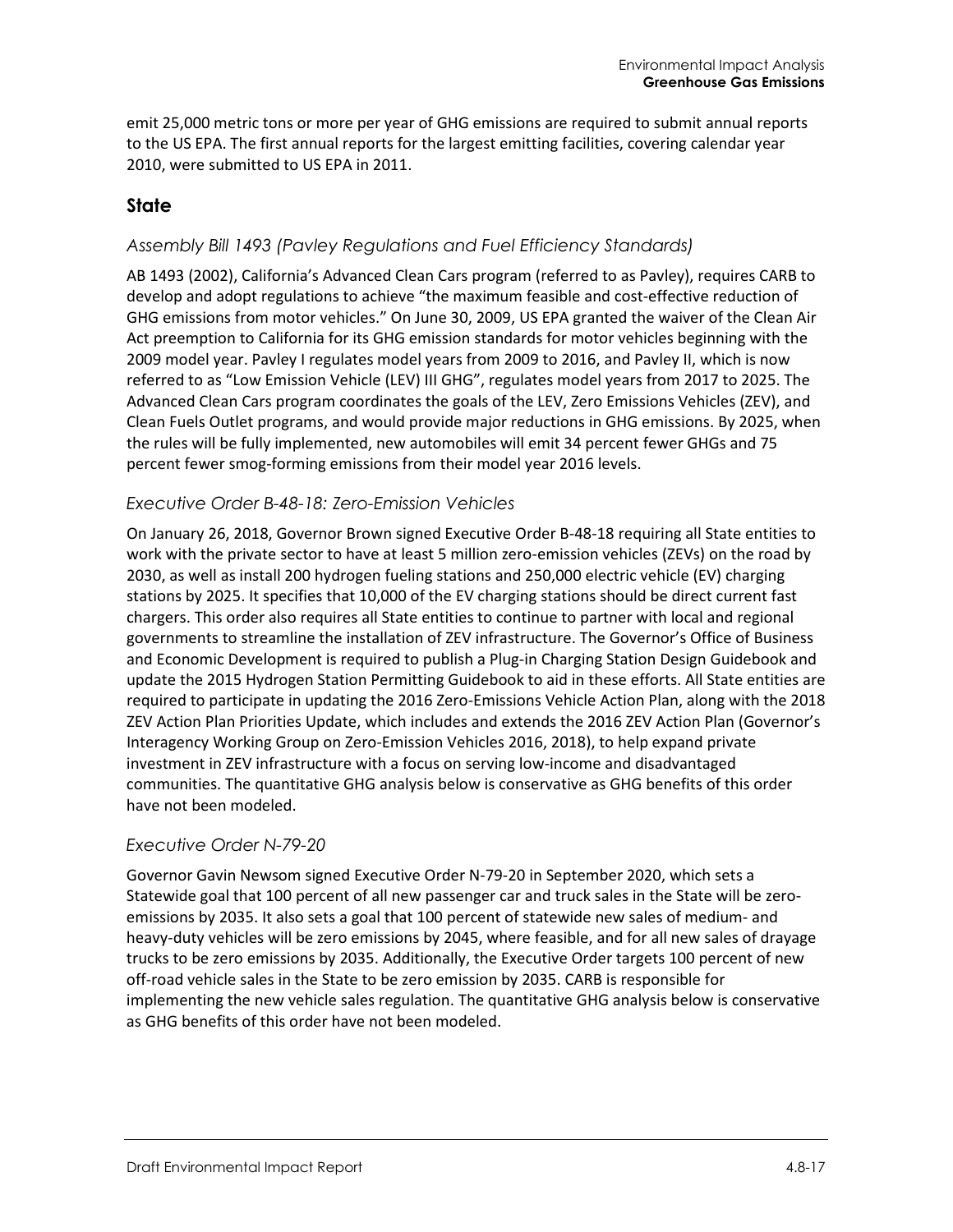emit 25,000 metric tons or more per year of GHG emissions are required to submit annual reports to the US EPA. The first annual reports for the largest emitting facilities, covering calendar year 2010, were submitted to US EPA in 2011.

## State

### *Assembly Bill 1493 (Pavley Regulations and Fuel Efficiency Standards)*

AB 1493 (2002), California's Advanced Clean Cars program (referred to as Pavley), requires CARB to develop and adopt regulations to achieve "the maximum feasible and cost-effective reduction of GHG emissions from motor vehicles." On June 30, 2009, US EPA granted the waiver of the Clean Air Act preemption to California for its GHG emission standards for motor vehicles beginning with the 2009 model year. Pavley I regulates model years from 2009 to 2016, and Pavley II, which is now referred to as "Low Emission Vehicle (LEV) III GHG", regulates model years from 2017 to 2025. The Advanced Clean Cars program coordinates the goals of the LEV, Zero Emissions Vehicles (ZEV), and Clean Fuels Outlet programs, and would provide major reductions in GHG emissions. By 2025, when the rules will be fully implemented, new automobiles will emit 34 percent fewer GHGs and 75 percent fewer smog-forming emissions from their model year 2016 levels.

### *Executive Order B-48-18: Zero-Emission Vehicles*

On January 26, 2018, Governor Brown signed Executive Order B-48-18 requiring all State entities to work with the private sector to have at least 5 million zero-emission vehicles (ZEVs) on the road by 2030, as well as install 200 hydrogen fueling stations and 250,000 electric vehicle (EV) charging stations by 2025. It specifies that 10,000 of the EV charging stations should be direct current fast chargers. This order also requires all State entities to continue to partner with local and regional governments to streamline the installation of ZEV infrastructure. The Governor's Office of Business and Economic Development is required to publish a Plug-in Charging Station Design Guidebook and update the 2015 Hydrogen Station Permitting Guidebook to aid in these efforts. All State entities are required to participate in updating the 2016 Zero-Emissions Vehicle Action Plan, along with the 2018 ZEV Action Plan Priorities Update, which includes and extends the 2016 ZEV Action Plan (Governor's Interagency Working Group on Zero-Emission Vehicles 2016, 2018), to help expand private investment in ZEV infrastructure with a focus on serving low-income and disadvantaged communities. The quantitative GHG analysis below is conservative as GHG benefits of this order have not been modeled.

### *Executive Order N-79-20*

Governor Gavin Newsom signed Executive Order N-79-20 in September 2020, which sets a Statewide goal that 100 percent of all new passenger car and truck sales in the State will be zero-emissions by 2035. It also sets a goal that 100 percent of statewide new sales of medium- and heavy-duty vehicles will be zero emissions by 2045, where feasible, and for all new sales of drayage trucks to be zero emissions by 2035. Additionally, the Executive Order targets 100 percent of new off-road vehicle sales in the State to be zero emission by 2035. CARB is responsible for implementing the new vehicle sales regulation. The quantitative GHG analysis below is conservative as GHG benefits of this order have not been modeled.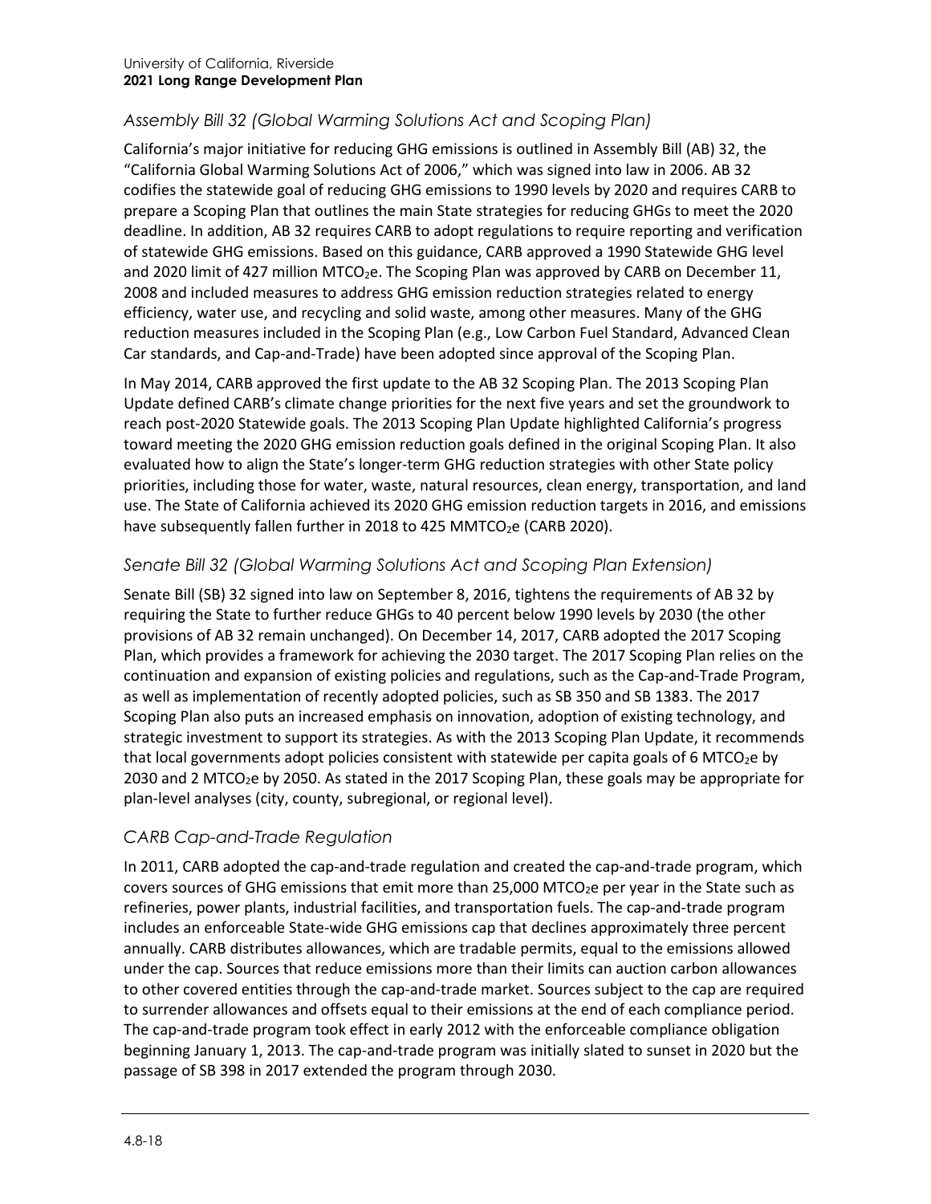### *Assembly Bill 32 (Global Warming Solutions Act and Scoping Plan)*

California's major initiative for reducing GHG emissions is outlined in Assembly Bill (AB) 32, the "California Global Warming Solutions Act of 2006," which was signed into law in 2006. AB 32 codifies the statewide goal of reducing GHG emissions to 1990 levels by 2020 and requires CARB to prepare a Scoping Plan that outlines the main State strategies for reducing GHGs to meet the 2020 deadline. In addition, AB 32 requires CARB to adopt regulations to require reporting and verification of statewide GHG emissions. Based on this guidance, CARB approved a 1990 Statewide GHG level and 2020 limit of 427 million $MTCO_2e$. The Scoping Plan was approved by CARB on December 11, 2008 and included measures to address GHG emission reduction strategies related to energy efficiency, water use, and recycling and solid waste, among other measures. Many of the GHG reduction measures included in the Scoping Plan (e.g., Low Carbon Fuel Standard, Advanced Clean Car standards, and Cap-and-Trade) have been adopted since approval of the Scoping Plan.

In May 2014, CARB approved the first update to the AB 32 Scoping Plan. The 2013 Scoping Plan Update defined CARB's climate change priorities for the next five years and set the groundwork to reach post-2020 Statewide goals. The 2013 Scoping Plan Update highlighted California's progress toward meeting the 2020 GHG emission reduction goals defined in the original Scoping Plan. It also evaluated how to align the State's longer-term GHG reduction strategies with other State policy priorities, including those for water, waste, natural resources, clean energy, transportation, and land use. The State of California achieved its 2020 GHG emission reduction targets in 2016, and emissions have subsequently fallen further in 2018 to 425 $MMTCO_2e$ (CARB 2020).

### *Senate Bill 32 (Global Warming Solutions Act and Scoping Plan Extension)*

Senate Bill (SB) 32 signed into law on September 8, 2016, tightens the requirements of AB 32 by requiring the State to further reduce GHGs to 40 percent below 1990 levels by 2030 (the other provisions of AB 32 remain unchanged). On December 14, 2017, CARB adopted the 2017 Scoping Plan, which provides a framework for achieving the 2030 target. The 2017 Scoping Plan relies on the continuation and expansion of existing policies and regulations, such as the Cap-and-Trade Program, as well as implementation of recently adopted policies, such as SB 350 and SB 1383. The 2017 Scoping Plan also puts an increased emphasis on innovation, adoption of existing technology, and strategic investment to support its strategies. As with the 2013 Scoping Plan Update, it recommends that local governments adopt policies consistent with statewide per capita goals of 6 $MTCO_2e$ by 2030 and 2 $MTCO_2e$ by 2050. As stated in the 2017 Scoping Plan, these goals may be appropriate for plan-level analyses (city, county, subregional, or regional level).

### *CARB Cap-and-Trade Regulation*

In 2011, CARB adopted the cap-and-trade regulation and created the cap-and-trade program, which covers sources of GHG emissions that emit more than 25,000 $MTCO_2e$ per year in the State such as refineries, power plants, industrial facilities, and transportation fuels. The cap-and-trade program includes an enforceable State-wide GHG emissions cap that declines approximately three percent annually. CARB distributes allowances, which are tradable permits, equal to the emissions allowed under the cap. Sources that reduce emissions more than their limits can auction carbon allowances to other covered entities through the cap-and-trade market. Sources subject to the cap are required to surrender allowances and offsets equal to their emissions at the end of each compliance period. The cap-and-trade program took effect in early 2012 with the enforceable compliance obligation beginning January 1, 2013. The cap-and-trade program was initially slated to sunset in 2020 but the passage of SB 398 in 2017 extended the program through 2030.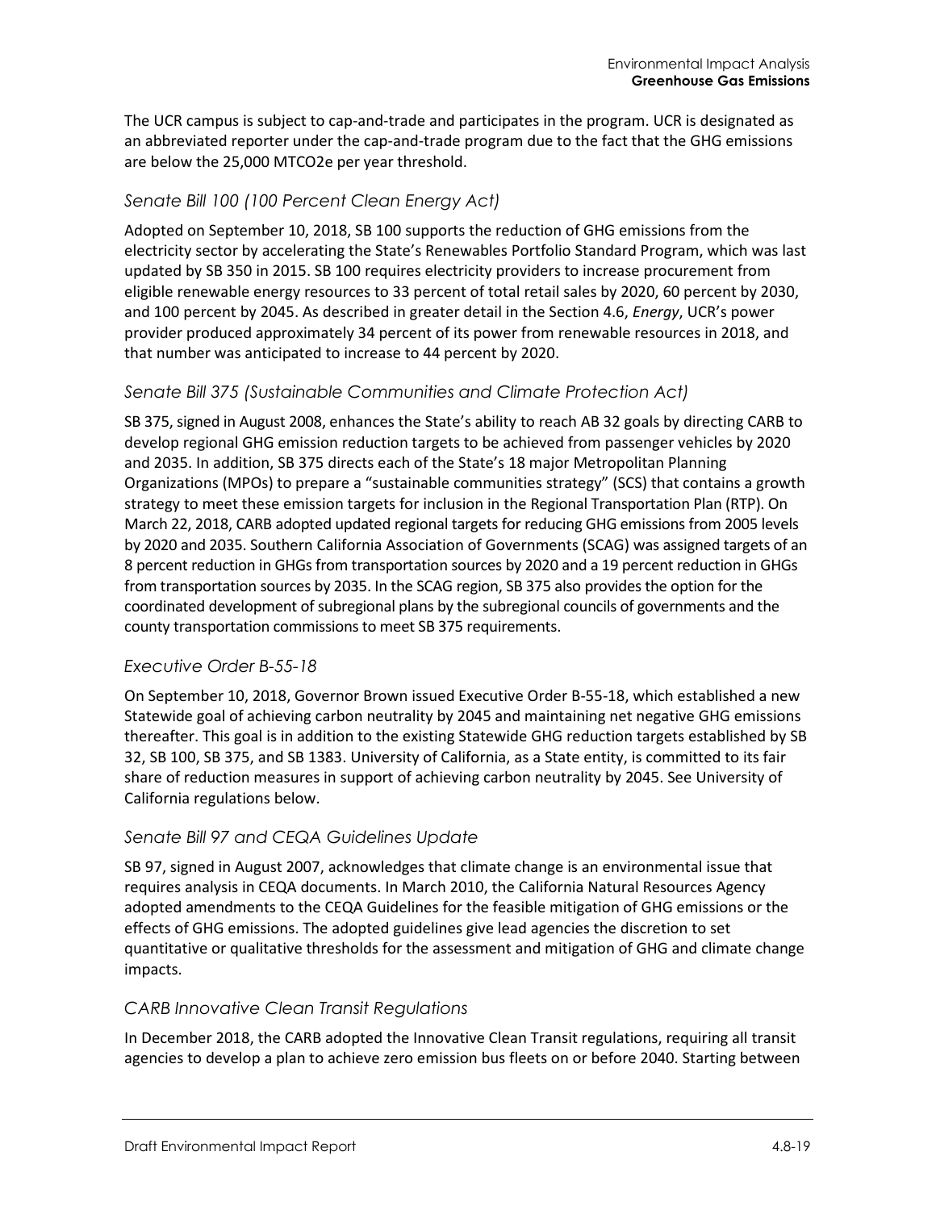The UCR campus is subject to cap-and-trade and participates in the program. UCR is designated as an abbreviated reporter under the cap-and-trade program due to the fact that the GHG emissions are below the 25,000 MTCO2e per year threshold.

### *Senate Bill 100 (100 Percent Clean Energy Act)*

Adopted on September 10, 2018, SB 100 supports the reduction of GHG emissions from the electricity sector by accelerating the State's Renewables Portfolio Standard Program, which was last updated by SB 350 in 2015. SB 100 requires electricity providers to increase procurement from eligible renewable energy resources to 33 percent of total retail sales by 2020, 60 percent by 2030, and 100 percent by 2045. As described in greater detail in the Section 4.6, *Energy*, UCR's power provider produced approximately 34 percent of its power from renewable resources in 2018, and that number was anticipated to increase to 44 percent by 2020.

### *Senate Bill 375 (Sustainable Communities and Climate Protection Act)*

SB 375, signed in August 2008, enhances the State's ability to reach AB 32 goals by directing CARB to develop regional GHG emission reduction targets to be achieved from passenger vehicles by 2020 and 2035. In addition, SB 375 directs each of the State's 18 major Metropolitan Planning Organizations (MPOs) to prepare a "sustainable communities strategy" (SCS) that contains a growth strategy to meet these emission targets for inclusion in the Regional Transportation Plan (RTP). On March 22, 2018, CARB adopted updated regional targets for reducing GHG emissions from 2005 levels by 2020 and 2035. Southern California Association of Governments (SCAG) was assigned targets of an 8 percent reduction in GHGs from transportation sources by 2020 and a 19 percent reduction in GHGs from transportation sources by 2035. In the SCAG region, SB 375 also provides the option for the coordinated development of subregional plans by the subregional councils of governments and the county transportation commissions to meet SB 375 requirements.

### *Executive Order B-55-18*

On September 10, 2018, Governor Brown issued Executive Order B-55-18, which established a new Statewide goal of achieving carbon neutrality by 2045 and maintaining net negative GHG emissions thereafter. This goal is in addition to the existing Statewide GHG reduction targets established by SB 32, SB 100, SB 375, and SB 1383. University of California, as a State entity, is committed to its fair share of reduction measures in support of achieving carbon neutrality by 2045. See University of California regulations below.

### *Senate Bill 97 and CEQA Guidelines Update*

SB 97, signed in August 2007, acknowledges that climate change is an environmental issue that requires analysis in CEQA documents. In March 2010, the California Natural Resources Agency adopted amendments to the CEQA Guidelines for the feasible mitigation of GHG emissions or the effects of GHG emissions. The adopted guidelines give lead agencies the discretion to set quantitative or qualitative thresholds for the assessment and mitigation of GHG and climate change impacts.

### *CARB Innovative Clean Transit Regulations*

In December 2018, the CARB adopted the Innovative Clean Transit regulations, requiring all transit agencies to develop a plan to achieve zero emission bus fleets on or before 2040. Starting between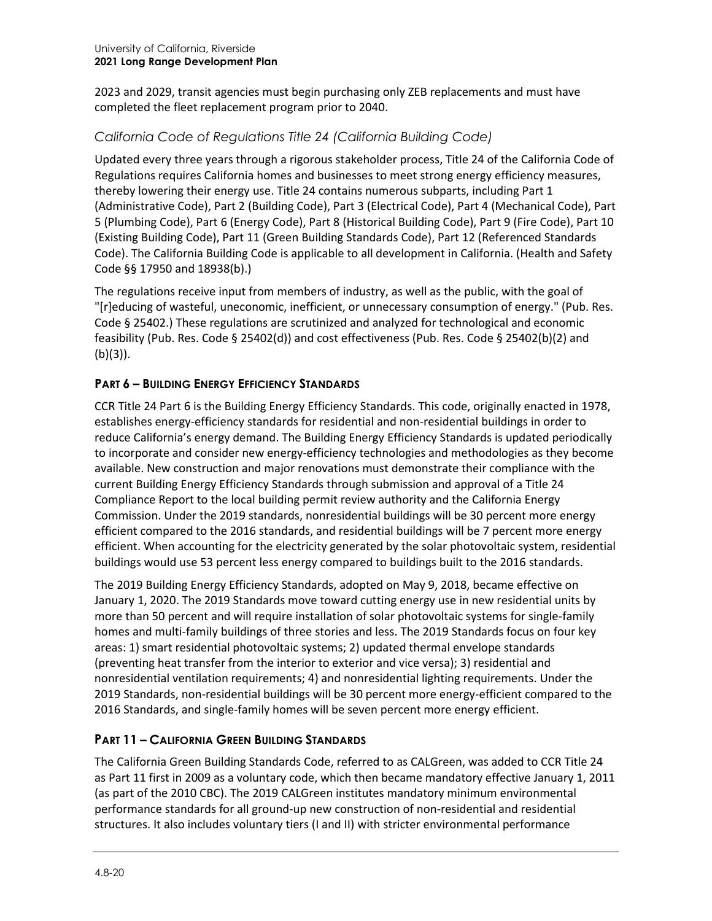2023 and 2029, transit agencies must begin purchasing only ZEB replacements and must have completed the fleet replacement program prior to 2040.

### *California Code of Regulations Title 24 (California Building Code)*

Updated every three years through a rigorous stakeholder process, Title 24 of the California Code of Regulations requires California homes and businesses to meet strong energy efficiency measures, thereby lowering their energy use. Title 24 contains numerous subparts, including Part 1 (Administrative Code), Part 2 (Building Code), Part 3 (Electrical Code), Part 4 (Mechanical Code), Part 5 (Plumbing Code), Part 6 (Energy Code), Part 8 (Historical Building Code), Part 9 (Fire Code), Part 10 (Existing Building Code), Part 11 (Green Building Standards Code), Part 12 (Referenced Standards Code). The California Building Code is applicable to all development in California. (Health and Safety Code §§ 17950 and 18938(b).)

The regulations receive input from members of industry, as well as the public, with the goal of "[r]educing of wasteful, uneconomic, inefficient, or unnecessary consumption of energy." (Pub. Res. Code § 25402.) These regulations are scrutinized and analyzed for technological and economic feasibility (Pub. Res. Code § 25402(d)) and cost effectiveness (Pub. Res. Code § 25402(b)(2) and (b)(3)).

#### PART 6 – BUILDING ENERGY EFFICIENCY STANDARDS

CCR Title 24 Part 6 is the Building Energy Efficiency Standards. This code, originally enacted in 1978, establishes energy-efficiency standards for residential and non-residential buildings in order to reduce California's energy demand. The Building Energy Efficiency Standards is updated periodically to incorporate and consider new energy-efficiency technologies and methodologies as they become available. New construction and major renovations must demonstrate their compliance with the current Building Energy Efficiency Standards through submission and approval of a Title 24 Compliance Report to the local building permit review authority and the California Energy Commission. Under the 2019 standards, nonresidential buildings will be 30 percent more energy efficient compared to the 2016 standards, and residential buildings will be 7 percent more energy efficient. When accounting for the electricity generated by the solar photovoltaic system, residential buildings would use 53 percent less energy compared to buildings built to the 2016 standards.

The 2019 Building Energy Efficiency Standards, adopted on May 9, 2018, became effective on January 1, 2020. The 2019 Standards move toward cutting energy use in new residential units by more than 50 percent and will require installation of solar photovoltaic systems for single-family homes and multi-family buildings of three stories and less. The 2019 Standards focus on four key areas: 1) smart residential photovoltaic systems; 2) updated thermal envelope standards (preventing heat transfer from the interior to exterior and vice versa); 3) residential and nonresidential ventilation requirements; 4) and nonresidential lighting requirements. Under the 2019 Standards, non-residential buildings will be 30 percent more energy-efficient compared to the 2016 Standards, and single-family homes will be seven percent more energy efficient.

#### PART 11 – CALIFORNIA GREEN BUILDING STANDARDS

The California Green Building Standards Code, referred to as CALGreen, was added to CCR Title 24 as Part 11 first in 2009 as a voluntary code, which then became mandatory effective January 1, 2011 (as part of the 2010 CBC). The 2019 CALGreen institutes mandatory minimum environmental performance standards for all ground-up new construction of non-residential and residential structures. It also includes voluntary tiers (I and II) with stricter environmental performance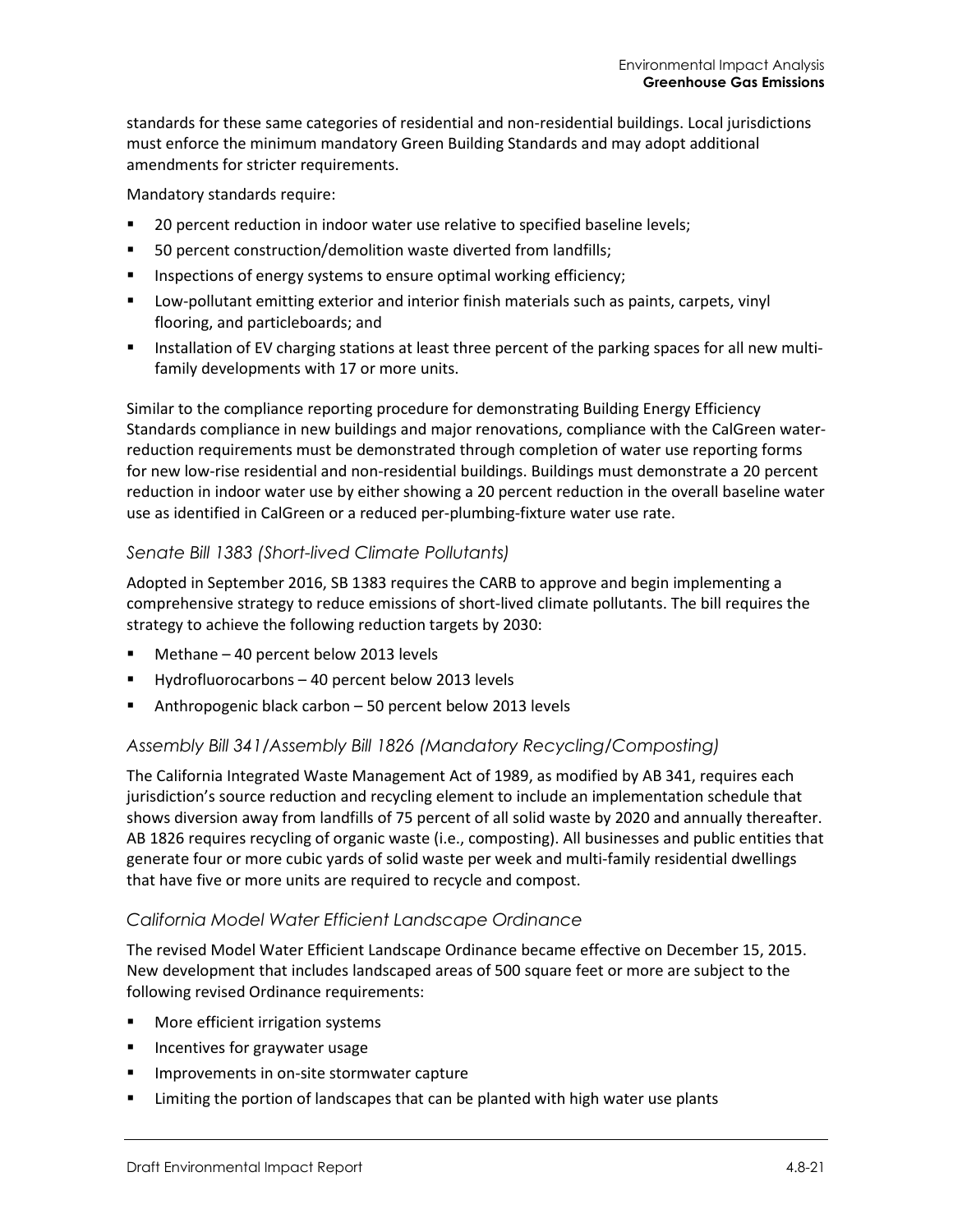standards for these same categories of residential and non-residential buildings. Local jurisdictions must enforce the minimum mandatory Green Building Standards and may adopt additional amendments for stricter requirements.

Mandatory standards require:

- 20 percent reduction in indoor water use relative to specified baseline levels;
- 50 percent construction/demolition waste diverted from landfills;
- Inspections of energy systems to ensure optimal working efficiency;
- Low-pollutant emitting exterior and interior finish materials such as paints, carpets, vinyl flooring, and particleboards; and
- Installation of EV charging stations at least three percent of the parking spaces for all new multi-family developments with 17 or more units.

Similar to the compliance reporting procedure for demonstrating Building Energy Efficiency Standards compliance in new buildings and major renovations, compliance with the CalGreen water-reduction requirements must be demonstrated through completion of water use reporting forms for new low-rise residential and non-residential buildings. Buildings must demonstrate a 20 percent reduction in indoor water use by either showing a 20 percent reduction in the overall baseline water use as identified in CalGreen or a reduced per-plumbing-fixture water use rate.

### *Senate Bill 1383 (Short-lived Climate Pollutants)*

Adopted in September 2016, SB 1383 requires the CARB to approve and begin implementing a comprehensive strategy to reduce emissions of short-lived climate pollutants. The bill requires the strategy to achieve the following reduction targets by 2030:

- Methane – 40 percent below 2013 levels
- Hydrofluorocarbons – 40 percent below 2013 levels
- Anthropogenic black carbon – 50 percent below 2013 levels

### *Assembly Bill 341/Assembly Bill 1826 (Mandatory Recycling/Composting)*

The California Integrated Waste Management Act of 1989, as modified by AB 341, requires each jurisdiction's source reduction and recycling element to include an implementation schedule that shows diversion away from landfills of 75 percent of all solid waste by 2020 and annually thereafter. AB 1826 requires recycling of organic waste (i.e., composting). All businesses and public entities that generate four or more cubic yards of solid waste per week and multi-family residential dwellings that have five or more units are required to recycle and compost.

### *California Model Water Efficient Landscape Ordinance*

The revised Model Water Efficient Landscape Ordinance became effective on December 15, 2015. New development that includes landscaped areas of 500 square feet or more are subject to the following revised Ordinance requirements:

- More efficient irrigation systems
- Incentives for graywater usage
- Improvements in on-site stormwater capture
- Limiting the portion of landscapes that can be planted with high water use plants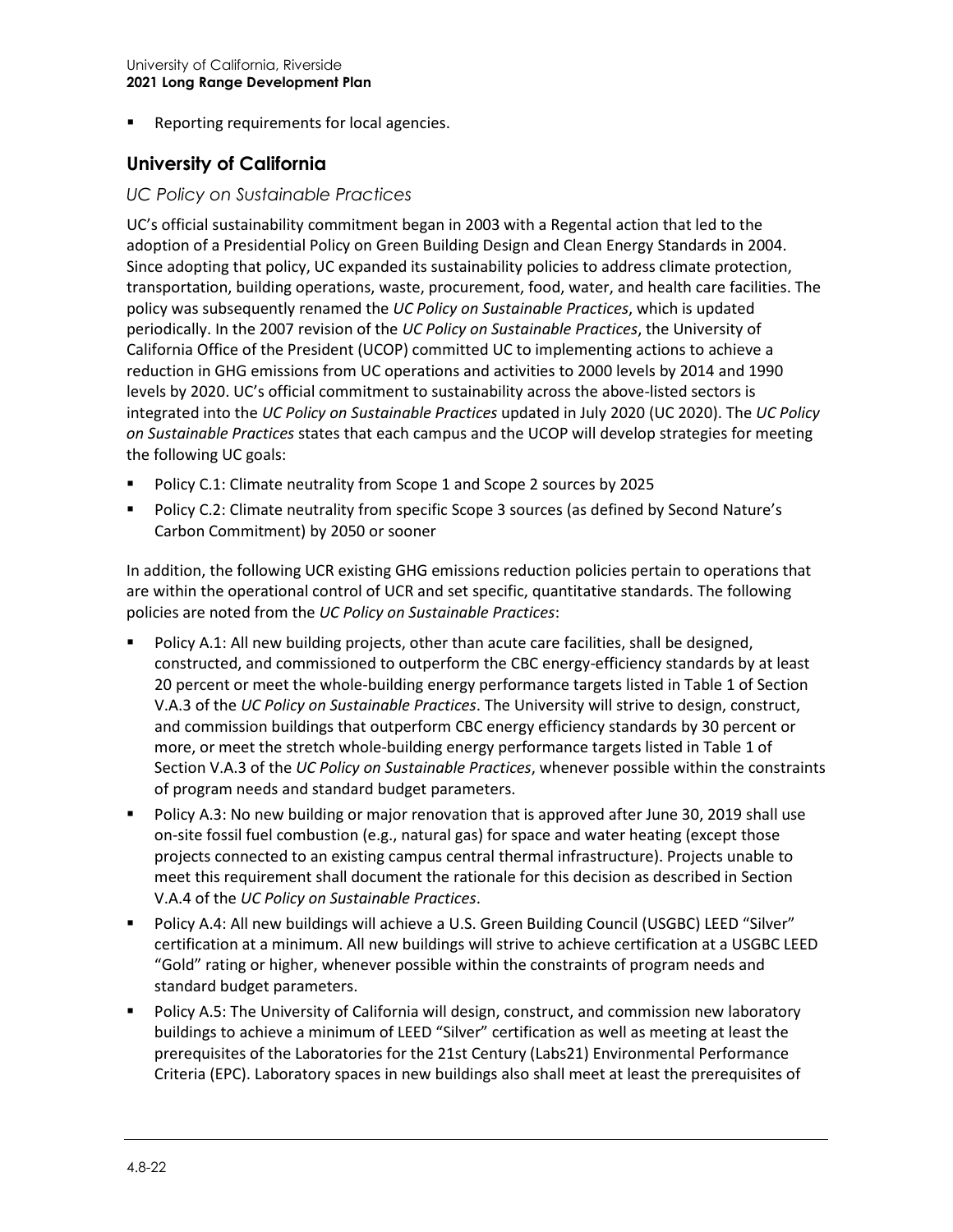- Reporting requirements for local agencies.

## University of California

### *UC Policy on Sustainable Practices*

UC's official sustainability commitment began in 2003 with a Regental action that led to the adoption of a Presidential Policy on Green Building Design and Clean Energy Standards in 2004. Since adopting that policy, UC expanded its sustainability policies to address climate protection, transportation, building operations, waste, procurement, food, water, and health care facilities. The policy was subsequently renamed the *UC Policy on Sustainable Practices*, which is updated periodically. In the 2007 revision of the *UC Policy on Sustainable Practices*, the University of California Office of the President (UCOP) committed UC to implementing actions to achieve a reduction in GHG emissions from UC operations and activities to 2000 levels by 2014 and 1990 levels by 2020. UC's official commitment to sustainability across the above-listed sectors is integrated into the *UC Policy on Sustainable Practices* updated in July 2020 (UC 2020). The *UC Policy on Sustainable Practices* states that each campus and the UCOP will develop strategies for meeting the following UC goals:

- Policy C.1: Climate neutrality from Scope 1 and Scope 2 sources by 2025
- Policy C.2: Climate neutrality from specific Scope 3 sources (as defined by Second Nature's Carbon Commitment) by 2050 or sooner

In addition, the following UCR existing GHG emissions reduction policies pertain to operations that are within the operational control of UCR and set specific, quantitative standards. The following policies are noted from the *UC Policy on Sustainable Practices*:

- Policy A.1: All new building projects, other than acute care facilities, shall be designed, constructed, and commissioned to outperform the CBC energy-efficiency standards by at least 20 percent or meet the whole-building energy performance targets listed in Table 1 of Section V.A.3 of the *UC Policy on Sustainable Practices*. The University will strive to design, construct, and commission buildings that outperform CBC energy efficiency standards by 30 percent or more, or meet the stretch whole-building energy performance targets listed in Table 1 of Section V.A.3 of the *UC Policy on Sustainable Practices*, whenever possible within the constraints of program needs and standard budget parameters.
- Policy A.3: No new building or major renovation that is approved after June 30, 2019 shall use on-site fossil fuel combustion (e.g., natural gas) for space and water heating (except those projects connected to an existing campus central thermal infrastructure). Projects unable to meet this requirement shall document the rationale for this decision as described in Section V.A.4 of the *UC Policy on Sustainable Practices*.
- Policy A.4: All new buildings will achieve a U.S. Green Building Council (USGBC) LEED "Silver" certification at a minimum. All new buildings will strive to achieve certification at a USGBC LEED "Gold" rating or higher, whenever possible within the constraints of program needs and standard budget parameters.
- Policy A.5: The University of California will design, construct, and commission new laboratory buildings to achieve a minimum of LEED "Silver" certification as well as meeting at least the prerequisites of the Laboratories for the 21st Century (Labs21) Environmental Performance Criteria (EPC). Laboratory spaces in new buildings also shall meet at least the prerequisites of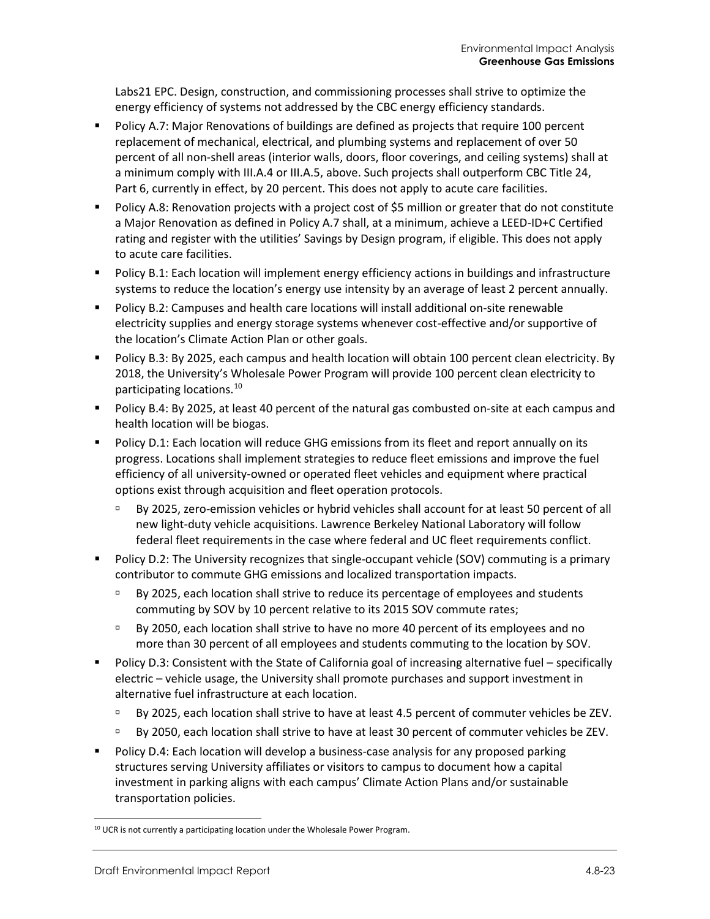Labs21 EPC. Design, construction, and commissioning processes shall strive to optimize the energy efficiency of systems not addressed by the CBC energy efficiency standards.

- Policy A.7: Major Renovations of buildings are defined as projects that require 100 percent replacement of mechanical, electrical, and plumbing systems and replacement of over 50 percent of all non-shell areas (interior walls, doors, floor coverings, and ceiling systems) shall at a minimum comply with III.A.4 or III.A.5, above. Such projects shall outperform CBC Title 24, Part 6, currently in effect, by 20 percent. This does not apply to acute care facilities.
- Policy A.8: Renovation projects with a project cost of $5 million or greater that do not constitute a Major Renovation as defined in Policy A.7 shall, at a minimum, achieve a LEED-ID+C Certified rating and register with the utilities' Savings by Design program, if eligible. This does not apply to acute care facilities.
- Policy B.1: Each location will implement energy efficiency actions in buildings and infrastructure systems to reduce the location's energy use intensity by an average of least 2 percent annually.
- Policy B.2: Campuses and health care locations will install additional on-site renewable electricity supplies and energy storage systems whenever cost-effective and/or supportive of the location's Climate Action Plan or other goals.
- Policy B.3: By 2025, each campus and health location will obtain 100 percent clean electricity. By 2018, the University's Wholesale Power Program will provide 100 percent clean electricity to participating locations.[10]
- Policy B.4: By 2025, at least 40 percent of the natural gas combusted on-site at each campus and health location will be biogas.
- Policy D.1: Each location will reduce GHG emissions from its fleet and report annually on its progress. Locations shall implement strategies to reduce fleet emissions and improve the fuel efficiency of all university-owned or operated fleet vehicles and equipment where practical options exist through acquisition and fleet operation protocols.
  - By 2025, zero-emission vehicles or hybrid vehicles shall account for at least 50 percent of all new light-duty vehicle acquisitions. Lawrence Berkeley National Laboratory will follow federal fleet requirements in the case where federal and UC fleet requirements conflict.
- Policy D.2: The University recognizes that single-occupant vehicle (SOV) commuting is a primary contributor to commute GHG emissions and localized transportation impacts.
  - By 2025, each location shall strive to reduce its percentage of employees and students commuting by SOV by 10 percent relative to its 2015 SOV commute rates;
  - By 2050, each location shall strive to have no more 40 percent of its employees and no more than 30 percent of all employees and students commuting to the location by SOV.
- Policy D.3: Consistent with the State of California goal of increasing alternative fuel – specifically electric – vehicle usage, the University shall promote purchases and support investment in alternative fuel infrastructure at each location.
  - By 2025, each location shall strive to have at least 4.5 percent of commuter vehicles be ZEV.
  - By 2050, each location shall strive to have at least 30 percent of commuter vehicles be ZEV.
- Policy D.4: Each location will develop a business-case analysis for any proposed parking structures serving University affiliates or visitors to campus to document how a capital investment in parking aligns with each campus' Climate Action Plans and/or sustainable transportation policies.

[10] UCR is not currently a participating location under the Wholesale Power Program.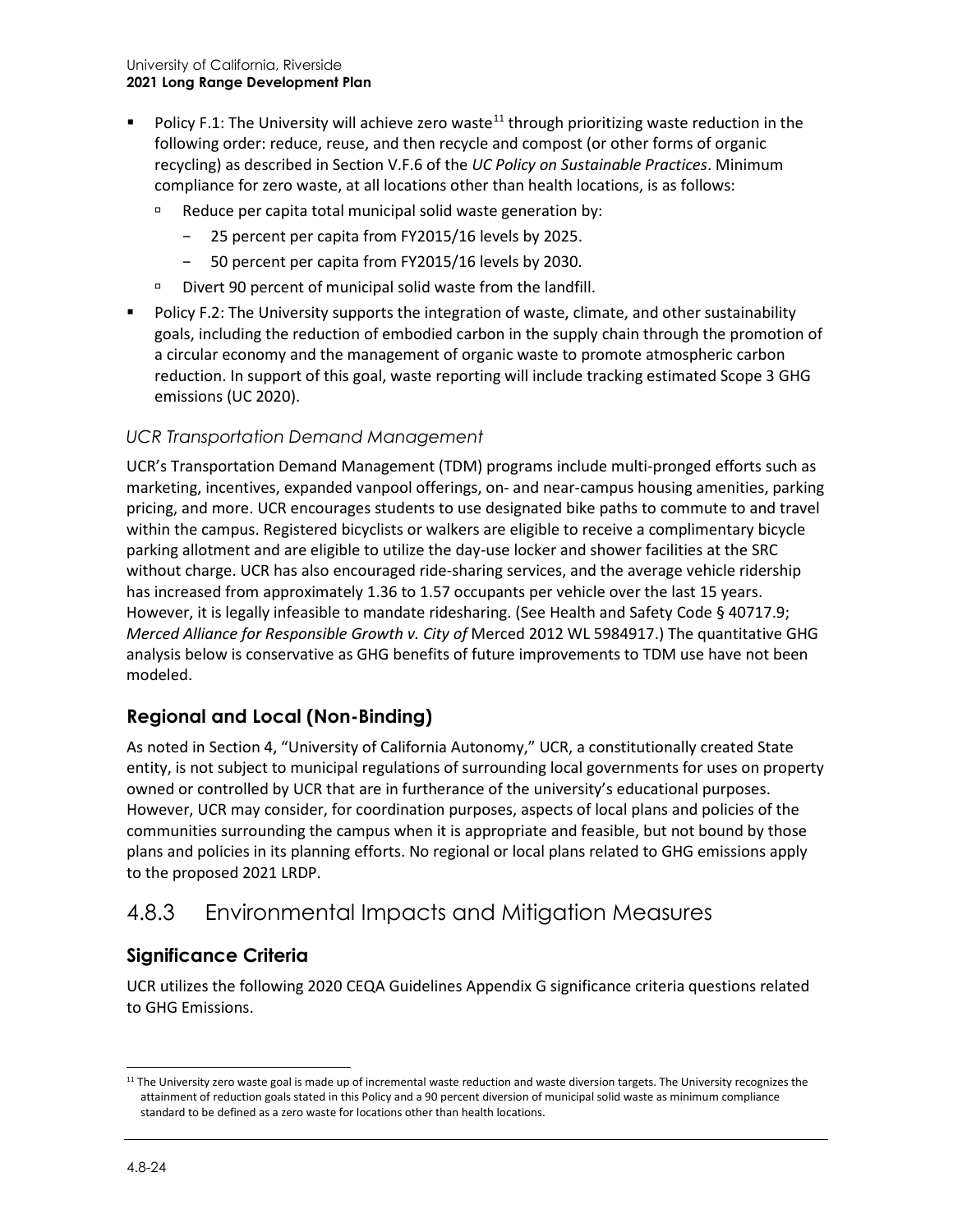- Policy F.1: The University will achieve zero waste[11] through prioritizing waste reduction in the following order: reduce, reuse, and then recycle and compost (or other forms of organic recycling) as described in Section V.F.6 of the *UC Policy on Sustainable Practices*. Minimum compliance for zero waste, at all locations other than health locations, is as follows:
  - Reduce per capita total municipal solid waste generation by:
    - 25 percent per capita from FY2015/16 levels by 2025.
    - 50 percent per capita from FY2015/16 levels by 2030.
  - Divert 90 percent of municipal solid waste from the landfill.
- Policy F.2: The University supports the integration of waste, climate, and other sustainability goals, including the reduction of embodied carbon in the supply chain through the promotion of a circular economy and the management of organic waste to promote atmospheric carbon reduction. In support of this goal, waste reporting will include tracking estimated Scope 3 GHG emissions (UC 2020).

### *UCR Transportation Demand Management*

UCR's Transportation Demand Management (TDM) programs include multi-pronged efforts such as marketing, incentives, expanded vanpool offerings, on- and near-campus housing amenities, parking pricing, and more. UCR encourages students to use designated bike paths to commute to and travel within the campus. Registered bicyclists or walkers are eligible to receive a complimentary bicycle parking allotment and are eligible to utilize the day-use locker and shower facilities at the SRC without charge. UCR has also encouraged ride-sharing services, and the average vehicle ridership has increased from approximately 1.36 to 1.57 occupants per vehicle over the last 15 years. However, it is legally infeasible to mandate ridesharing. (See Health and Safety Code § 40717.9; *Merced Alliance for Responsible Growth v. City of* Merced 2012 WL 5984917.) The quantitative GHG analysis below is conservative as GHG benefits of future improvements to TDM use have not been modeled.

## Regional and Local (Non-Binding)

As noted in Section 4, "University of California Autonomy," UCR, a constitutionally created State entity, is not subject to municipal regulations of surrounding local governments for uses on property owned or controlled by UCR that are in furtherance of the university's educational purposes. However, UCR may consider, for coordination purposes, aspects of local plans and policies of the communities surrounding the campus when it is appropriate and feasible, but not bound by those plans and policies in its planning efforts. No regional or local plans related to GHG emissions apply to the proposed 2021 LRDP.

# 4.8.3 Environmental Impacts and Mitigation Measures

## Significance Criteria

UCR utilizes the following 2020 CEQA Guidelines Appendix G significance criteria questions related to GHG Emissions.

[11] The University zero waste goal is made up of incremental waste reduction and waste diversion targets. The University recognizes the attainment of reduction goals stated in this Policy and a 90 percent diversion of municipal solid waste as minimum compliance standard to be defined as a zero waste for locations other than health locations.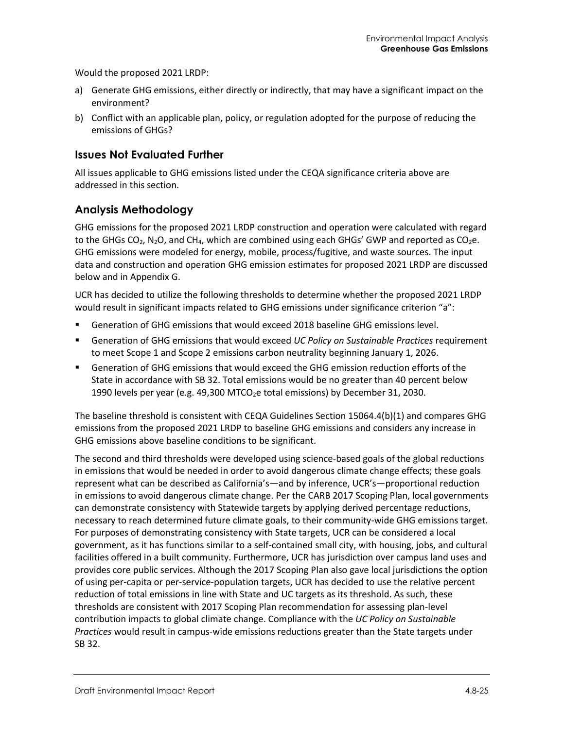Would the proposed 2021 LRDP:

a) Generate GHG emissions, either directly or indirectly, that may have a significant impact on the environment?
b) Conflict with an applicable plan, policy, or regulation adopted for the purpose of reducing the emissions of GHGs?

## Issues Not Evaluated Further

All issues applicable to GHG emissions listed under the CEQA significance criteria above are addressed in this section.

## Analysis Methodology

GHG emissions for the proposed 2021 LRDP construction and operation were calculated with regard to the GHGs $CO_2$, $N_2O$, and $CH_4$, which are combined using each GHGs' GWP and reported as $CO_2e$. GHG emissions were modeled for energy, mobile, process/fugitive, and waste sources. The input data and construction and operation GHG emission estimates for proposed 2021 LRDP are discussed below and in Appendix G.

UCR has decided to utilize the following thresholds to determine whether the proposed 2021 LRDP would result in significant impacts related to GHG emissions under significance criterion "a":

- Generation of GHG emissions that would exceed 2018 baseline GHG emissions level.
- Generation of GHG emissions that would exceed *UC Policy on Sustainable Practices* requirement to meet Scope 1 and Scope 2 emissions carbon neutrality beginning January 1, 2026.
- Generation of GHG emissions that would exceed the GHG emission reduction efforts of the State in accordance with SB 32. Total emissions would be no greater than 40 percent below 1990 levels per year (e.g. 49,300 $MTCO_2e$ total emissions) by December 31, 2030.

The baseline threshold is consistent with CEQA Guidelines Section 15064.4(b)(1) and compares GHG emissions from the proposed 2021 LRDP to baseline GHG emissions and considers any increase in GHG emissions above baseline conditions to be significant.

The second and third thresholds were developed using science-based goals of the global reductions in emissions that would be needed in order to avoid dangerous climate change effects; these goals represent what can be described as California's—and by inference, UCR's—proportional reduction in emissions to avoid dangerous climate change. Per the CARB 2017 Scoping Plan, local governments can demonstrate consistency with Statewide targets by applying derived percentage reductions, necessary to reach determined future climate goals, to their community-wide GHG emissions target. For purposes of demonstrating consistency with State targets, UCR can be considered a local government, as it has functions similar to a self-contained small city, with housing, jobs, and cultural facilities offered in a built community. Furthermore, UCR has jurisdiction over campus land uses and provides core public services. Although the 2017 Scoping Plan also gave local jurisdictions the option of using per-capita or per-service-population targets, UCR has decided to use the relative percent reduction of total emissions in line with State and UC targets as its threshold. As such, these thresholds are consistent with 2017 Scoping Plan recommendation for assessing plan-level contribution impacts to global climate change. Compliance with the *UC Policy on Sustainable Practices* would result in campus-wide emissions reductions greater than the State targets under SB 32.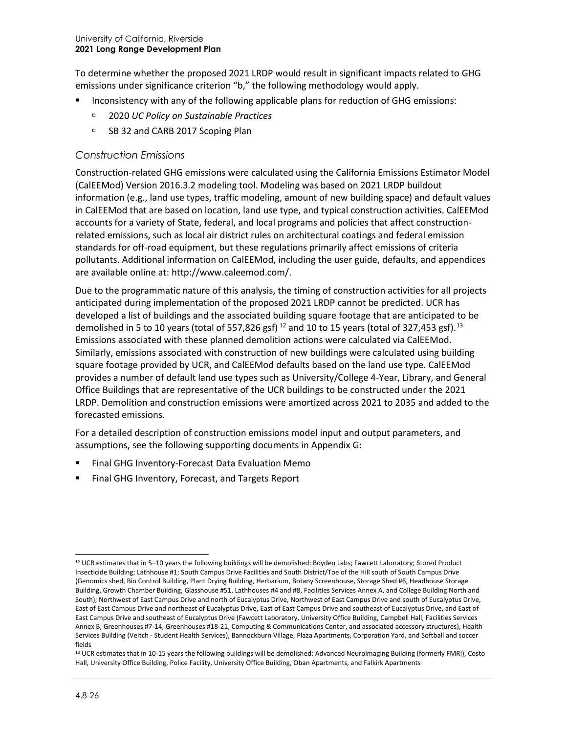To determine whether the proposed 2021 LRDP would result in significant impacts related to GHG emissions under significance criterion "b," the following methodology would apply.

- Inconsistency with any of the following applicable plans for reduction of GHG emissions:
  - 2020 *UC Policy on Sustainable Practices*
  - SB 32 and CARB 2017 Scoping Plan

### *Construction Emissions*

Construction-related GHG emissions were calculated using the California Emissions Estimator Model (CalEEMod) Version 2016.3.2 modeling tool. Modeling was based on 2021 LRDP buildout information (e.g., land use types, traffic modeling, amount of new building space) and default values in CalEEMod that are based on location, land use type, and typical construction activities. CalEEMod accounts for a variety of State, federal, and local programs and policies that affect construction-related emissions, such as local air district rules on architectural coatings and federal emission standards for off-road equipment, but these regulations primarily affect emissions of criteria pollutants. Additional information on CalEEMod, including the user guide, defaults, and appendices are available online at: http://www.caleemod.com/.

Due to the programmatic nature of this analysis, the timing of construction activities for all projects anticipated during implementation of the proposed 2021 LRDP cannot be predicted. UCR has developed a list of buildings and the associated building square footage that are anticipated to be demolished in 5 to 10 years (total of 557,826 gsf) [12] and 10 to 15 years (total of 327,453 gsf).[13] Emissions associated with these planned demolition actions were calculated via CalEEMod. Similarly, emissions associated with construction of new buildings were calculated using building square footage provided by UCR, and CalEEMod defaults based on the land use type. CalEEMod provides a number of default land use types such as University/College 4-Year, Library, and General Office Buildings that are representative of the UCR buildings to be constructed under the 2021 LRDP. Demolition and construction emissions were amortized across 2021 to 2035 and added to the forecasted emissions.

For a detailed description of construction emissions model input and output parameters, and assumptions, see the following supporting documents in Appendix G:

- Final GHG Inventory-Forecast Data Evaluation Memo
- Final GHG Inventory, Forecast, and Targets Report

---

[12] UCR estimates that in 5–10 years the following buildings will be demolished: Boyden Labs; Fawcett Laboratory; Stored Product Insecticide Building; Lathhouse #1; South Campus Drive Facilities and South District/Toe of the Hill south of South Campus Drive (Genomics shed, Bio Control Building, Plant Drying Building, Herbarium, Botany Screenhouse, Storage Shed #6, Headhouse Storage Building, Growth Chamber Building, Glasshouse #51, Lathhouses #4 and #8, Facilities Services Annex A, and College Building North and South); Northwest of East Campus Drive and north of Eucalyptus Drive, Northwest of East Campus Drive and south of Eucalyptus Drive, East of East Campus Drive and northeast of Eucalyptus Drive, East of East Campus Drive and southeast of Eucalyptus Drive, and East of East Campus Drive and southeast of Eucalyptus Drive (Fawcett Laboratory, University Office Building, Campbell Hall, Facilities Services Annex B, Greenhouses #7-14, Greenhouses #18-21, Computing & Communications Center, and associated accessory structures), Health Services Building (Veitch - Student Health Services), Bannockburn Village, Plaza Apartments, Corporation Yard, and Softball and soccer fields

[13] UCR estimates that in 10-15 years the following buildings will be demolished: Advanced Neuroimaging Building (formerly FMRI), Costo Hall, University Office Building, Police Facility, University Office Building, Oban Apartments, and Falkirk Apartments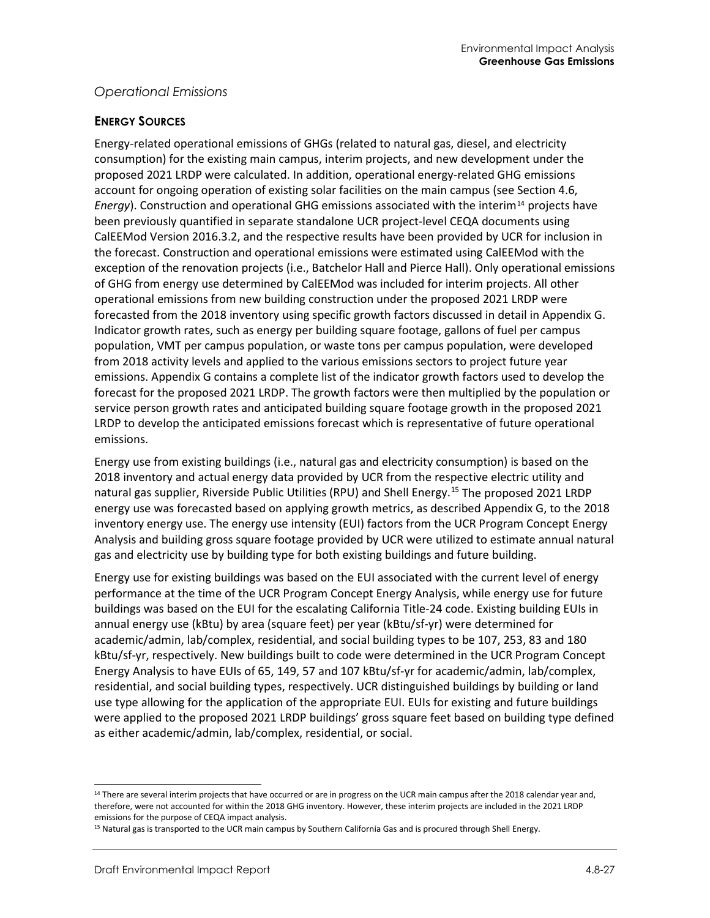*Operational Emissions*

**ENERGY SOURCES**

Energy-related operational emissions of GHGs (related to natural gas, diesel, and electricity consumption) for the existing main campus, interim projects, and new development under the proposed 2021 LRDP were calculated. In addition, operational energy-related GHG emissions account for ongoing operation of existing solar facilities on the main campus (see Section 4.6, *Energy*). Construction and operational GHG emissions associated with the interim[14] projects have been previously quantified in separate standalone UCR project-level CEQA documents using CalEEMod Version 2016.3.2, and the respective results have been provided by UCR for inclusion in the forecast. Construction and operational emissions were estimated using CalEEMod with the exception of the renovation projects (i.e., Batchelor Hall and Pierce Hall). Only operational emissions of GHG from energy use determined by CalEEMod was included for interim projects. All other operational emissions from new building construction under the proposed 2021 LRDP were forecasted from the 2018 inventory using specific growth factors discussed in detail in Appendix G. Indicator growth rates, such as energy per building square footage, gallons of fuel per campus population, VMT per campus population, or waste tons per campus population, were developed from 2018 activity levels and applied to the various emissions sectors to project future year emissions. Appendix G contains a complete list of the indicator growth factors used to develop the forecast for the proposed 2021 LRDP. The growth factors were then multiplied by the population or service person growth rates and anticipated building square footage growth in the proposed 2021 LRDP to develop the anticipated emissions forecast which is representative of future operational emissions.

Energy use from existing buildings (i.e., natural gas and electricity consumption) is based on the 2018 inventory and actual energy data provided by UCR from the respective electric utility and natural gas supplier, Riverside Public Utilities (RPU) and Shell Energy.[15] The proposed 2021 LRDP energy use was forecasted based on applying growth metrics, as described Appendix G, to the 2018 inventory energy use. The energy use intensity (EUI) factors from the UCR Program Concept Energy Analysis and building gross square footage provided by UCR were utilized to estimate annual natural gas and electricity use by building type for both existing buildings and future building.

Energy use for existing buildings was based on the EUI associated with the current level of energy performance at the time of the UCR Program Concept Energy Analysis, while energy use for future buildings was based on the EUI for the escalating California Title-24 code. Existing building EUIs in annual energy use (kBtu) by area (square feet) per year (kBtu/sf-yr) were determined for academic/admin, lab/complex, residential, and social building types to be 107, 253, 83 and 180 kBtu/sf-yr, respectively. New buildings built to code were determined in the UCR Program Concept Energy Analysis to have EUIs of 65, 149, 57 and 107 kBtu/sf-yr for academic/admin, lab/complex, residential, and social building types, respectively. UCR distinguished buildings by building or land use type allowing for the application of the appropriate EUI. EUIs for existing and future buildings were applied to the proposed 2021 LRDP buildings' gross square feet based on building type defined as either academic/admin, lab/complex, residential, or social.

---

[14] There are several interim projects that have occurred or are in progress on the UCR main campus after the 2018 calendar year and, therefore, were not accounted for within the 2018 GHG inventory. However, these interim projects are included in the 2021 LRDP emissions for the purpose of CEQA impact analysis.

[15] Natural gas is transported to the UCR main campus by Southern California Gas and is procured through Shell Energy.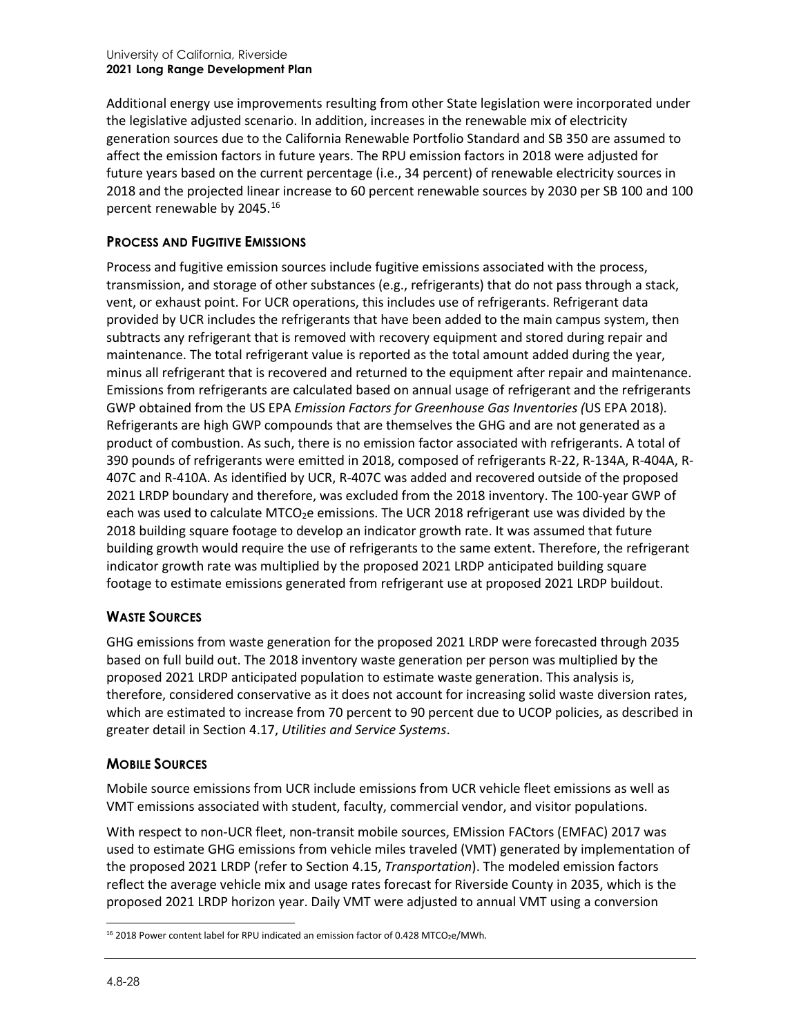Additional energy use improvements resulting from other State legislation were incorporated under the legislative adjusted scenario. In addition, increases in the renewable mix of electricity generation sources due to the California Renewable Portfolio Standard and SB 350 are assumed to affect the emission factors in future years. The RPU emission factors in 2018 were adjusted for future years based on the current percentage (i.e., 34 percent) of renewable electricity sources in 2018 and the projected linear increase to 60 percent renewable sources by 2030 per SB 100 and 100 percent renewable by 2045.[16]

### PROCESS AND FUGITIVE EMISSIONS

Process and fugitive emission sources include fugitive emissions associated with the process, transmission, and storage of other substances (e.g., refrigerants) that do not pass through a stack, vent, or exhaust point. For UCR operations, this includes use of refrigerants. Refrigerant data provided by UCR includes the refrigerants that have been added to the main campus system, then subtracts any refrigerant that is removed with recovery equipment and stored during repair and maintenance. The total refrigerant value is reported as the total amount added during the year, minus all refrigerant that is recovered and returned to the equipment after repair and maintenance. Emissions from refrigerants are calculated based on annual usage of refrigerant and the refrigerants GWP obtained from the US EPA *Emission Factors for Greenhouse Gas Inventories (*US EPA 2018). Refrigerants are high GWP compounds that are themselves the GHG and are not generated as a product of combustion. As such, there is no emission factor associated with refrigerants. A total of 390 pounds of refrigerants were emitted in 2018, composed of refrigerants R-22, R-134A, R-404A, R-407C and R-410A. As identified by UCR, R-407C was added and recovered outside of the proposed 2021 LRDP boundary and therefore, was excluded from the 2018 inventory. The 100-year GWP of each was used to calculate $MTCO_2e$ emissions. The UCR 2018 refrigerant use was divided by the 2018 building square footage to develop an indicator growth rate. It was assumed that future building growth would require the use of refrigerants to the same extent. Therefore, the refrigerant indicator growth rate was multiplied by the proposed 2021 LRDP anticipated building square footage to estimate emissions generated from refrigerant use at proposed 2021 LRDP buildout.

### WASTE SOURCES

GHG emissions from waste generation for the proposed 2021 LRDP were forecasted through 2035 based on full build out. The 2018 inventory waste generation per person was multiplied by the proposed 2021 LRDP anticipated population to estimate waste generation. This analysis is, therefore, considered conservative as it does not account for increasing solid waste diversion rates, which are estimated to increase from 70 percent to 90 percent due to UCOP policies, as described in greater detail in Section 4.17, *Utilities and Service Systems*.

### MOBILE SOURCES

Mobile source emissions from UCR include emissions from UCR vehicle fleet emissions as well as VMT emissions associated with student, faculty, commercial vendor, and visitor populations.

With respect to non-UCR fleet, non-transit mobile sources, EMission FACtors (EMFAC) 2017 was used to estimate GHG emissions from vehicle miles traveled (VMT) generated by implementation of the proposed 2021 LRDP (refer to Section 4.15, *Transportation*). The modeled emission factors reflect the average vehicle mix and usage rates forecast for Riverside County in 2035, which is the proposed 2021 LRDP horizon year. Daily VMT were adjusted to annual VMT using a conversion

[16] 2018 Power content label for RPU indicated an emission factor of 0.428 $MTCO_2e$/MWh.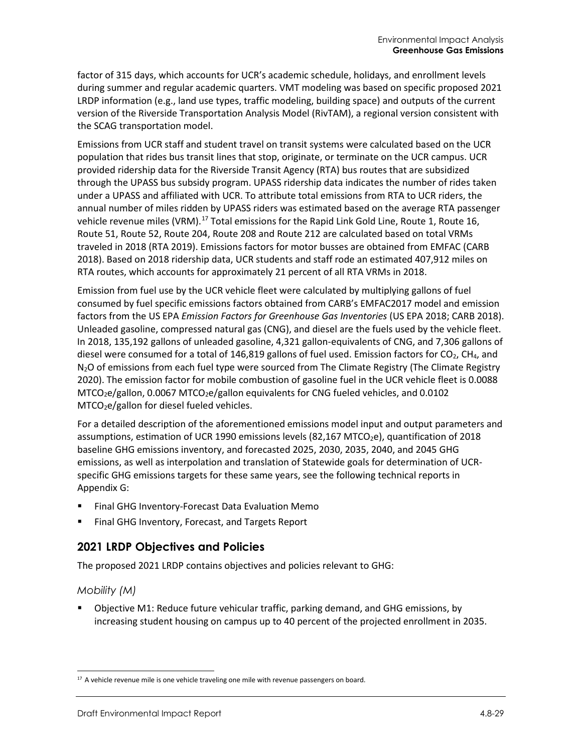factor of 315 days, which accounts for UCR's academic schedule, holidays, and enrollment levels during summer and regular academic quarters. VMT modeling was based on specific proposed 2021 LRDP information (e.g., land use types, traffic modeling, building space) and outputs of the current version of the Riverside Transportation Analysis Model (RivTAM), a regional version consistent with the SCAG transportation model.

Emissions from UCR staff and student travel on transit systems were calculated based on the UCR population that rides bus transit lines that stop, originate, or terminate on the UCR campus. UCR provided ridership data for the Riverside Transit Agency (RTA) bus routes that are subsidized through the UPASS bus subsidy program. UPASS ridership data indicates the number of rides taken under a UPASS and affiliated with UCR. To attribute total emissions from RTA to UCR riders, the annual number of miles ridden by UPASS riders was estimated based on the average RTA passenger vehicle revenue miles (VRM).[17] Total emissions for the Rapid Link Gold Line, Route 1, Route 16, Route 51, Route 52, Route 204, Route 208 and Route 212 are calculated based on total VRMs traveled in 2018 (RTA 2019). Emissions factors for motor busses are obtained from EMFAC (CARB 2018). Based on 2018 ridership data, UCR students and staff rode an estimated 407,912 miles on RTA routes, which accounts for approximately 21 percent of all RTA VRMs in 2018.

Emission from fuel use by the UCR vehicle fleet were calculated by multiplying gallons of fuel consumed by fuel specific emissions factors obtained from CARB's EMFAC2017 model and emission factors from the US EPA *Emission Factors for Greenhouse Gas Inventories* (US EPA 2018; CARB 2018). Unleaded gasoline, compressed natural gas (CNG), and diesel are the fuels used by the vehicle fleet. In 2018, 135,192 gallons of unleaded gasoline, 4,321 gallon-equivalents of CNG, and 7,306 gallons of diesel were consumed for a total of 146,819 gallons of fuel used. Emission factors for $CO_2$, $CH_4$, and $N_2O$ of emissions from each fuel type were sourced from The Climate Registry (The Climate Registry 2020). The emission factor for mobile combustion of gasoline fuel in the UCR vehicle fleet is 0.0088 $MTCO_2e$/gallon, 0.0067 $MTCO_2e$/gallon equivalents for CNG fueled vehicles, and 0.0102 $MTCO_2e$/gallon for diesel fueled vehicles.

For a detailed description of the aforementioned emissions model input and output parameters and assumptions, estimation of UCR 1990 emissions levels (82,167 $MTCO_2e$), quantification of 2018 baseline GHG emissions inventory, and forecasted 2025, 2030, 2035, 2040, and 2045 GHG emissions, as well as interpolation and translation of Statewide goals for determination of UCR-specific GHG emissions targets for these same years, see the following technical reports in Appendix G:

- Final GHG Inventory-Forecast Data Evaluation Memo
- Final GHG Inventory, Forecast, and Targets Report

## 2021 LRDP Objectives and Policies

The proposed 2021 LRDP contains objectives and policies relevant to GHG:

### *Mobility (M)*

- Objective M1: Reduce future vehicular traffic, parking demand, and GHG emissions, by increasing student housing on campus up to 40 percent of the projected enrollment in 2035.

[17] A vehicle revenue mile is one vehicle traveling one mile with revenue passengers on board.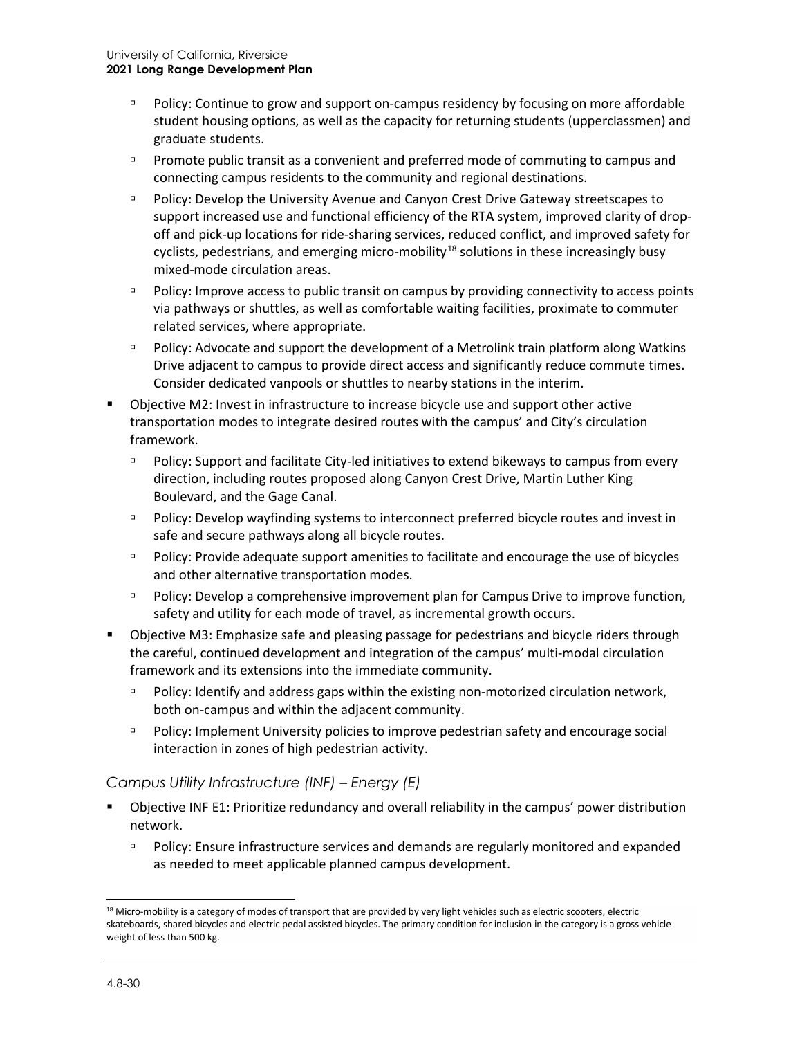- Policy: Continue to grow and support on-campus residency by focusing on more affordable student housing options, as well as the capacity for returning students (upperclassmen) and graduate students.
- Promote public transit as a convenient and preferred mode of commuting to campus and connecting campus residents to the community and regional destinations.
- Policy: Develop the University Avenue and Canyon Crest Drive Gateway streetscapes to support increased use and functional efficiency of the RTA system, improved clarity of drop-off and pick-up locations for ride-sharing services, reduced conflict, and improved safety for cyclists, pedestrians, and emerging micro-mobility[18] solutions in these increasingly busy mixed-mode circulation areas.
- Policy: Improve access to public transit on campus by providing connectivity to access points via pathways or shuttles, as well as comfortable waiting facilities, proximate to commuter related services, where appropriate.
- Policy: Advocate and support the development of a Metrolink train platform along Watkins Drive adjacent to campus to provide direct access and significantly reduce commute times. Consider dedicated vanpools or shuttles to nearby stations in the interim.

- Objective M2: Invest in infrastructure to increase bicycle use and support other active transportation modes to integrate desired routes with the campus' and City's circulation framework.
  - Policy: Support and facilitate City-led initiatives to extend bikeways to campus from every direction, including routes proposed along Canyon Crest Drive, Martin Luther King Boulevard, and the Gage Canal.
  - Policy: Develop wayfinding systems to interconnect preferred bicycle routes and invest in safe and secure pathways along all bicycle routes.
  - Policy: Provide adequate support amenities to facilitate and encourage the use of bicycles and other alternative transportation modes.
  - Policy: Develop a comprehensive improvement plan for Campus Drive to improve function, safety and utility for each mode of travel, as incremental growth occurs.
- Objective M3: Emphasize safe and pleasing passage for pedestrians and bicycle riders through the careful, continued development and integration of the campus' multi-modal circulation framework and its extensions into the immediate community.
  - Policy: Identify and address gaps within the existing non-motorized circulation network, both on-campus and within the adjacent community.
  - Policy: Implement University policies to improve pedestrian safety and encourage social interaction in zones of high pedestrian activity.

### *Campus Utility Infrastructure (INF) – Energy (E)*

- Objective INF E1: Prioritize redundancy and overall reliability in the campus' power distribution network.
  - Policy: Ensure infrastructure services and demands are regularly monitored and expanded as needed to meet applicable planned campus development.

---

[18] Micro-mobility is a category of modes of transport that are provided by very light vehicles such as electric scooters, electric skateboards, shared bicycles and electric pedal assisted bicycles. The primary condition for inclusion in the category is a gross vehicle weight of less than 500 kg.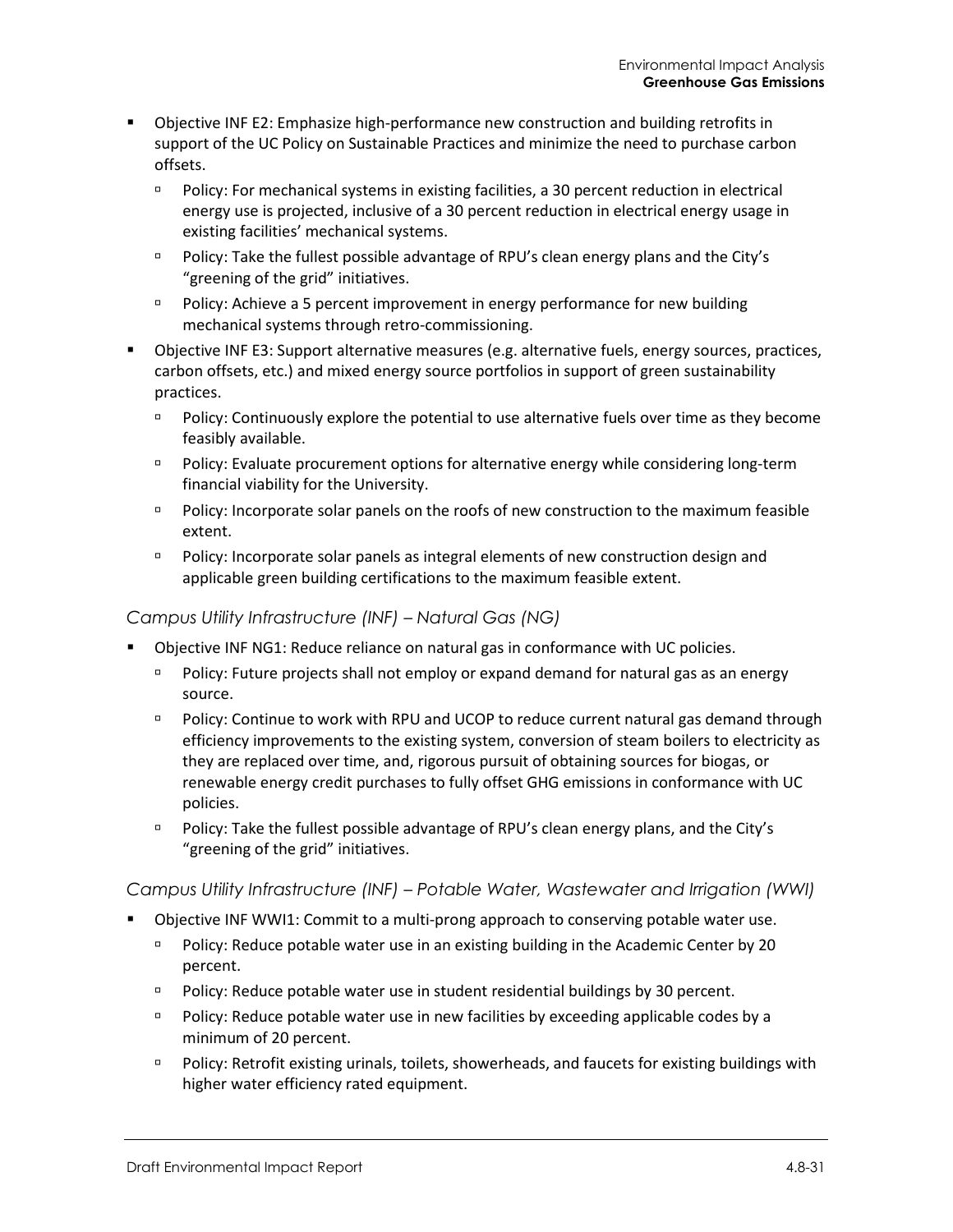- Objective INF E2: Emphasize high-performance new construction and building retrofits in support of the UC Policy on Sustainable Practices and minimize the need to purchase carbon offsets.
  - Policy: For mechanical systems in existing facilities, a 30 percent reduction in electrical energy use is projected, inclusive of a 30 percent reduction in electrical energy usage in existing facilities' mechanical systems.
  - Policy: Take the fullest possible advantage of RPU's clean energy plans and the City's "greening of the grid" initiatives.
  - Policy: Achieve a 5 percent improvement in energy performance for new building mechanical systems through retro-commissioning.
- Objective INF E3: Support alternative measures (e.g. alternative fuels, energy sources, practices, carbon offsets, etc.) and mixed energy source portfolios in support of green sustainability practices.
  - Policy: Continuously explore the potential to use alternative fuels over time as they become feasibly available.
  - Policy: Evaluate procurement options for alternative energy while considering long-term financial viability for the University.
  - Policy: Incorporate solar panels on the roofs of new construction to the maximum feasible extent.
  - Policy: Incorporate solar panels as integral elements of new construction design and applicable green building certifications to the maximum feasible extent.

*Campus Utility Infrastructure (INF) – Natural Gas (NG)*

- Objective INF NG1: Reduce reliance on natural gas in conformance with UC policies.
  - Policy: Future projects shall not employ or expand demand for natural gas as an energy source.
  - Policy: Continue to work with RPU and UCOP to reduce current natural gas demand through efficiency improvements to the existing system, conversion of steam boilers to electricity as they are replaced over time, and, rigorous pursuit of obtaining sources for biogas, or renewable energy credit purchases to fully offset GHG emissions in conformance with UC policies.
  - Policy: Take the fullest possible advantage of RPU's clean energy plans, and the City's "greening of the grid" initiatives.

*Campus Utility Infrastructure (INF) – Potable Water, Wastewater and Irrigation (WWI)*

- Objective INF WWI1: Commit to a multi-prong approach to conserving potable water use.
  - Policy: Reduce potable water use in an existing building in the Academic Center by 20 percent.
  - Policy: Reduce potable water use in student residential buildings by 30 percent.
  - Policy: Reduce potable water use in new facilities by exceeding applicable codes by a minimum of 20 percent.
  - Policy: Retrofit existing urinals, toilets, showerheads, and faucets for existing buildings with higher water efficiency rated equipment.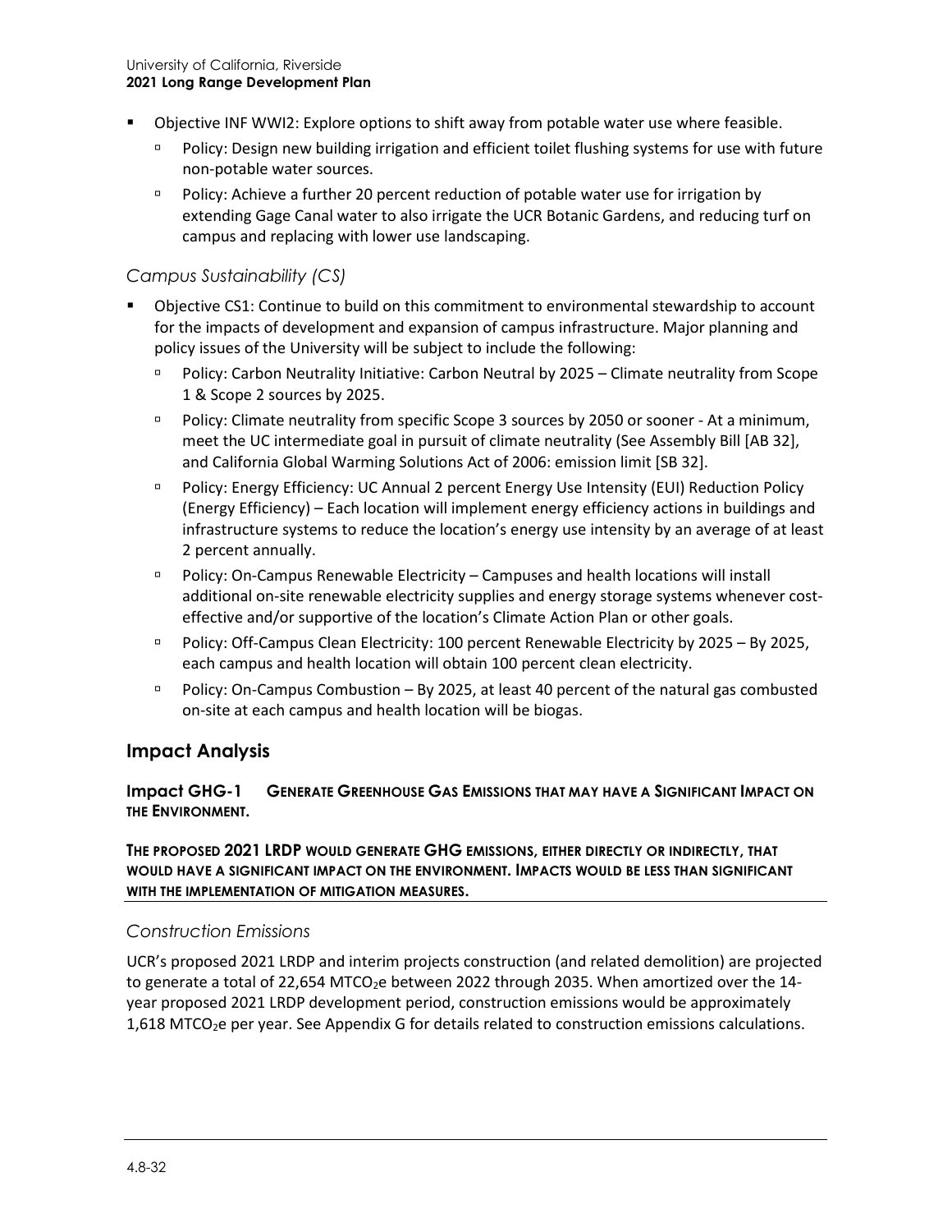- Objective INF WWI2: Explore options to shift away from potable water use where feasible.
  - Policy: Design new building irrigation and efficient toilet flushing systems for use with future non-potable water sources.
  - Policy: Achieve a further 20 percent reduction of potable water use for irrigation by extending Gage Canal water to also irrigate the UCR Botanic Gardens, and reducing turf on campus and replacing with lower use landscaping.

### *Campus Sustainability (CS)*

- Objective CS1: Continue to build on this commitment to environmental stewardship to account for the impacts of development and expansion of campus infrastructure. Major planning and policy issues of the University will be subject to include the following:
  - Policy: Carbon Neutrality Initiative: Carbon Neutral by 2025 – Climate neutrality from Scope 1 & Scope 2 sources by 2025.
  - Policy: Climate neutrality from specific Scope 3 sources by 2050 or sooner - At a minimum, meet the UC intermediate goal in pursuit of climate neutrality (See Assembly Bill [AB 32], and California Global Warming Solutions Act of 2006: emission limit [SB 32].
  - Policy: Energy Efficiency: UC Annual 2 percent Energy Use Intensity (EUI) Reduction Policy (Energy Efficiency) – Each location will implement energy efficiency actions in buildings and infrastructure systems to reduce the location's energy use intensity by an average of at least 2 percent annually.
  - Policy: On-Campus Renewable Electricity – Campuses and health locations will install additional on-site renewable electricity supplies and energy storage systems whenever cost-effective and/or supportive of the location's Climate Action Plan or other goals.
  - Policy: Off-Campus Clean Electricity: 100 percent Renewable Electricity by 2025 – By 2025, each campus and health location will obtain 100 percent clean electricity.
  - Policy: On-Campus Combustion – By 2025, at least 40 percent of the natural gas combusted on-site at each campus and health location will be biogas.

## Impact Analysis

**Impact GHG-1 GENERATE GREENHOUSE GAS EMISSIONS THAT MAY HAVE A SIGNIFICANT IMPACT ON THE ENVIRONMENT.**

**THE PROPOSED 2021 LRDP WOULD GENERATE GHG EMISSIONS, EITHER DIRECTLY OR INDIRECTLY, THAT WOULD HAVE A SIGNIFICANT IMPACT ON THE ENVIRONMENT. IMPACTS WOULD BE LESS THAN SIGNIFICANT WITH THE IMPLEMENTATION OF MITIGATION MEASURES.**

### *Construction Emissions*

UCR's proposed 2021 LRDP and interim projects construction (and related demolition) are projected to generate a total of 22,654 $MTCO_2e$ between 2022 through 2035. When amortized over the 14-year proposed 2021 LRDP development period, construction emissions would be approximately 1,618 $MTCO_2e$ per year. See Appendix G for details related to construction emissions calculations.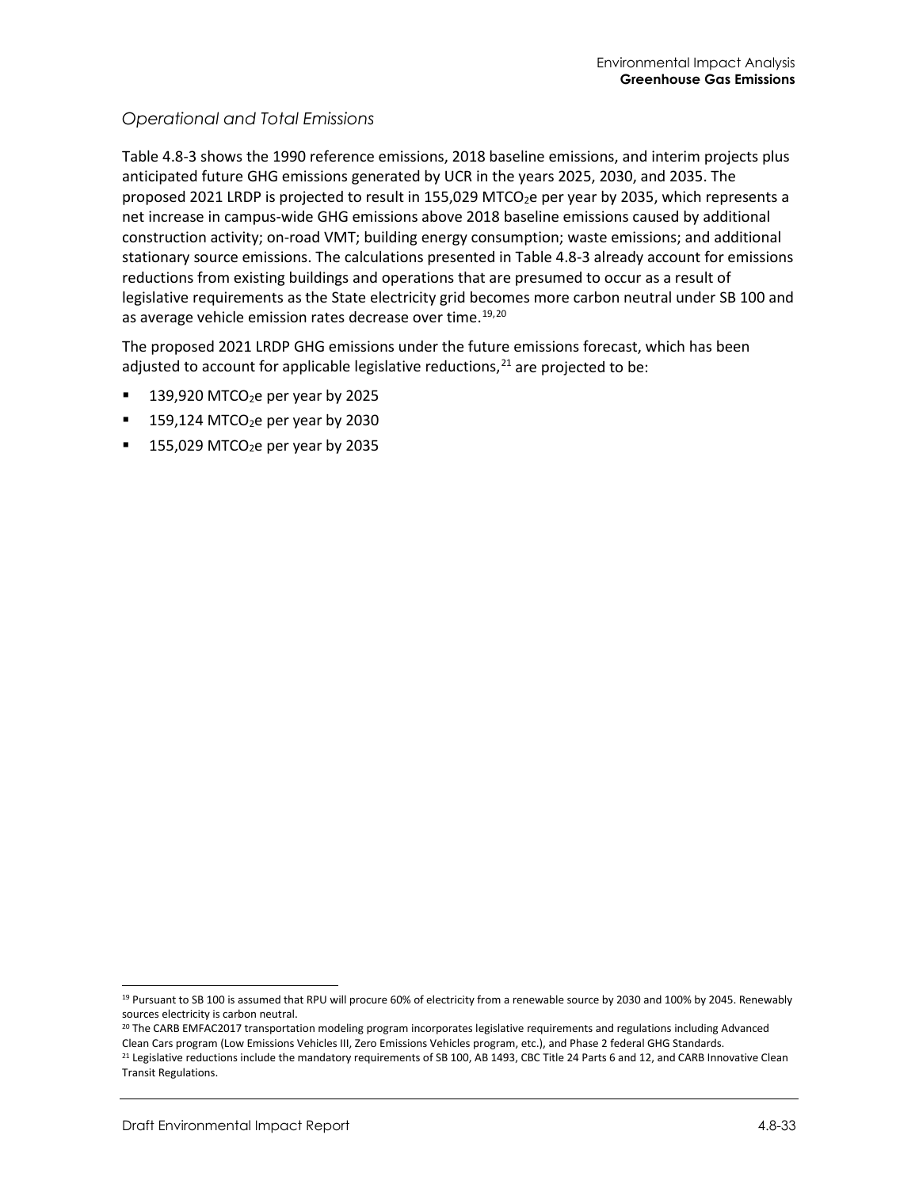### *Operational and Total Emissions*

Table 4.8-3 shows the 1990 reference emissions, 2018 baseline emissions, and interim projects plus anticipated future GHG emissions generated by UCR in the years 2025, 2030, and 2035. The proposed 2021 LRDP is projected to result in 155,029 $MTCO_2e$ per year by 2035, which represents a net increase in campus-wide GHG emissions above 2018 baseline emissions caused by additional construction activity; on-road VMT; building energy consumption; waste emissions; and additional stationary source emissions. The calculations presented in Table 4.8-3 already account for emissions reductions from existing buildings and operations that are presumed to occur as a result of legislative requirements as the State electricity grid becomes more carbon neutral under SB 100 and as average vehicle emission rates decrease over time.[19,20]

The proposed 2021 LRDP GHG emissions under the future emissions forecast, which has been adjusted to account for applicable legislative reductions,[21] are projected to be:

- 139,920 $MTCO_2e$ per year by 2025
- 159,124 $MTCO_2e$ per year by 2030
- 155,029 $MTCO_2e$ per year by 2035

---

[19] Pursuant to SB 100 is assumed that RPU will procure 60% of electricity from a renewable source by 2030 and 100% by 2045. Renewably sources electricity is carbon neutral.

[20] The CARB EMFAC2017 transportation modeling program incorporates legislative requirements and regulations including Advanced Clean Cars program (Low Emissions Vehicles III, Zero Emissions Vehicles program, etc.), and Phase 2 federal GHG Standards.

[21] Legislative reductions include the mandatory requirements of SB 100, AB 1493, CBC Title 24 Parts 6 and 12, and CARB Innovative Clean Transit Regulations.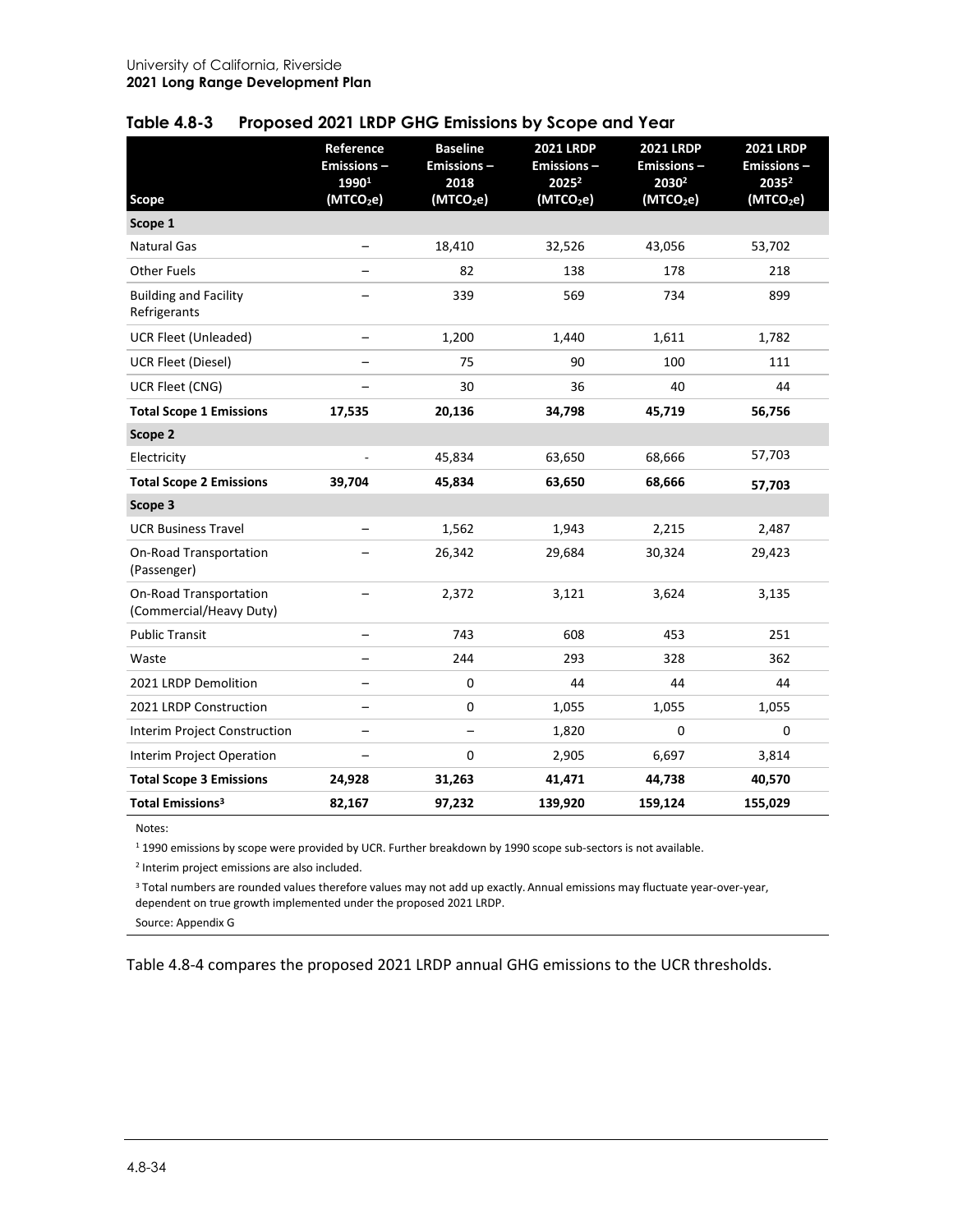## Table 4.8-3 Proposed 2021 LRDP GHG Emissions by Scope and Year

| Scope | Reference Emissions – 1990[1] ($MTCO_2e$) | Baseline Emissions – 2018 ($MTCO_2e$) | 2021 LRDP Emissions – 2025[2] ($MTCO_2e$) | 2021 LRDP Emissions – 2030[2] ($MTCO_2e$) | 2021 LRDP Emissions – 2035[2] ($MTCO_2e$) |
|---|---|---|---|---|---|
| **Scope 1** | | | | | |
| Natural Gas | – | 18,410 | 32,526 | 43,056 | 53,702 |
| Other Fuels | – | 82 | 138 | 178 | 218 |
| Building and Facility Refrigerants | – | 339 | 569 | 734 | 899 |
| UCR Fleet (Unleaded) | – | 1,200 | 1,440 | 1,611 | 1,782 |
| UCR Fleet (Diesel) | – | 75 | 90 | 100 | 111 |
| UCR Fleet (CNG) | – | 30 | 36 | 40 | 44 |
| **Total Scope 1 Emissions** | **17,535** | **20,136** | **34,798** | **45,719** | **56,756** |
| **Scope 2** | | | | | |
| Electricity | - | 45,834 | 63,650 | 68,666 | 57,703 |
| **Total Scope 2 Emissions** | **39,704** | **45,834** | **63,650** | **68,666** | **57,703** |
| **Scope 3** | | | | | |
| UCR Business Travel | – | 1,562 | 1,943 | 2,215 | 2,487 |
| On-Road Transportation (Passenger) | – | 26,342 | 29,684 | 30,324 | 29,423 |
| On-Road Transportation (Commercial/Heavy Duty) | – | 2,372 | 3,121 | 3,624 | 3,135 |
| Public Transit | – | 743 | 608 | 453 | 251 |
| Waste | – | 244 | 293 | 328 | 362 |
| 2021 LRDP Demolition | – | 0 | 44 | 44 | 44 |
| 2021 LRDP Construction | – | 0 | 1,055 | 1,055 | 1,055 |
| Interim Project Construction | – | – | 1,820 | 0 | 0 |
| Interim Project Operation | – | 0 | 2,905 | 6,697 | 3,814 |
| **Total Scope 3 Emissions** | **24,928** | **31,263** | **41,471** | **44,738** | **40,570** |
| **Total Emissions[3]** | **82,167** | **97,232** | **139,920** | **159,124** | **155,029** |

Notes:

[1] 1990 emissions by scope were provided by UCR. Further breakdown by 1990 scope sub-sectors is not available.

[2] Interim project emissions are also included.

[3] Total numbers are rounded values therefore values may not add up exactly. Annual emissions may fluctuate year-over-year, dependent on true growth implemented under the proposed 2021 LRDP.

Source: Appendix G

Table 4.8-4 compares the proposed 2021 LRDP annual GHG emissions to the UCR thresholds.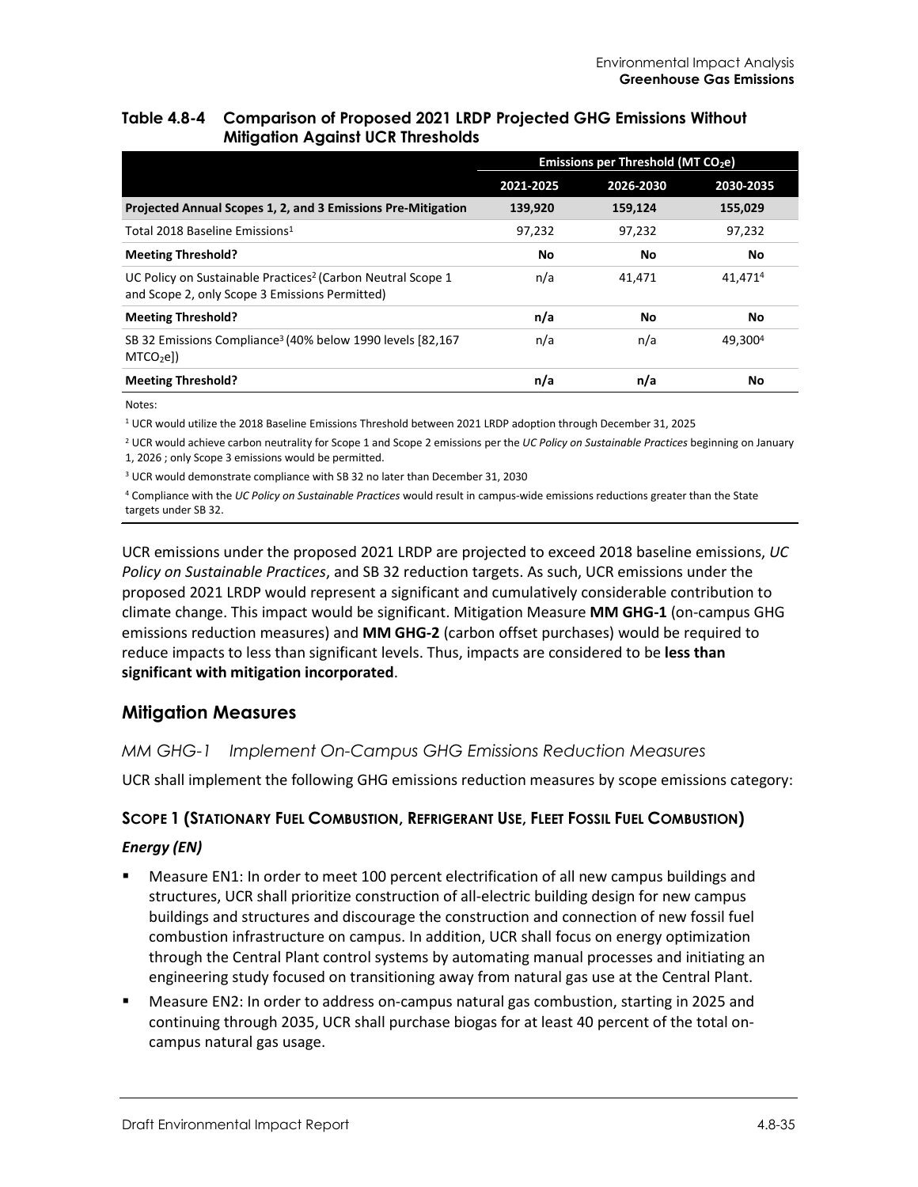**Table 4.8-4 Comparison of Proposed 2021 LRDP Projected GHG Emissions Without Mitigation Against UCR Thresholds**

| | Emissions per Threshold (MT $CO_2e$) | | |
|---|---|---|---|
| | 2021-2025 | 2026-2030 | 2030-2035 |
| **Projected Annual Scopes 1, 2, and 3 Emissions Pre-Mitigation** | **139,920** | **159,124** | **155,029** |
| Total 2018 Baseline Emissions[1] | 97,232 | 97,232 | 97,232 |
| **Meeting Threshold?** | **No** | **No** | **No** |
| UC Policy on Sustainable Practices[2] (Carbon Neutral Scope 1 and Scope 2, only Scope 3 Emissions Permitted) | n/a | 41,471 | 41,471[4] |
| **Meeting Threshold?** | **n/a** | **No** | **No** |
| SB 32 Emissions Compliance[3] (40% below 1990 levels [82,167 $MTCO_2e$]) | n/a | n/a | 49,300[4] |
| **Meeting Threshold?** | **n/a** | **n/a** | **No** |

Notes:

[1] UCR would utilize the 2018 Baseline Emissions Threshold between 2021 LRDP adoption through December 31, 2025

[2] UCR would achieve carbon neutrality for Scope 1 and Scope 2 emissions per the *UC Policy on Sustainable Practices* beginning on January 1, 2026 ; only Scope 3 emissions would be permitted.

[3] UCR would demonstrate compliance with SB 32 no later than December 31, 2030

[4] Compliance with the *UC Policy on Sustainable Practices* would result in campus-wide emissions reductions greater than the State targets under SB 32.

UCR emissions under the proposed 2021 LRDP are projected to exceed 2018 baseline emissions, *UC Policy on Sustainable Practices*, and SB 32 reduction targets. As such, UCR emissions under the proposed 2021 LRDP would represent a significant and cumulatively considerable contribution to climate change. This impact would be significant. Mitigation Measure **MM GHG-1** (on-campus GHG emissions reduction measures) and **MM GHG-2** (carbon offset purchases) would be required to reduce impacts to less than significant levels. Thus, impacts are considered to be **less than significant with mitigation incorporated**.

## Mitigation Measures

### *MM GHG-1 Implement On-Campus GHG Emissions Reduction Measures*

UCR shall implement the following GHG emissions reduction measures by scope emissions category:

#### SCOPE 1 (STATIONARY FUEL COMBUSTION, REFRIGERANT USE, FLEET FOSSIL FUEL COMBUSTION)

***Energy (EN)***

- Measure EN1: In order to meet 100 percent electrification of all new campus buildings and structures, UCR shall prioritize construction of all-electric building design for new campus buildings and structures and discourage the construction and connection of new fossil fuel combustion infrastructure on campus. In addition, UCR shall focus on energy optimization through the Central Plant control systems by automating manual processes and initiating an engineering study focused on transitioning away from natural gas use at the Central Plant.
- Measure EN2: In order to address on-campus natural gas combustion, starting in 2025 and continuing through 2035, UCR shall purchase biogas for at least 40 percent of the total on-campus natural gas usage.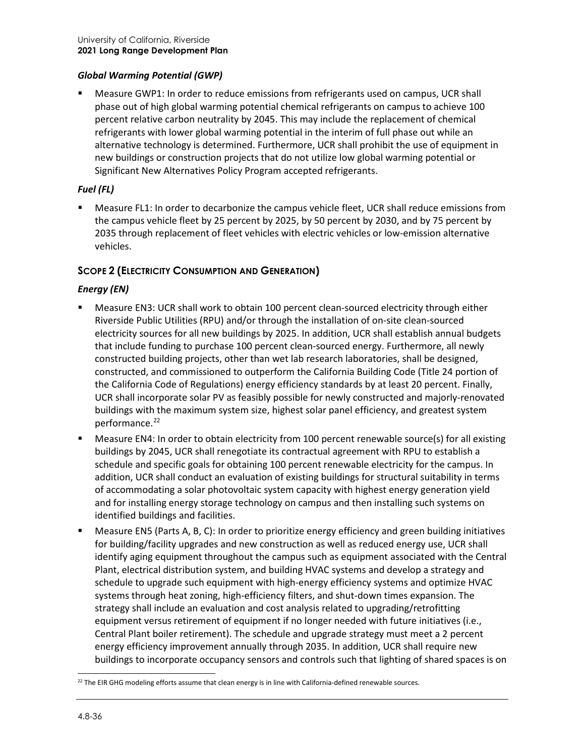### *Global Warming Potential (GWP)*

- Measure GWP1: In order to reduce emissions from refrigerants used on campus, UCR shall phase out of high global warming potential chemical refrigerants on campus to achieve 100 percent relative carbon neutrality by 2045. This may include the replacement of chemical refrigerants with lower global warming potential in the interim of full phase out while an alternative technology is determined. Furthermore, UCR shall prohibit the use of equipment in new buildings or construction projects that do not utilize low global warming potential or Significant New Alternatives Policy Program accepted refrigerants.

### *Fuel (FL)*

- Measure FL1: In order to decarbonize the campus vehicle fleet, UCR shall reduce emissions from the campus vehicle fleet by 25 percent by 2025, by 50 percent by 2030, and by 75 percent by 2035 through replacement of fleet vehicles with electric vehicles or low-emission alternative vehicles.

## SCOPE 2 (ELECTRICITY CONSUMPTION AND GENERATION)

### *Energy (EN)*

- Measure EN3: UCR shall work to obtain 100 percent clean-sourced electricity through either Riverside Public Utilities (RPU) and/or through the installation of on-site clean-sourced electricity sources for all new buildings by 2025. In addition, UCR shall establish annual budgets that include funding to purchase 100 percent clean-sourced energy. Furthermore, all newly constructed building projects, other than wet lab research laboratories, shall be designed, constructed, and commissioned to outperform the California Building Code (Title 24 portion of the California Code of Regulations) energy efficiency standards by at least 20 percent. Finally, UCR shall incorporate solar PV as feasibly possible for newly constructed and majorly-renovated buildings with the maximum system size, highest solar panel efficiency, and greatest system performance.[22]
- Measure EN4: In order to obtain electricity from 100 percent renewable source(s) for all existing buildings by 2045, UCR shall renegotiate its contractual agreement with RPU to establish a schedule and specific goals for obtaining 100 percent renewable electricity for the campus. In addition, UCR shall conduct an evaluation of existing buildings for structural suitability in terms of accommodating a solar photovoltaic system capacity with highest energy generation yield and for installing energy storage technology on campus and then installing such systems on identified buildings and facilities.
- Measure EN5 (Parts A, B, C): In order to prioritize energy efficiency and green building initiatives for building/facility upgrades and new construction as well as reduced energy use, UCR shall identify aging equipment throughout the campus such as equipment associated with the Central Plant, electrical distribution system, and building HVAC systems and develop a strategy and schedule to upgrade such equipment with high-energy efficiency systems and optimize HVAC systems through heat zoning, high-efficiency filters, and shut-down times expansion. The strategy shall include an evaluation and cost analysis related to upgrading/retrofitting equipment versus retirement of equipment if no longer needed with future initiatives (i.e., Central Plant boiler retirement). The schedule and upgrade strategy must meet a 2 percent energy efficiency improvement annually through 2035. In addition, UCR shall require new buildings to incorporate occupancy sensors and controls such that lighting of shared spaces is on

[22] The EIR GHG modeling efforts assume that clean energy is in line with California-defined renewable sources.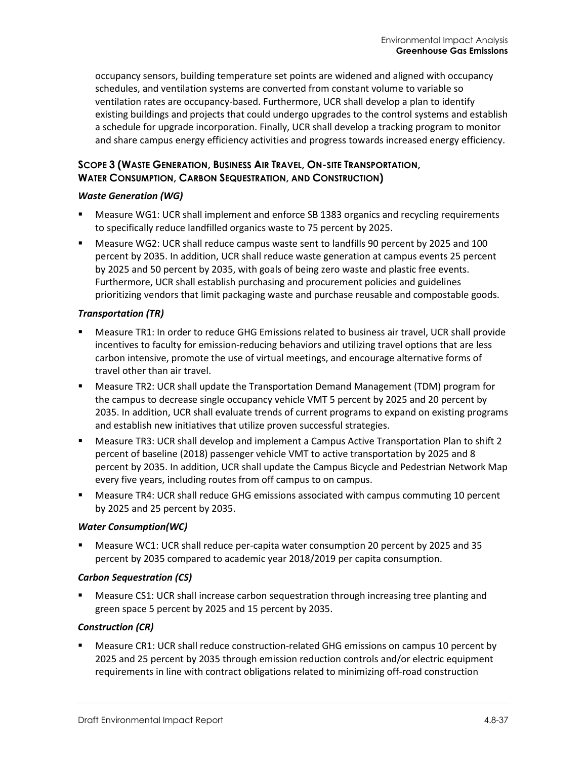occupancy sensors, building temperature set points are widened and aligned with occupancy schedules, and ventilation systems are converted from constant volume to variable so ventilation rates are occupancy-based. Furthermore, UCR shall develop a plan to identify existing buildings and projects that could undergo upgrades to the control systems and establish a schedule for upgrade incorporation. Finally, UCR shall develop a tracking program to monitor and share campus energy efficiency activities and progress towards increased energy efficiency.

### SCOPE 3 (WASTE GENERATION, BUSINESS AIR TRAVEL, ON-SITE TRANSPORTATION, WATER CONSUMPTION, CARBON SEQUESTRATION, AND CONSTRUCTION)

#### *Waste Generation (WG)*

- Measure WG1: UCR shall implement and enforce SB 1383 organics and recycling requirements to specifically reduce landfilled organics waste to 75 percent by 2025.
- Measure WG2: UCR shall reduce campus waste sent to landfills 90 percent by 2025 and 100 percent by 2035. In addition, UCR shall reduce waste generation at campus events 25 percent by 2025 and 50 percent by 2035, with goals of being zero waste and plastic free events. Furthermore, UCR shall establish purchasing and procurement policies and guidelines prioritizing vendors that limit packaging waste and purchase reusable and compostable goods.

#### *Transportation (TR)*

- Measure TR1: In order to reduce GHG Emissions related to business air travel, UCR shall provide incentives to faculty for emission-reducing behaviors and utilizing travel options that are less carbon intensive, promote the use of virtual meetings, and encourage alternative forms of travel other than air travel.
- Measure TR2: UCR shall update the Transportation Demand Management (TDM) program for the campus to decrease single occupancy vehicle VMT 5 percent by 2025 and 20 percent by 2035. In addition, UCR shall evaluate trends of current programs to expand on existing programs and establish new initiatives that utilize proven successful strategies.
- Measure TR3: UCR shall develop and implement a Campus Active Transportation Plan to shift 2 percent of baseline (2018) passenger vehicle VMT to active transportation by 2025 and 8 percent by 2035. In addition, UCR shall update the Campus Bicycle and Pedestrian Network Map every five years, including routes from off campus to on campus.
- Measure TR4: UCR shall reduce GHG emissions associated with campus commuting 10 percent by 2025 and 25 percent by 2035.

#### *Water Consumption(WC)*

- Measure WC1: UCR shall reduce per-capita water consumption 20 percent by 2025 and 35 percent by 2035 compared to academic year 2018/2019 per capita consumption.

#### *Carbon Sequestration (CS)*

- Measure CS1: UCR shall increase carbon sequestration through increasing tree planting and green space 5 percent by 2025 and 15 percent by 2035.

#### *Construction (CR)*

- Measure CR1: UCR shall reduce construction-related GHG emissions on campus 10 percent by 2025 and 25 percent by 2035 through emission reduction controls and/or electric equipment requirements in line with contract obligations related to minimizing off-road construction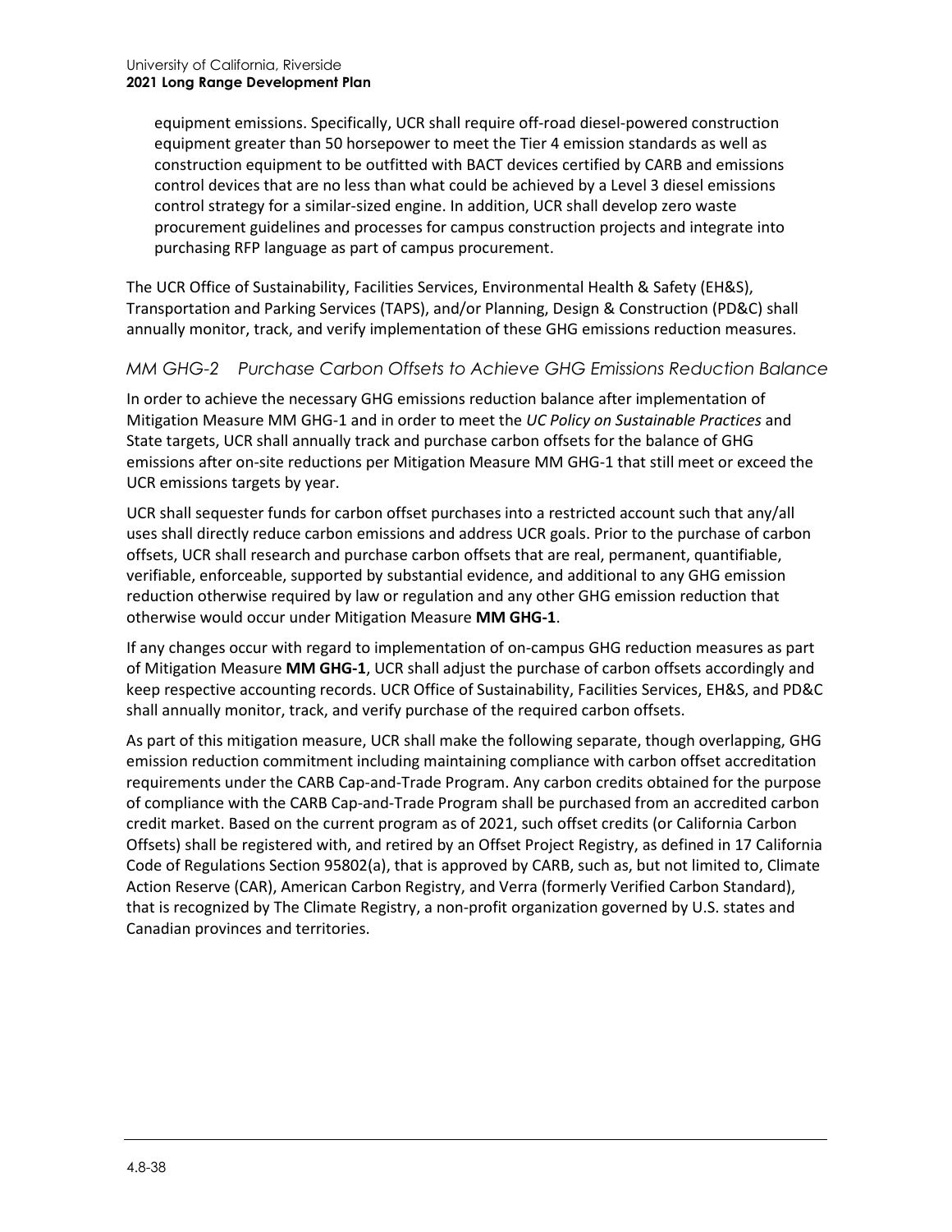equipment emissions. Specifically, UCR shall require off-road diesel-powered construction equipment greater than 50 horsepower to meet the Tier 4 emission standards as well as construction equipment to be outfitted with BACT devices certified by CARB and emissions control devices that are no less than what could be achieved by a Level 3 diesel emissions control strategy for a similar-sized engine. In addition, UCR shall develop zero waste procurement guidelines and processes for campus construction projects and integrate into purchasing RFP language as part of campus procurement.

The UCR Office of Sustainability, Facilities Services, Environmental Health & Safety (EH&S), Transportation and Parking Services (TAPS), and/or Planning, Design & Construction (PD&C) shall annually monitor, track, and verify implementation of these GHG emissions reduction measures.

### *MM GHG-2 Purchase Carbon Offsets to Achieve GHG Emissions Reduction Balance*

In order to achieve the necessary GHG emissions reduction balance after implementation of Mitigation Measure MM GHG-1 and in order to meet the *UC Policy on Sustainable Practices* and State targets, UCR shall annually track and purchase carbon offsets for the balance of GHG emissions after on-site reductions per Mitigation Measure MM GHG-1 that still meet or exceed the UCR emissions targets by year.

UCR shall sequester funds for carbon offset purchases into a restricted account such that any/all uses shall directly reduce carbon emissions and address UCR goals. Prior to the purchase of carbon offsets, UCR shall research and purchase carbon offsets that are real, permanent, quantifiable, verifiable, enforceable, supported by substantial evidence, and additional to any GHG emission reduction otherwise required by law or regulation and any other GHG emission reduction that otherwise would occur under Mitigation Measure **MM GHG-1**.

If any changes occur with regard to implementation of on-campus GHG reduction measures as part of Mitigation Measure **MM GHG-1**, UCR shall adjust the purchase of carbon offsets accordingly and keep respective accounting records. UCR Office of Sustainability, Facilities Services, EH&S, and PD&C shall annually monitor, track, and verify purchase of the required carbon offsets.

As part of this mitigation measure, UCR shall make the following separate, though overlapping, GHG emission reduction commitment including maintaining compliance with carbon offset accreditation requirements under the CARB Cap-and-Trade Program. Any carbon credits obtained for the purpose of compliance with the CARB Cap-and-Trade Program shall be purchased from an accredited carbon credit market. Based on the current program as of 2021, such offset credits (or California Carbon Offsets) shall be registered with, and retired by an Offset Project Registry, as defined in 17 California Code of Regulations Section 95802(a), that is approved by CARB, such as, but not limited to, Climate Action Reserve (CAR), American Carbon Registry, and Verra (formerly Verified Carbon Standard), that is recognized by The Climate Registry, a non-profit organization governed by U.S. states and Canadian provinces and territories.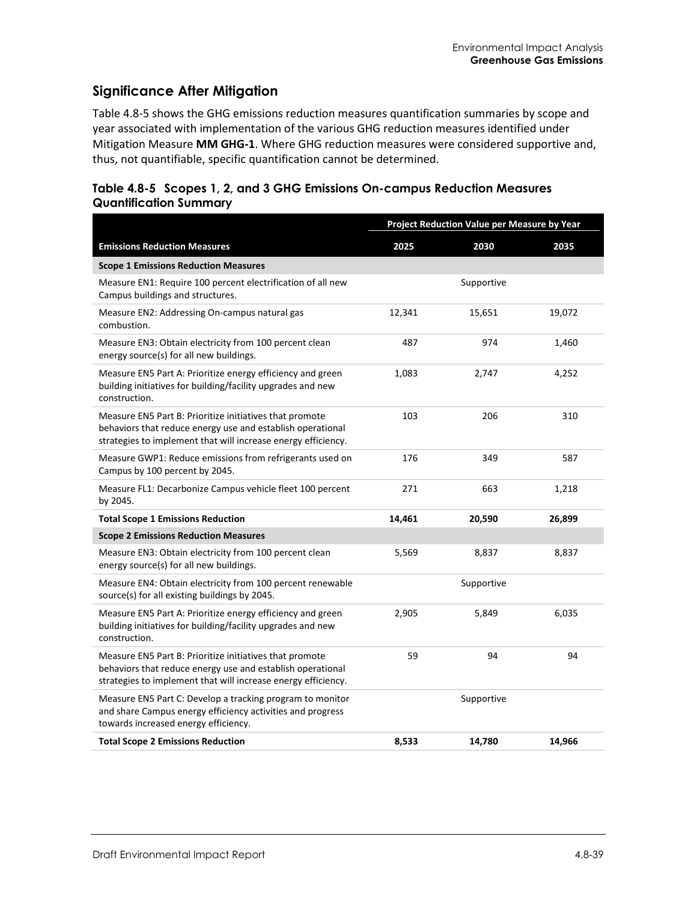## Significance After Mitigation

Table 4.8-5 shows the GHG emissions reduction measures quantification summaries by scope and year associated with implementation of the various GHG reduction measures identified under Mitigation Measure **MM GHG-1**. Where GHG reduction measures were considered supportive and, thus, not quantifiable, specific quantification cannot be determined.

### Table 4.8-5 Scopes 1, 2, and 3 GHG Emissions On-campus Reduction Measures Quantification Summary

| | Project Reduction Value per Measure by Year | | |
|---|---|---|---|
| **Emissions Reduction Measures** | **2025** | **2030** | **2035** |
| **Scope 1 Emissions Reduction Measures** | | | |
| Measure EN1: Require 100 percent electrification of all new Campus buildings and structures. | | Supportive | |
| Measure EN2: Addressing On-campus natural gas combustion. | 12,341 | 15,651 | 19,072 |
| Measure EN3: Obtain electricity from 100 percent clean energy source(s) for all new buildings. | 487 | 974 | 1,460 |
| Measure EN5 Part A: Prioritize energy efficiency and green building initiatives for building/facility upgrades and new construction. | 1,083 | 2,747 | 4,252 |
| Measure EN5 Part B: Prioritize initiatives that promote behaviors that reduce energy use and establish operational strategies to implement that will increase energy efficiency. | 103 | 206 | 310 |
| Measure GWP1: Reduce emissions from refrigerants used on Campus by 100 percent by 2045. | 176 | 349 | 587 |
| Measure FL1: Decarbonize Campus vehicle fleet 100 percent by 2045. | 271 | 663 | 1,218 |
| **Total Scope 1 Emissions Reduction** | **14,461** | **20,590** | **26,899** |
| **Scope 2 Emissions Reduction Measures** | | | |
| Measure EN3: Obtain electricity from 100 percent clean energy source(s) for all new buildings. | 5,569 | 8,837 | 8,837 |
| Measure EN4: Obtain electricity from 100 percent renewable source(s) for all existing buildings by 2045. | | Supportive | |
| Measure EN5 Part A: Prioritize energy efficiency and green building initiatives for building/facility upgrades and new construction. | 2,905 | 5,849 | 6,035 |
| Measure EN5 Part B: Prioritize initiatives that promote behaviors that reduce energy use and establish operational strategies to implement that will increase energy efficiency. | 59 | 94 | 94 |
| Measure EN5 Part C: Develop a tracking program to monitor and share Campus energy efficiency activities and progress towards increased energy efficiency. | | Supportive | |
| **Total Scope 2 Emissions Reduction** | **8,533** | **14,780** | **14,966** |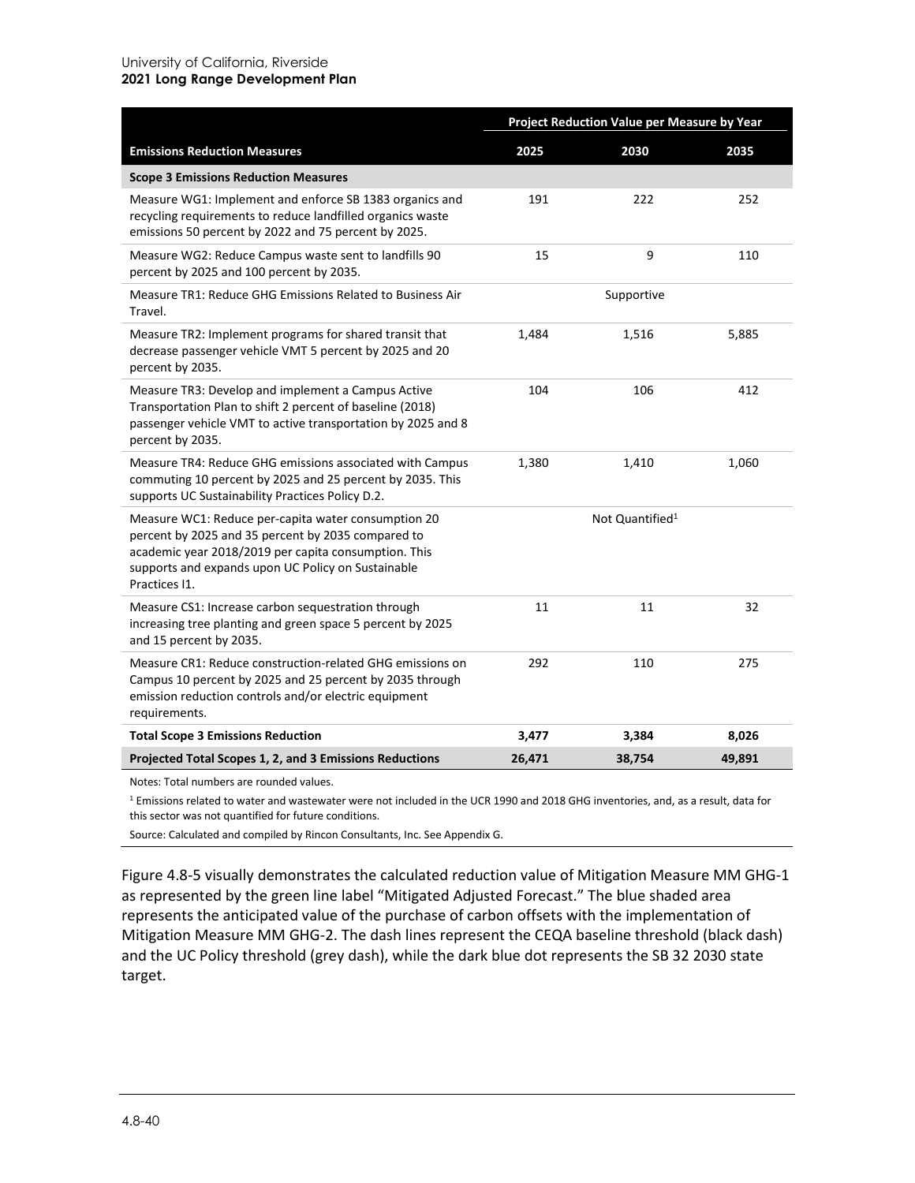| Emissions Reduction Measures | Project Reduction Value per Measure by Year | | |
|---|---|---|---|
| | 2025 | 2030 | 2035 |
| **Scope 3 Emissions Reduction Measures** | | | |
| Measure WG1: Implement and enforce SB 1383 organics and recycling requirements to reduce landfilled organics waste emissions 50 percent by 2022 and 75 percent by 2025. | 191 | 222 | 252 |
| Measure WG2: Reduce Campus waste sent to landfills 90 percent by 2025 and 100 percent by 2035. | 15 | 9 | 110 |
| Measure TR1: Reduce GHG Emissions Related to Business Air Travel. | | Supportive | |
| Measure TR2: Implement programs for shared transit that decrease passenger vehicle VMT 5 percent by 2025 and 20 percent by 2035. | 1,484 | 1,516 | 5,885 |
| Measure TR3: Develop and implement a Campus Active Transportation Plan to shift 2 percent of baseline (2018) passenger vehicle VMT to active transportation by 2025 and 8 percent by 2035. | 104 | 106 | 412 |
| Measure TR4: Reduce GHG emissions associated with Campus commuting 10 percent by 2025 and 25 percent by 2035. This supports UC Sustainability Practices Policy D.2. | 1,380 | 1,410 | 1,060 |
| Measure WC1: Reduce per-capita water consumption 20 percent by 2025 and 35 percent by 2035 compared to academic year 2018/2019 per capita consumption. This supports and expands upon UC Policy on Sustainable Practices I1. | | Not Quantified[1] | |
| Measure CS1: Increase carbon sequestration through increasing tree planting and green space 5 percent by 2025 and 15 percent by 2035. | 11 | 11 | 32 |
| Measure CR1: Reduce construction-related GHG emissions on Campus 10 percent by 2025 and 25 percent by 2035 through emission reduction controls and/or electric equipment requirements. | 292 | 110 | 275 |
| **Total Scope 3 Emissions Reduction** | **3,477** | **3,384** | **8,026** |
| **Projected Total Scopes 1, 2, and 3 Emissions Reductions** | **26,471** | **38,754** | **49,891** |

Notes: Total numbers are rounded values.

[1] Emissions related to water and wastewater were not included in the UCR 1990 and 2018 GHG inventories, and, as a result, data for this sector was not quantified for future conditions.

Source: Calculated and compiled by Rincon Consultants, Inc. See Appendix G.

Figure 4.8-5 visually demonstrates the calculated reduction value of Mitigation Measure MM GHG-1 as represented by the green line label "Mitigated Adjusted Forecast." The blue shaded area represents the anticipated value of the purchase of carbon offsets with the implementation of Mitigation Measure MM GHG-2. The dash lines represent the CEQA baseline threshold (black dash) and the UC Policy threshold (grey dash), while the dark blue dot represents the SB 32 2030 state target.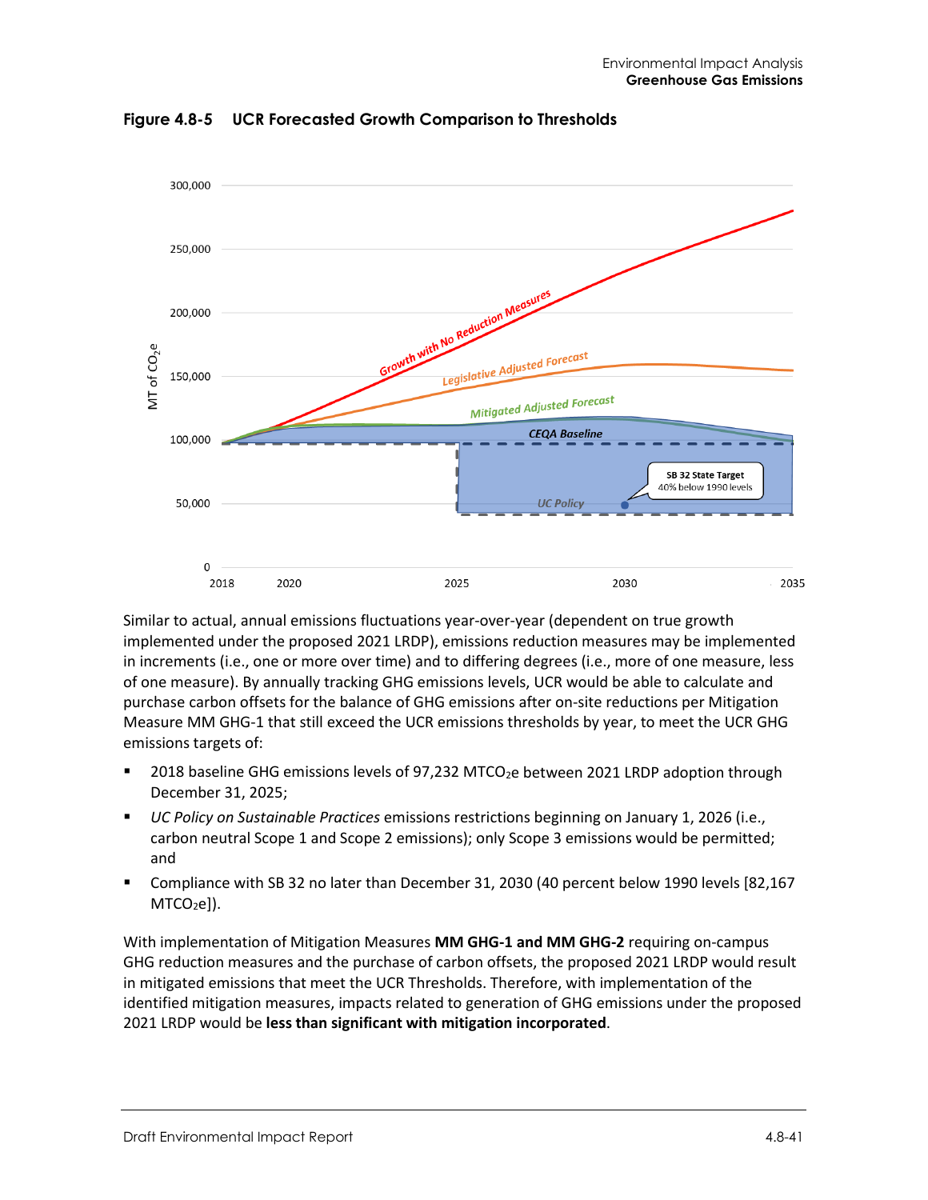**Figure 4.8-5 UCR Forecasted Growth Comparison to Thresholds**

Similar to actual, annual emissions fluctuations year-over-year (dependent on true growth implemented under the proposed 2021 LRDP), emissions reduction measures may be implemented in increments (i.e., one or more over time) and to differing degrees (i.e., more of one measure, less of one measure). By annually tracking GHG emissions levels, UCR would be able to calculate and purchase carbon offsets for the balance of GHG emissions after on-site reductions per Mitigation Measure MM GHG-1 that still exceed the UCR emissions thresholds by year, to meet the UCR GHG emissions targets of:

- 2018 baseline GHG emissions levels of 97,232 $MTCO_2e$ between 2021 LRDP adoption through December 31, 2025;
- *UC Policy on Sustainable Practices* emissions restrictions beginning on January 1, 2026 (i.e., carbon neutral Scope 1 and Scope 2 emissions); only Scope 3 emissions would be permitted; and
- Compliance with SB 32 no later than December 31, 2030 (40 percent below 1990 levels [82,167 $MTCO_2e$]).

With implementation of Mitigation Measures **MM GHG-1 and MM GHG-2** requiring on-campus GHG reduction measures and the purchase of carbon offsets, the proposed 2021 LRDP would result in mitigated emissions that meet the UCR Thresholds. Therefore, with implementation of the identified mitigation measures, impacts related to generation of GHG emissions under the proposed 2021 LRDP would be **less than significant with mitigation incorporated**.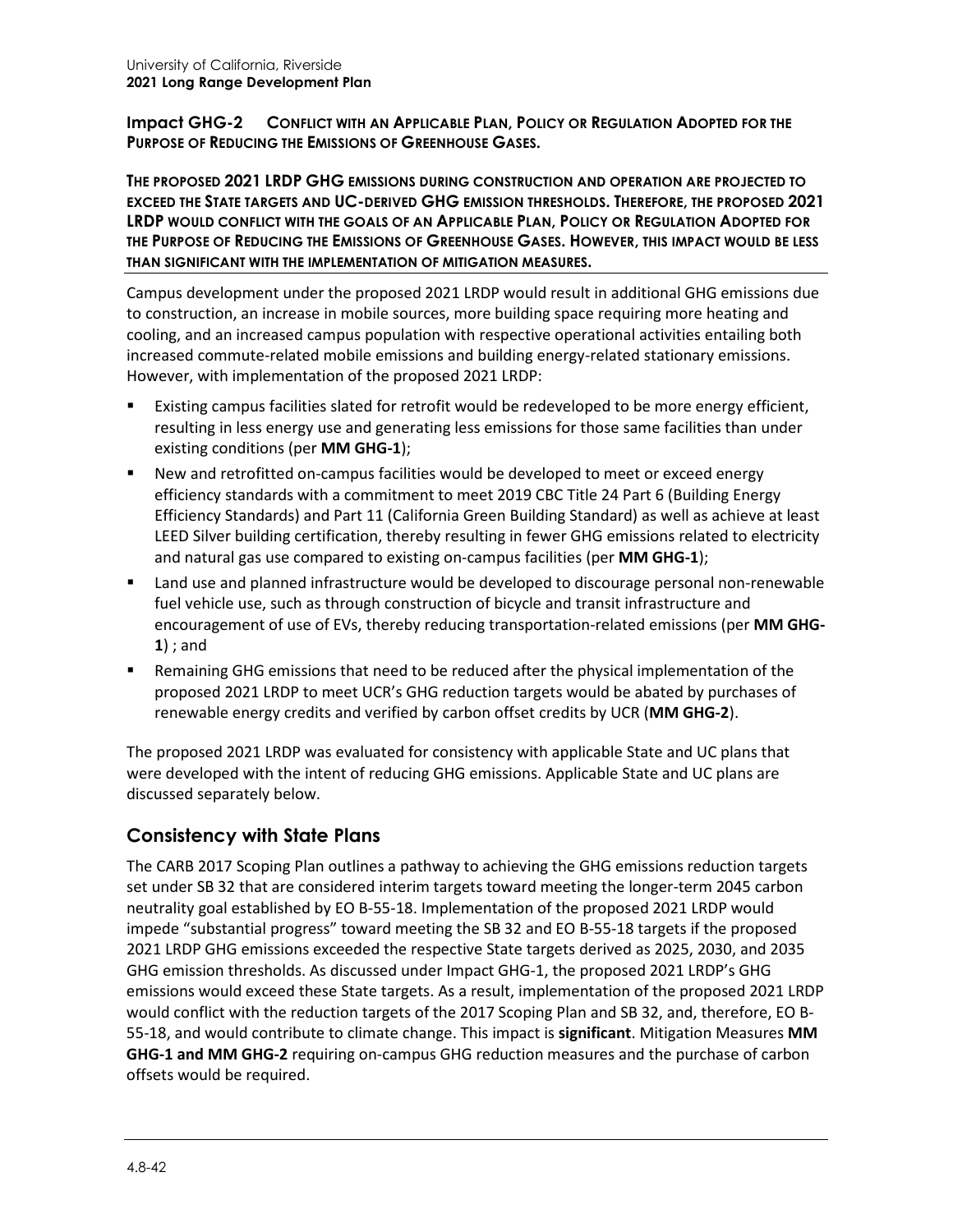**Impact GHG-2 CONFLICT WITH AN APPLICABLE PLAN, POLICY OR REGULATION ADOPTED FOR THE PURPOSE OF REDUCING THE EMISSIONS OF GREENHOUSE GASES.**

**THE PROPOSED 2021 LRDP GHG EMISSIONS DURING CONSTRUCTION AND OPERATION ARE PROJECTED TO EXCEED THE STATE TARGETS AND UC-DERIVED GHG EMISSION THRESHOLDS. THEREFORE, THE PROPOSED 2021 LRDP WOULD CONFLICT WITH THE GOALS OF AN APPLICABLE PLAN, POLICY OR REGULATION ADOPTED FOR THE PURPOSE OF REDUCING THE EMISSIONS OF GREENHOUSE GASES. HOWEVER, THIS IMPACT WOULD BE LESS THAN SIGNIFICANT WITH THE IMPLEMENTATION OF MITIGATION MEASURES.**

Campus development under the proposed 2021 LRDP would result in additional GHG emissions due to construction, an increase in mobile sources, more building space requiring more heating and cooling, and an increased campus population with respective operational activities entailing both increased commute-related mobile emissions and building energy-related stationary emissions. However, with implementation of the proposed 2021 LRDP:

- Existing campus facilities slated for retrofit would be redeveloped to be more energy efficient, resulting in less energy use and generating less emissions for those same facilities than under existing conditions (per **MM GHG-1**);
- New and retrofitted on-campus facilities would be developed to meet or exceed energy efficiency standards with a commitment to meet 2019 CBC Title 24 Part 6 (Building Energy Efficiency Standards) and Part 11 (California Green Building Standard) as well as achieve at least LEED Silver building certification, thereby resulting in fewer GHG emissions related to electricity and natural gas use compared to existing on-campus facilities (per **MM GHG-1**);
- Land use and planned infrastructure would be developed to discourage personal non-renewable fuel vehicle use, such as through construction of bicycle and transit infrastructure and encouragement of use of EVs, thereby reducing transportation-related emissions (per **MM GHG-1**) ; and
- Remaining GHG emissions that need to be reduced after the physical implementation of the proposed 2021 LRDP to meet UCR's GHG reduction targets would be abated by purchases of renewable energy credits and verified by carbon offset credits by UCR (**MM GHG-2**).

The proposed 2021 LRDP was evaluated for consistency with applicable State and UC plans that were developed with the intent of reducing GHG emissions. Applicable State and UC plans are discussed separately below.

## Consistency with State Plans

The CARB 2017 Scoping Plan outlines a pathway to achieving the GHG emissions reduction targets set under SB 32 that are considered interim targets toward meeting the longer-term 2045 carbon neutrality goal established by EO B-55-18. Implementation of the proposed 2021 LRDP would impede "substantial progress" toward meeting the SB 32 and EO B-55-18 targets if the proposed 2021 LRDP GHG emissions exceeded the respective State targets derived as 2025, 2030, and 2035 GHG emission thresholds. As discussed under Impact GHG-1, the proposed 2021 LRDP's GHG emissions would exceed these State targets. As a result, implementation of the proposed 2021 LRDP would conflict with the reduction targets of the 2017 Scoping Plan and SB 32, and, therefore, EO B-55-18, and would contribute to climate change. This impact is **significant**. Mitigation Measures **MM GHG-1 and MM GHG-2** requiring on-campus GHG reduction measures and the purchase of carbon offsets would be required.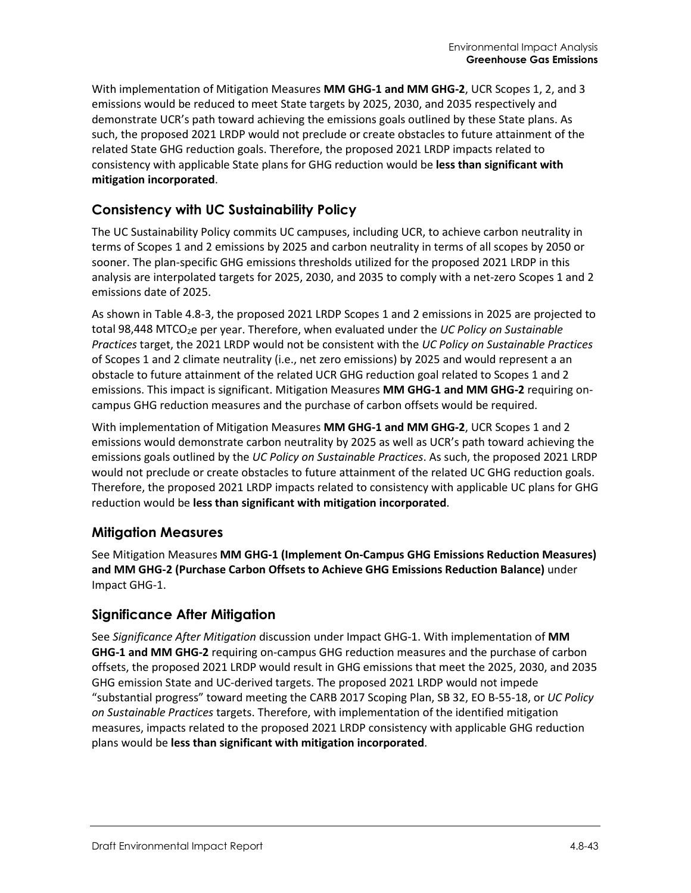With implementation of Mitigation Measures **MM GHG-1 and MM GHG-2**, UCR Scopes 1, 2, and 3 emissions would be reduced to meet State targets by 2025, 2030, and 2035 respectively and demonstrate UCR's path toward achieving the emissions goals outlined by these State plans. As such, the proposed 2021 LRDP would not preclude or create obstacles to future attainment of the related State GHG reduction goals. Therefore, the proposed 2021 LRDP impacts related to consistency with applicable State plans for GHG reduction would be **less than significant with mitigation incorporated**.

## Consistency with UC Sustainability Policy

The UC Sustainability Policy commits UC campuses, including UCR, to achieve carbon neutrality in terms of Scopes 1 and 2 emissions by 2025 and carbon neutrality in terms of all scopes by 2050 or sooner. The plan-specific GHG emissions thresholds utilized for the proposed 2021 LRDP in this analysis are interpolated targets for 2025, 2030, and 2035 to comply with a net-zero Scopes 1 and 2 emissions date of 2025.

As shown in Table 4.8-3, the proposed 2021 LRDP Scopes 1 and 2 emissions in 2025 are projected to total 98,448 $MTCO_2e$ per year. Therefore, when evaluated under the *UC Policy on Sustainable Practices* target, the 2021 LRDP would not be consistent with the *UC Policy on Sustainable Practices* of Scopes 1 and 2 climate neutrality (i.e., net zero emissions) by 2025 and would represent a an obstacle to future attainment of the related UCR GHG reduction goal related to Scopes 1 and 2 emissions. This impact is significant. Mitigation Measures **MM GHG-1 and MM GHG-2** requiring on-campus GHG reduction measures and the purchase of carbon offsets would be required.

With implementation of Mitigation Measures **MM GHG-1 and MM GHG-2**, UCR Scopes 1 and 2 emissions would demonstrate carbon neutrality by 2025 as well as UCR's path toward achieving the emissions goals outlined by the *UC Policy on Sustainable Practices*. As such, the proposed 2021 LRDP would not preclude or create obstacles to future attainment of the related UC GHG reduction goals. Therefore, the proposed 2021 LRDP impacts related to consistency with applicable UC plans for GHG reduction would be **less than significant with mitigation incorporated**.

## Mitigation Measures

See Mitigation Measures **MM GHG-1 (Implement On-Campus GHG Emissions Reduction Measures) and MM GHG-2 (Purchase Carbon Offsets to Achieve GHG Emissions Reduction Balance)** under Impact GHG-1.

## Significance After Mitigation

See *Significance After Mitigation* discussion under Impact GHG-1. With implementation of **MM GHG-1 and MM GHG-2** requiring on-campus GHG reduction measures and the purchase of carbon offsets, the proposed 2021 LRDP would result in GHG emissions that meet the 2025, 2030, and 2035 GHG emission State and UC-derived targets. The proposed 2021 LRDP would not impede "substantial progress" toward meeting the CARB 2017 Scoping Plan, SB 32, EO B-55-18, or *UC Policy on Sustainable Practices* targets. Therefore, with implementation of the identified mitigation measures, impacts related to the proposed 2021 LRDP consistency with applicable GHG reduction plans would be **less than significant with mitigation incorporated**.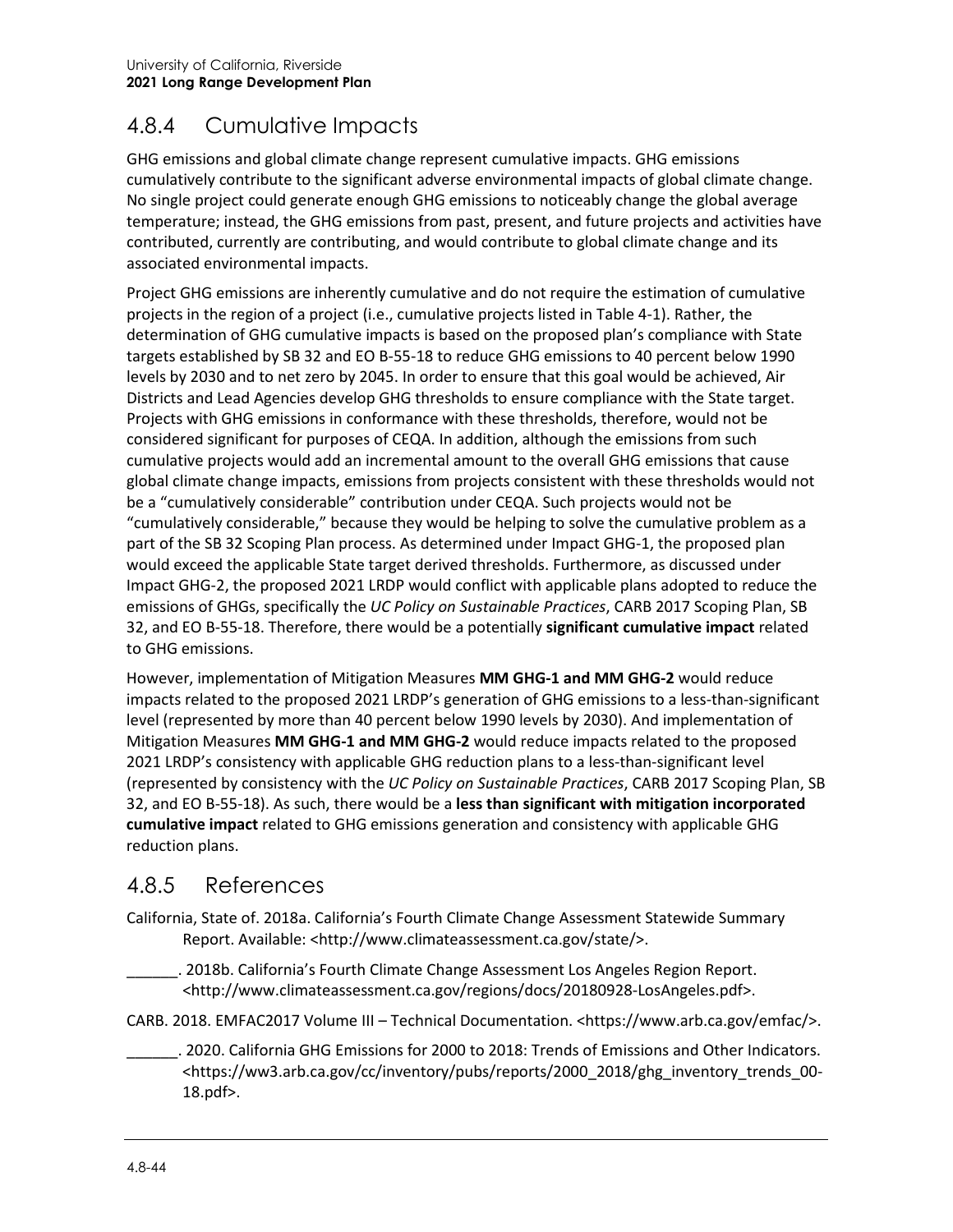## 4.8.4 Cumulative Impacts

GHG emissions and global climate change represent cumulative impacts. GHG emissions cumulatively contribute to the significant adverse environmental impacts of global climate change. No single project could generate enough GHG emissions to noticeably change the global average temperature; instead, the GHG emissions from past, present, and future projects and activities have contributed, currently are contributing, and would contribute to global climate change and its associated environmental impacts.

Project GHG emissions are inherently cumulative and do not require the estimation of cumulative projects in the region of a project (i.e., cumulative projects listed in Table 4-1). Rather, the determination of GHG cumulative impacts is based on the proposed plan's compliance with State targets established by SB 32 and EO B-55-18 to reduce GHG emissions to 40 percent below 1990 levels by 2030 and to net zero by 2045. In order to ensure that this goal would be achieved, Air Districts and Lead Agencies develop GHG thresholds to ensure compliance with the State target. Projects with GHG emissions in conformance with these thresholds, therefore, would not be considered significant for purposes of CEQA. In addition, although the emissions from such cumulative projects would add an incremental amount to the overall GHG emissions that cause global climate change impacts, emissions from projects consistent with these thresholds would not be a "cumulatively considerable" contribution under CEQA. Such projects would not be "cumulatively considerable," because they would be helping to solve the cumulative problem as a part of the SB 32 Scoping Plan process. As determined under Impact GHG-1, the proposed plan would exceed the applicable State target derived thresholds. Furthermore, as discussed under Impact GHG-2, the proposed 2021 LRDP would conflict with applicable plans adopted to reduce the emissions of GHGs, specifically the *UC Policy on Sustainable Practices*, CARB 2017 Scoping Plan, SB 32, and EO B-55-18. Therefore, there would be a potentially **significant cumulative impact** related to GHG emissions.

However, implementation of Mitigation Measures **MM GHG-1 and MM GHG-2** would reduce impacts related to the proposed 2021 LRDP's generation of GHG emissions to a less-than-significant level (represented by more than 40 percent below 1990 levels by 2030). And implementation of Mitigation Measures **MM GHG-1 and MM GHG-2** would reduce impacts related to the proposed 2021 LRDP's consistency with applicable GHG reduction plans to a less-than-significant level (represented by consistency with the *UC Policy on Sustainable Practices*, CARB 2017 Scoping Plan, SB 32, and EO B-55-18). As such, there would be a **less than significant with mitigation incorporated cumulative impact** related to GHG emissions generation and consistency with applicable GHG reduction plans.

## 4.8.5 References

California, State of. 2018a. California's Fourth Climate Change Assessment Statewide Summary Report. Available: <http://www.climateassessment.ca.gov/state/>.

______. 2018b. California's Fourth Climate Change Assessment Los Angeles Region Report. <http://www.climateassessment.ca.gov/regions/docs/20180928-LosAngeles.pdf>.

CARB. 2018. EMFAC2017 Volume III – Technical Documentation. <https://www.arb.ca.gov/emfac/>.

______. 2020. California GHG Emissions for 2000 to 2018: Trends of Emissions and Other Indicators. <https://ww3.arb.ca.gov/cc/inventory/pubs/reports/2000_2018/ghg_inventory_trends_00-18.pdf>.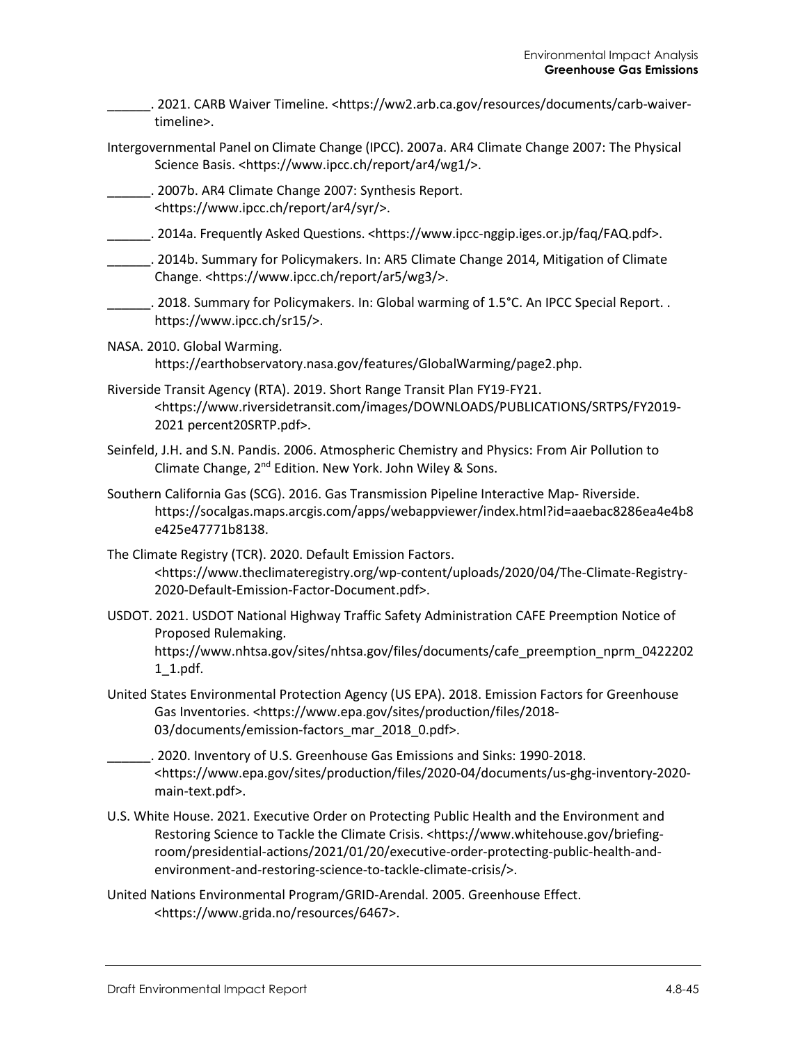\_\_\_\_\_\_. 2021. CARB Waiver Timeline. <https://ww2.arb.ca.gov/resources/documents/carb-waiver-timeline>.

Intergovernmental Panel on Climate Change (IPCC). 2007a. AR4 Climate Change 2007: The Physical Science Basis. <https://www.ipcc.ch/report/ar4/wg1/>.

\_\_\_\_\_\_. 2007b. AR4 Climate Change 2007: Synthesis Report. <https://www.ipcc.ch/report/ar4/syr/>.

\_\_\_\_\_\_. 2014a. Frequently Asked Questions. <https://www.ipcc-nggip.iges.or.jp/faq/FAQ.pdf>.

\_\_\_\_\_\_. 2014b. Summary for Policymakers. In: AR5 Climate Change 2014, Mitigation of Climate Change. <https://www.ipcc.ch/report/ar5/wg3/>.

\_\_\_\_\_\_. 2018. Summary for Policymakers. In: Global warming of 1.5°C. An IPCC Special Report. . https://www.ipcc.ch/sr15/>.

NASA. 2010. Global Warming. https://earthobservatory.nasa.gov/features/GlobalWarming/page2.php.

Riverside Transit Agency (RTA). 2019. Short Range Transit Plan FY19-FY21. <https://www.riversidetransit.com/images/DOWNLOADS/PUBLICATIONS/SRTPS/FY2019-2021 percent20SRTP.pdf>.

Seinfeld, J.H. and S.N. Pandis. 2006. Atmospheric Chemistry and Physics: From Air Pollution to Climate Change, 2nd Edition. New York. John Wiley & Sons.

Southern California Gas (SCG). 2016. Gas Transmission Pipeline Interactive Map- Riverside. https://socalgas.maps.arcgis.com/apps/webappviewer/index.html?id=aaebac8286ea4e4b8e425e47771b8138.

The Climate Registry (TCR). 2020. Default Emission Factors. <https://www.theclimateregistry.org/wp-content/uploads/2020/04/The-Climate-Registry-2020-Default-Emission-Factor-Document.pdf>.

USDOT. 2021. USDOT National Highway Traffic Safety Administration CAFE Preemption Notice of Proposed Rulemaking. https://www.nhtsa.gov/sites/nhtsa.gov/files/documents/cafe_preemption_nprm_04222021_1.pdf.

United States Environmental Protection Agency (US EPA). 2018. Emission Factors for Greenhouse Gas Inventories. <https://www.epa.gov/sites/production/files/2018-03/documents/emission-factors_mar_2018_0.pdf>.

\_\_\_\_\_\_. 2020. Inventory of U.S. Greenhouse Gas Emissions and Sinks: 1990-2018. <https://www.epa.gov/sites/production/files/2020-04/documents/us-ghg-inventory-2020-main-text.pdf>.

U.S. White House. 2021. Executive Order on Protecting Public Health and the Environment and Restoring Science to Tackle the Climate Crisis. <https://www.whitehouse.gov/briefing-room/presidential-actions/2021/01/20/executive-order-protecting-public-health-and-environment-and-restoring-science-to-tackle-climate-crisis/>.

United Nations Environmental Program/GRID-Arendal. 2005. Greenhouse Effect. <https://www.grida.no/resources/6467>.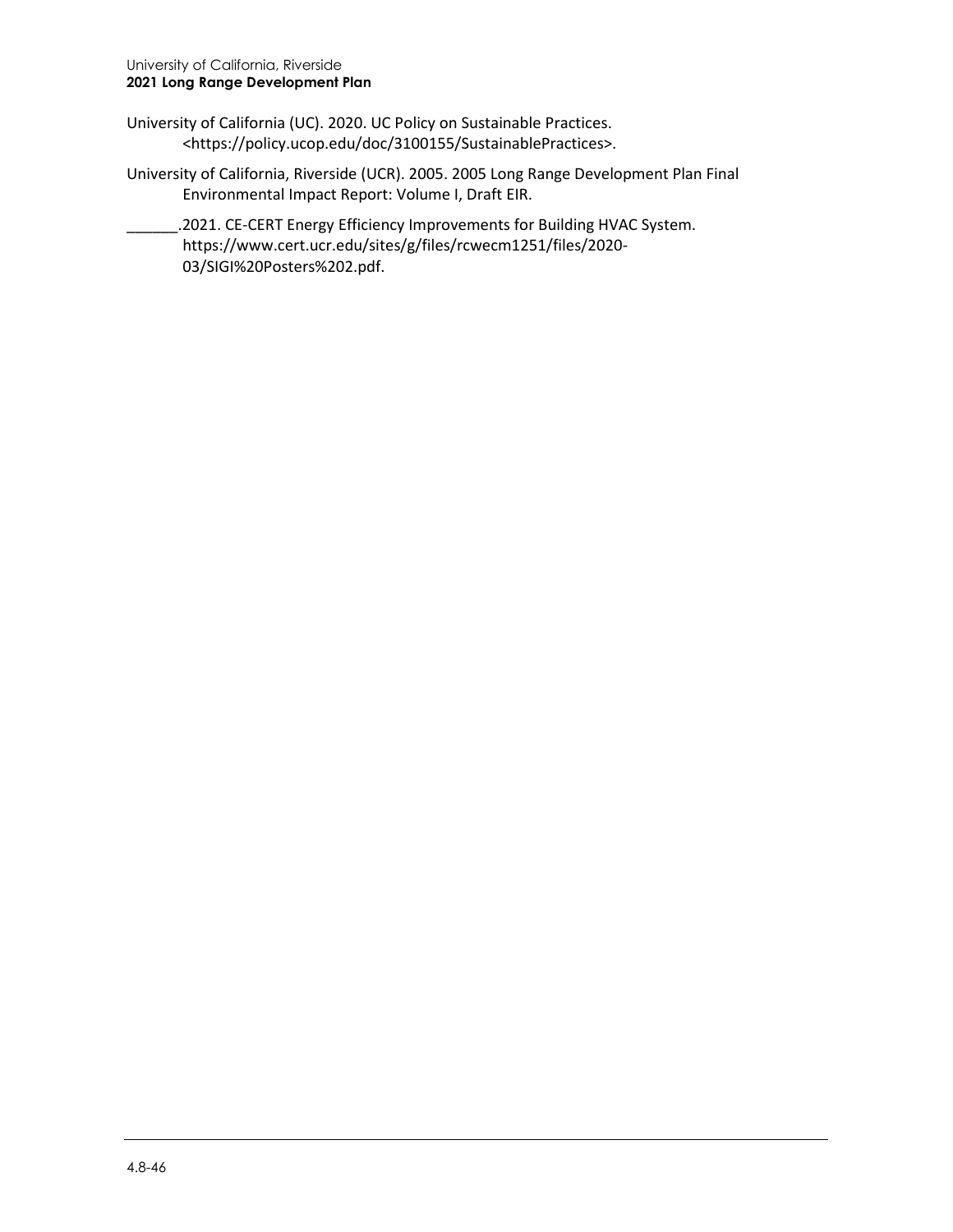University of California (UC). 2020. UC Policy on Sustainable Practices. <https://policy.ucop.edu/doc/3100155/SustainablePractices>.

University of California, Riverside (UCR). 2005. 2005 Long Range Development Plan Final Environmental Impact Report: Volume I, Draft EIR.

______.2021. CE-CERT Energy Efficiency Improvements for Building HVAC System. https://www.cert.ucr.edu/sites/g/files/rcwecm1251/files/2020-03/SIGI%20Posters%202.pdf.